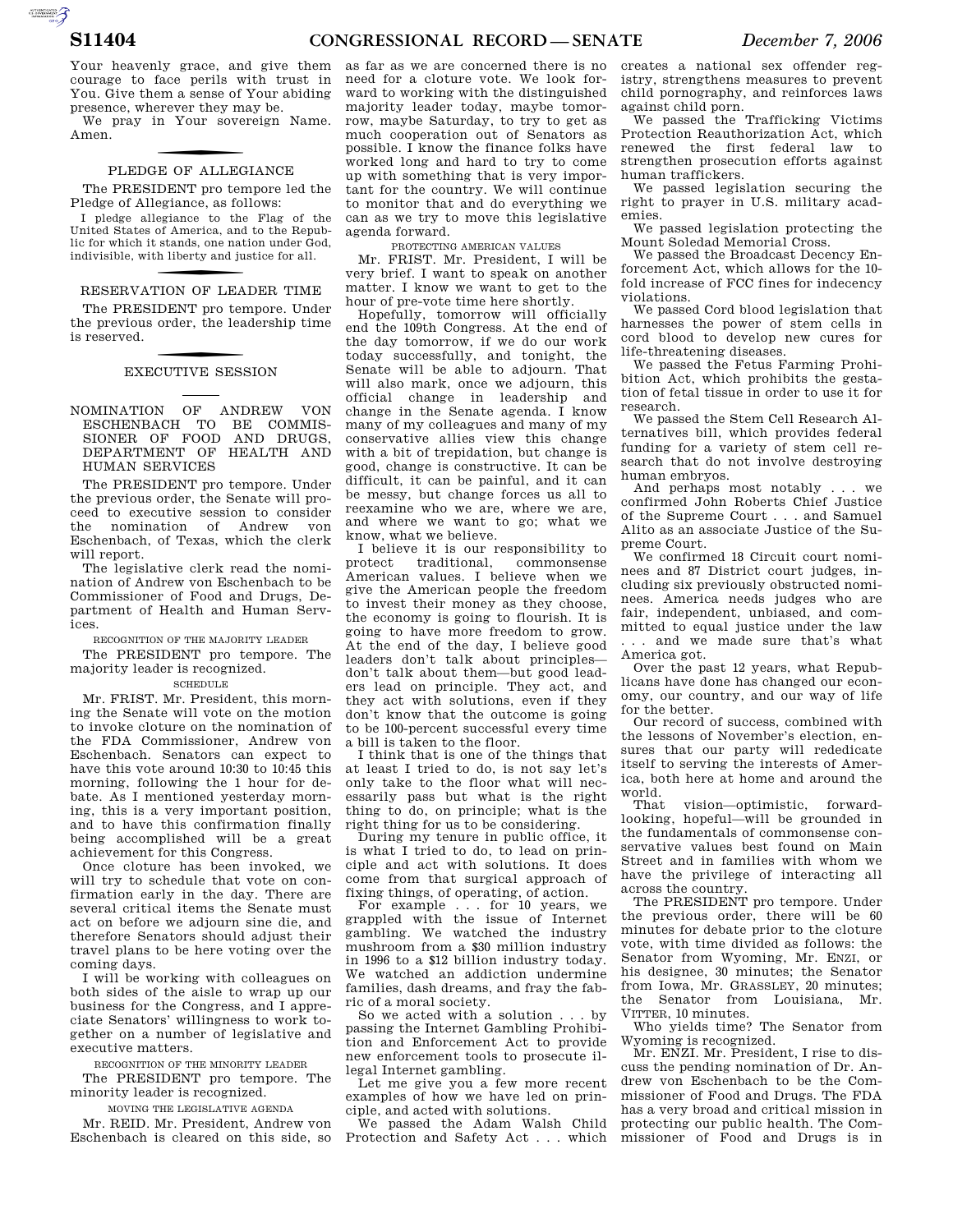Your heavenly grace, and give them courage to face perils with trust in You. Give them a sense of Your abiding presence, wherever they may be.

We pray in Your sovereign Name. Amen.

## PLEDGE OF ALLEGIANCE

The PRESIDENT pro tempore led the Pledge of Allegiance, as follows:

I pledge allegiance to the Flag of the United States of America, and to the Republic for which it stands, one nation under God, indivisible, with liberty and justice for all.

## RESERVATION OF LEADER TIME

The PRESIDENT pro tempore. Under the previous order, the leadership time is reserved.

## EXECUTIVE SESSION

### NOMINATION OF ANDREW VON ESCHENBACH TO BE COMMISSIONER OF FOOD AND DRUGS, DEPARTMENT OF HEALTH AND HUMAN SERVICES

The PRESIDENT pro tempore. Under the previous order, the Senate will proceed to executive session to consider the nomination of Andrew von Eschenbach, of Texas, which the clerk will report.

The legislative clerk read the nomination of Andrew von Eschenbach to be Commissioner of Food and Drugs, Department of Health and Human Services.

RECOGNITION OF THE MAJORITY LEADER

The PRESIDENT pro tempore. The majority leader is recognized.

SCHEDULE

Mr. FRIST. Mr. President, this morning the Senate will vote on the motion to invoke cloture on the nomination of the FDA Commissioner, Andrew von Eschenbach. Senators can expect to have this vote around 10:30 to 10:45 this morning, following the 1 hour for debate. As I mentioned yesterday morning, this is a very important position, and to have this confirmation finally being accomplished will be a great achievement for this Congress.

Once cloture has been invoked, we will try to schedule that vote on confirmation early in the day. There are several critical items the Senate must act on before we adjourn sine die, and therefore Senators should adjust their travel plans to be here voting over the coming days.

I will be working with colleagues on both sides of the aisle to wrap up our business for the Congress, and I appreciate Senators' willingness to work together on a number of legislative and executive matters.

RECOGNITION OF THE MINORITY LEADER

The PRESIDENT pro tempore. The minority leader is recognized.

MOVING THE LEGISLATIVE AGENDA

Mr. REID. Mr. President, Andrew von Eschenbach is cleared on this side, so as far as we are concerned there is no need for a cloture vote. We look forward to working with the distinguished majority leader today, maybe tomorrow, maybe Saturday, to try to get as much cooperation out of Senators as possible. I know the finance folks have worked long and hard to try to come up with something that is very important for the country. We will continue to monitor that and do everything we can as we try to move this legislative agenda forward.

PROTECTING AMERICAN VALUES

Mr. FRIST. Mr. President, I will be very brief. I want to speak on another matter. I know we want to get to the hour of pre-vote time here shortly.

Hopefully, tomorrow will officially end the 109th Congress. At the end of the day tomorrow, if we do our work today successfully, and tonight, the Senate will be able to adjourn. That will also mark, once we adjourn, this official change in leadership and change in the Senate agenda. I know many of my colleagues and many of my conservative allies view this change with a bit of trepidation, but change is good, change is constructive. It can be difficult, it can be painful, and it can be messy, but change forces us all to reexamine who we are, where we are, and where we want to go; what we know, what we believe.

I believe it is our responsibility to protect traditional, commonsense American values. I believe when we give the American people the freedom to invest their money as they choose, the economy is going to flourish. It is going to have more freedom to grow. At the end of the day, I believe good leaders don't talk about principles—don't talk about them—but good leaders lead on principle. They act, and they act with solutions, even if they don't know that the outcome is going to be 100-percent successful every time a bill is taken to the floor.

I think that is one of the things that at least I tried to do, is not say let's only take to the floor what will necessarily pass but what is the right thing to do, on principle; what is the right thing for us to be considering.

During my tenure in public office, it is what I tried to do, to lead on principle and act with solutions. It does come from that surgical approach of fixing things, of operating, of action.

For example . . . for 10 years, we grappled with the issue of Internet gambling. We watched the industry mushroom from a $30 million industry in 1996 to a $12 billion industry today. We watched an addiction undermine families, dash dreams, and fray the fabric of a moral society.

So we acted with a solution . . . by passing the Internet Gambling Prohibition and Enforcement Act to provide new enforcement tools to prosecute illegal Internet gambling.

Let me give you a few more recent examples of how we have led on principle, and acted with solutions.

We passed the Adam Walsh Child Protection and Safety Act . . . which creates a national sex offender registry, strengthens measures to prevent child pornography, and reinforces laws against child porn.

We passed the Trafficking Victims Protection Reauthorization Act, which renewed the first federal law to strengthen prosecution efforts against human traffickers.

We passed legislation securing the right to prayer in U.S. military academies.

We passed legislation protecting the Mount Soledad Memorial Cross.

We passed the Broadcast Decency Enforcement Act, which allows for the 10-fold increase of FCC fines for indecency violations.

We passed Cord blood legislation that harnesses the power of stem cells in cord blood to develop new cures for life-threatening diseases.

We passed the Fetus Farming Prohibition Act, which prohibits the gestation of fetal tissue in order to use it for research.

We passed the Stem Cell Research Alternatives bill, which provides federal funding for a variety of stem cell research that do not involve destroying human embryos.

And perhaps most notably . . . we confirmed John Roberts Chief Justice of the Supreme Court . . . and Samuel Alito as an associate Justice of the Supreme Court.

We confirmed 18 Circuit court nominees and 87 District court judges, including six previously obstructed nominees. America needs judges who are fair, independent, unbiased, and committed to equal justice under the law . . . and we made sure that's what America got.

Over the past 12 years, what Republicans have done has changed our economy, our country, and our way of life for the better.

Our record of success, combined with the lessons of November's election, ensures that our party will rededicate itself to serving the interests of America, both here at home and around the world.

That vision—optimistic, forward-looking, hopeful—will be grounded in the fundamentals of commonsense conservative values best found on Main Street and in families with whom we have the privilege of interacting all across the country.

The PRESIDENT pro tempore. Under the previous order, there will be 60 minutes for debate prior to the cloture vote, with time divided as follows: the Senator from Wyoming, Mr. ENZI, or his designee, 30 minutes; the Senator from Iowa, Mr. GRASSLEY, 20 minutes; the Senator from Louisiana, Mr. VITTER, 10 minutes.

Who yields time? The Senator from Wyoming is recognized.

Mr. ENZI. Mr. President, I rise to discuss the pending nomination of Dr. Andrew von Eschenbach to be the Commissioner of Food and Drugs. The FDA has a very broad and critical mission in protecting our public health. The Commissioner of Food and Drugs is in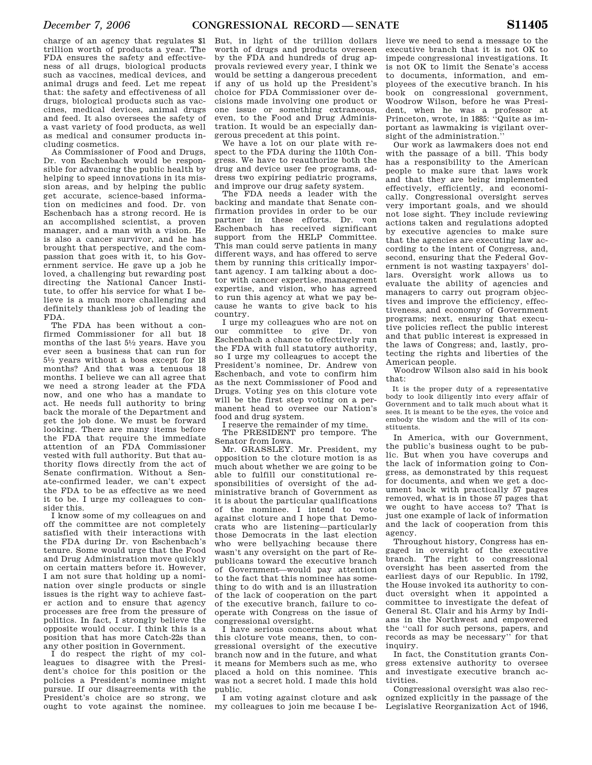charge of an agency that regulates $1 trillion worth of products a year. The FDA ensures the safety and effectiveness of all drugs, biological products such as vaccines, medical devices, and animal drugs and feed. Let me repeat that: the safety and effectiveness of all drugs, biological products such as vaccines, medical devices, animal drugs and feed. It also oversees the safety of a vast variety of food products, as well as medical and consumer products including cosmetics.

As Commissioner of Food and Drugs, Dr. von Eschenbach would be responsible for advancing the public health by helping to speed innovations in its mission areas, and by helping the public get accurate, science-based information on medicines and food. Dr. von Eschenbach has a strong record. He is an accomplished scientist, a proven manager, and a man with a vision. He is also a cancer survivor, and he has brought that perspective, and the compassion that goes with it, to his Government service. He gave up a job he loved, a challenging but rewarding post directing the National Cancer Institute, to offer his service for what I believe is a much more challenging and definitely thankless job of leading the FDA.

The FDA has been without a confirmed Commissioner for all but 18 months of the last 5½ years. Have you ever seen a business that can run for 5½ years without a boss except for 18 months? And that was a tenuous 18 months. I believe we can all agree that we need a strong leader at the FDA now, and one who has a mandate to act. He needs full authority to bring back the morale of the Department and get the job done. We must be forward looking. There are many items before the FDA that require the immediate attention of an FDA Commissioner vested with full authority. But that authority flows directly from the act of Senate confirmation. Without a Senate-confirmed leader, we can't expect the FDA to be as effective as we need it to be. I urge my colleagues to consider this.

I know some of my colleagues on and off the committee are not completely satisfied with their interactions with the FDA during Dr. von Eschenbach's tenure. Some would urge that the Food and Drug Administration move quickly on certain matters before it. However, I am not sure that holding up a nomination over single products or single issues is the right way to achieve faster action and to ensure that agency processes are free from the pressure of politics. In fact, I strongly believe the opposite would occur. I think this is a position that has more Catch-22s than any other position in Government.

I do respect the right of my colleagues to disagree with the President's choice for this position or the policies a President's nominee might pursue. If our disagreements with the President's choice are so strong, we ought to vote against the nominee. But, in light of the trillion dollars worth of drugs and products overseen by the FDA and hundreds of drug approvals reviewed every year, I think we would be setting a dangerous precedent if any of us hold up the President's choice for FDA Commissioner over decisions made involving one product or one issue or something extraneous, even, to the Food and Drug Administration. It would be an especially dangerous precedent at this point.

We have a lot on our plate with respect to the FDA during the 110th Congress. We have to reauthorize both the drug and device user fee programs, address two expiring pediatric programs, and improve our drug safety system.

The FDA needs a leader with the backing and mandate that Senate confirmation provides in order to be our partner in these efforts. Dr. von Eschenbach has received significant support from the HELP Committee. This man could serve patients in many different ways, and has offered to serve them by running this critically important agency. I am talking about a doctor with cancer expertise, management expertise, and vision, who has agreed to run this agency at what we pay because he wants to give back to his country.

I urge my colleagues who are not on our committee to give Dr. von Eschenbach a chance to effectively run the FDA with full statutory authority, so I urge my colleagues to accept the President's nominee, Dr. Andrew von Eschenbach, and vote to confirm him as the next Commissioner of Food and Drugs. Voting yes on this cloture vote will be the first step voting on a permanent head to oversee our Nation's food and drug system.

I reserve the remainder of my time.

The PRESIDENT pro tempore. The Senator from Iowa.

Mr. GRASSLEY. Mr. President, my opposition to the cloture motion is as much about whether we are going to be able to fulfill our constitutional responsibilities of oversight of the administrative branch of Government as it is about the particular qualifications of the nominee. I intend to vote against cloture and I hope that Democrats who are listening—particularly those Democrats in the last election who were bellyaching because there wasn't any oversight on the part of Republicans toward the executive branch of Government—would pay attention to the fact that this nominee has something to do with and is an illustration of the lack of cooperation on the part of the executive branch, failure to cooperate with Congress on the issue of congressional oversight.

I have serious concerns about what this cloture vote means, then, to congressional oversight of the executive branch now and in the future, and what it means for Members such as me, who placed a hold on this nominee. This was not a secret hold. I made this hold public.

I am voting against cloture and ask my colleagues to join me because I believe we need to send a message to the executive branch that it is not OK to impede congressional investigations. It is not OK to limit the Senate's access to documents, information, and employees of the executive branch. In his book on congressional government, Woodrow Wilson, before he was President, when he was a professor at Princeton, wrote, in 1885: ''Quite as important as lawmaking is vigilant oversight of the administration.''

Our work as lawmakers does not end with the passage of a bill. This body has a responsibility to the American people to make sure that laws work and that they are being implemented effectively, efficiently, and economically. Congressional oversight serves very important goals, and we should not lose sight. They include reviewing actions taken and regulations adopted by executive agencies to make sure that the agencies are executing law according to the intent of Congress, and, second, ensuring that the Federal Government is not wasting taxpayers' dollars. Oversight work allows us to evaluate the ability of agencies and managers to carry out program objectives and improve the efficiency, effectiveness, and economy of Government programs; next, ensuring that executive policies reflect the public interest and that public interest is expressed in the laws of Congress; and, lastly, protecting the rights and liberties of the American people.

Woodrow Wilson also said in his book that:

> It is the proper duty of a representative body to look diligently into every affair of Government and to talk much about what it sees. It is meant to be the eyes, the voice and embody the wisdom and the will of its constituents.

In America, with our Government, the public's business ought to be public. But when you have coverups and the lack of information going to Congress, as demonstrated by this request for documents, and when we get a document back with practically 57 pages removed, what is in those 57 pages that we ought to have access to? That is just one example of lack of information and the lack of cooperation from this agency.

Throughout history, Congress has engaged in oversight of the executive branch. The right to congressional oversight has been asserted from the earliest days of our Republic. In 1792, the House invoked its authority to conduct oversight when it appointed a committee to investigate the defeat of General St. Clair and his Army by Indians in the Northwest and empowered the ''call for such persons, papers, and records as may be necessary'' for that inquiry.

In fact, the Constitution grants Congress extensive authority to oversee and investigate executive branch activities.

Congressional oversight was also recognized explicitly in the passage of the Legislative Reorganization Act of 1946,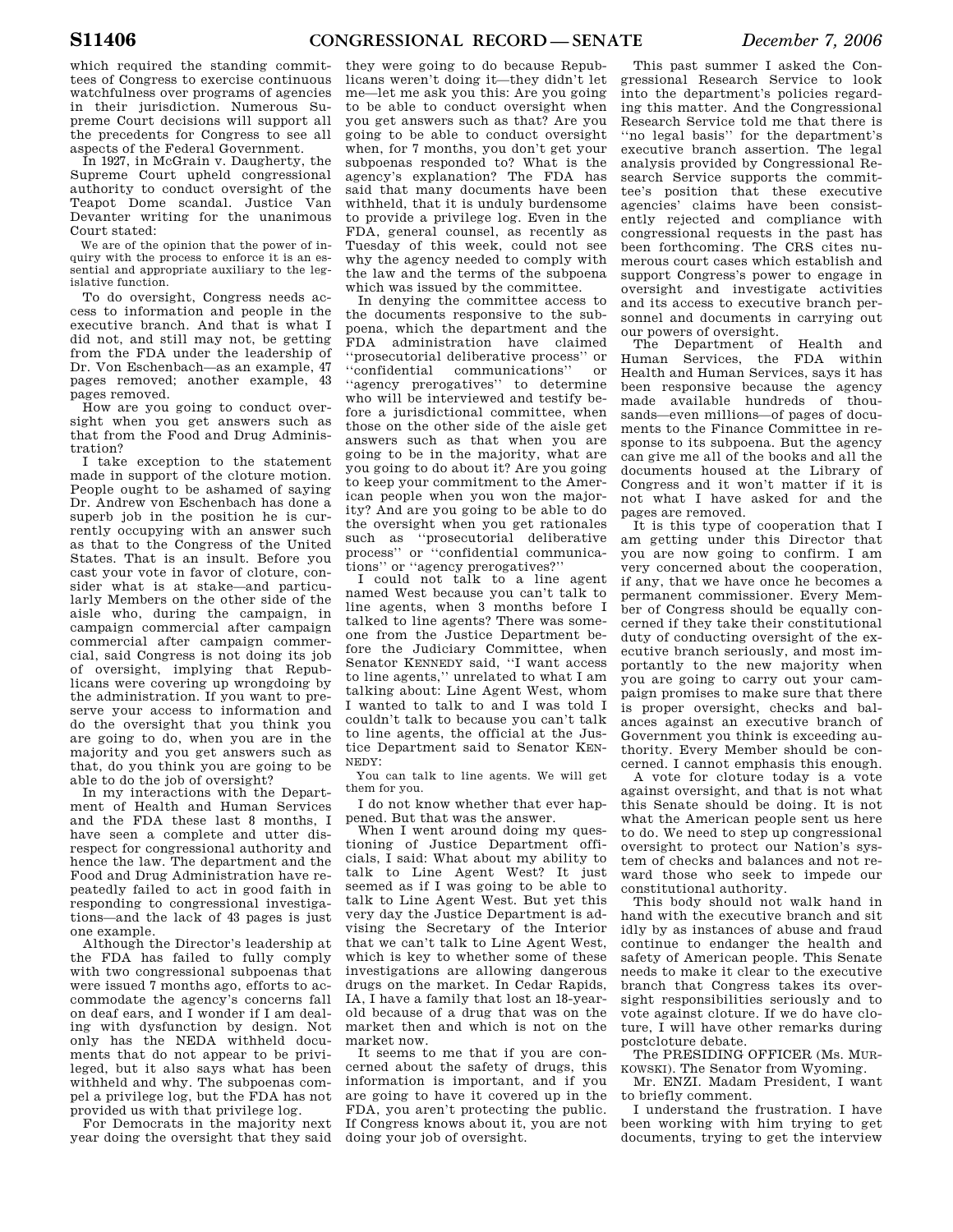which required the standing committees of Congress to exercise continuous watchfulness over programs of agencies in their jurisdiction. Numerous Supreme Court decisions will support all the precedents for Congress to see all aspects of the Federal Government.

In 1927, in McGrain v. Daugherty, the Supreme Court upheld congressional authority to conduct oversight of the Teapot Dome scandal. Justice Van Devanter writing for the unanimous Court stated:

> We are of the opinion that the power of inquiry with the process to enforce it is an essential and appropriate auxiliary to the legislative function.

To do oversight, Congress needs access to information and people in the executive branch. And that is what I did not, and still may not, be getting from the FDA under the leadership of Dr. Von Eschenbach—as an example, 47 pages removed; another example, 43 pages removed.

How are you going to conduct oversight when you get answers such as that from the Food and Drug Administration?

I take exception to the statement made in support of the cloture motion. People ought to be ashamed of saying Dr. Andrew von Eschenbach has done a superb job in the position he is currently occupying with an answer such as that to the Congress of the United States. That is an insult. Before you cast your vote in favor of cloture, consider what is at stake—and particularly Members on the other side of the aisle who, during the campaign, in campaign commercial after campaign commercial after campaign commercial, said Congress is not doing its job of oversight, implying that Republicans were covering up wrongdoing by the administration. If you want to preserve your access to information and do the oversight that you think you are going to do, when you are in the majority and you get answers such as that, do you think you are going to be able to do the job of oversight?

In my interactions with the Department of Health and Human Services and the FDA these last 8 months, I have seen a complete and utter disrespect for congressional authority and hence the law. The department and the Food and Drug Administration have repeatedly failed to act in good faith in responding to congressional investigations—and the lack of 43 pages is just one example.

Although the Director's leadership at the FDA has failed to fully comply with two congressional subpoenas that were issued 7 months ago, efforts to accommodate the agency's concerns fall on deaf ears, and I wonder if I am dealing with dysfunction by design. Not only has the NEDA withheld documents that do not appear to be privileged, but it also says what has been withheld and why. The subpoenas compel a privilege log, but the FDA has not provided us with that privilege log.

For Democrats in the majority next year doing the oversight that they said they were going to do because Republicans weren't doing it—they didn't let me—let me ask you this: Are you going to be able to conduct oversight when you get answers such as that? Are you going to be able to conduct oversight when, for 7 months, you don't get your subpoenas responded to? What is the agency's explanation? The FDA has said that many documents have been withheld, that it is unduly burdensome to provide a privilege log. Even in the FDA, general counsel, as recently as Tuesday of this week, could not see why the agency needed to comply with the law and the terms of the subpoena which was issued by the committee.

In denying the committee access to the documents responsive to the subpoena, which the department and the FDA administration have claimed "prosecutorial deliberative process" or "confidential communications" or "agency prerogatives" to determine who will be interviewed and testify before a jurisdictional committee, when those on the other side of the aisle get answers such as that when you are going to be in the majority, what are you going to do about it? Are you going to keep your commitment to the American people when you won the majority? And are you going to be able to do the oversight when you get rationales such as "prosecutorial deliberative process" or "confidential communications" or "agency prerogatives?"

I could not talk to a line agent named West because you can't talk to line agents, when 3 months before I talked to line agents? There was someone from the Justice Department before the Judiciary Committee, when Senator KENNEDY said, "I want access to line agents," unrelated to what I am talking about: Line Agent West, whom I wanted to talk to and I was told I couldn't talk to because you can't talk to line agents, the official at the Justice Department said to Senator KENNEDY:

> You can talk to line agents. We will get them for you.

I do not know whether that ever happened. But that was the answer.

When I went around doing my questioning of Justice Department officials, I said: What about my ability to talk to Line Agent West? It just seemed as if I was going to be able to talk to Line Agent West. But yet this very day the Justice Department is advising the Secretary of the Interior that we can't talk to Line Agent West, which is key to whether some of these investigations are allowing dangerous drugs on the market. In Cedar Rapids, IA, I have a family that lost an 18-year-old because of a drug that was on the market then and which is not on the market now.

It seems to me that if you are concerned about the safety of drugs, this information is important, and if you are going to have it covered up in the FDA, you aren't protecting the public. If Congress knows about it, you are not doing your job of oversight.

This past summer I asked the Congressional Research Service to look into the department's policies regarding this matter. And the Congressional Research Service told me that there is "no legal basis" for the department's executive branch assertion. The legal analysis provided by Congressional Research Service supports the committee's position that these executive agencies' claims have been consistently rejected and compliance with congressional requests in the past has been forthcoming. The CRS cites numerous court cases which establish and support Congress's power to engage in oversight and investigate activities and its access to executive branch personnel and documents in carrying out our powers of oversight.

The Department of Health and Human Services, the FDA within Health and Human Services, says it has been responsive because the agency made available hundreds of thousands—even millions—of pages of documents to the Finance Committee in response to its subpoena. But the agency can give me all of the books and all the documents housed at the Library of Congress and it won't matter if it is not what I have asked for and the pages are removed.

It is this type of cooperation that I am getting under this Director that you are now going to confirm. I am very concerned about the cooperation, if any, that we have once he becomes a permanent commissioner. Every Member of Congress should be equally concerned if they take their constitutional duty of conducting oversight of the executive branch seriously, and most importantly to the new majority when you are going to carry out your campaign promises to make sure that there is proper oversight, checks and balances against an executive branch of Government you think is exceeding authority. Every Member should be concerned. I cannot emphasis this enough.

A vote for cloture today is a vote against oversight, and that is not what this Senate should be doing. It is not what the American people sent us here to do. We need to step up congressional oversight to protect our Nation's system of checks and balances and not reward those who seek to impede our constitutional authority.

This body should not walk hand in hand with the executive branch and sit idly by as instances of abuse and fraud continue to endanger the health and safety of American people. This Senate needs to make it clear to the executive branch that Congress takes its oversight responsibilities seriously and to vote against cloture. If we do have cloture, I will have other remarks during postcloture debate.

The PRESIDING OFFICER (Ms. MURKOWSKI). The Senator from Wyoming.

Mr. ENZI. Madam President, I want to briefly comment.

I understand the frustration. I have been working with him trying to get documents, trying to get the interview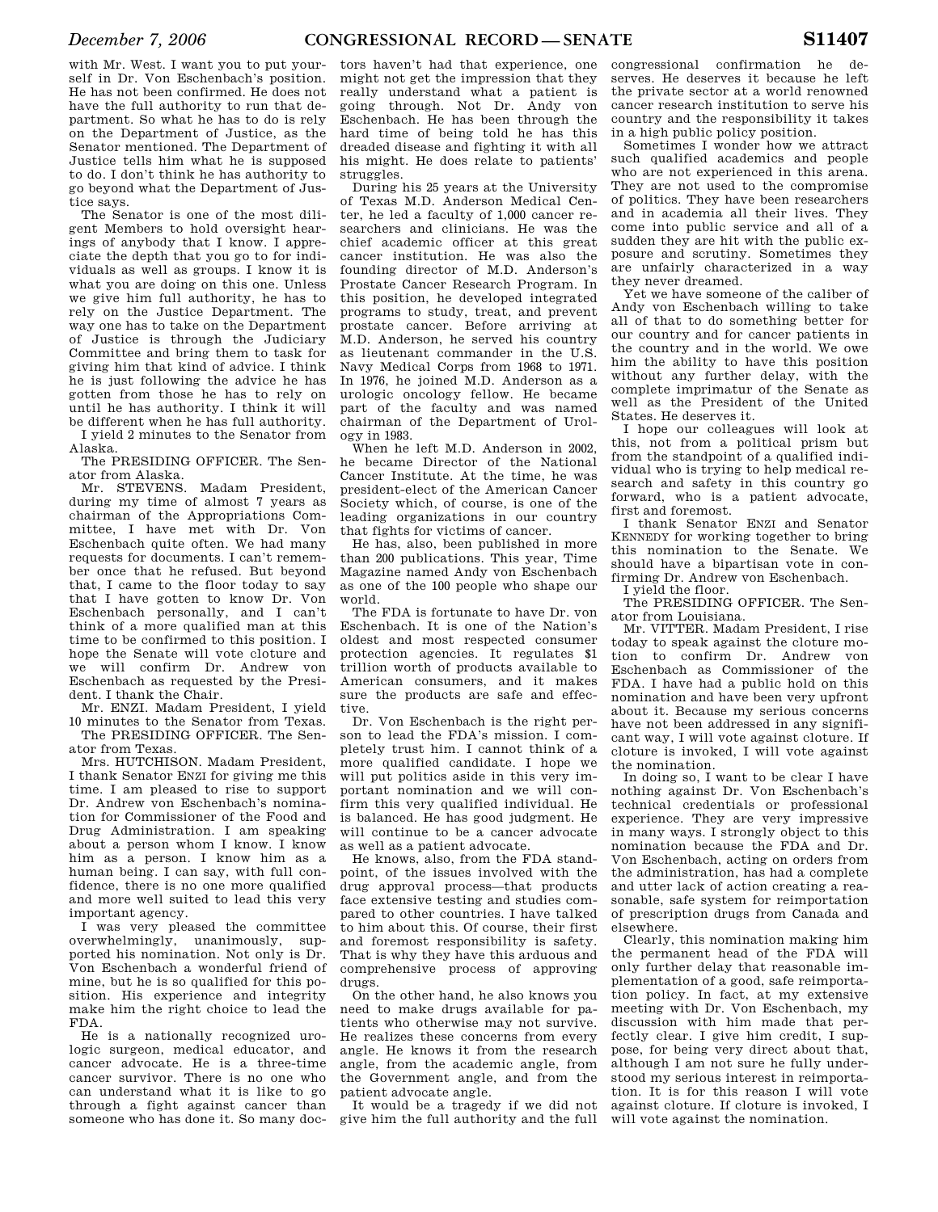with Mr. West. I want you to put yourself in Dr. Von Eschenbach's position. He has not been confirmed. He does not have the full authority to run that department. So what he has to do is rely on the Department of Justice, as the Senator mentioned. The Department of Justice tells him what he is supposed to do. I don't think he has authority to go beyond what the Department of Justice says.

The Senator is one of the most diligent Members to hold oversight hearings of anybody that I know. I appreciate the depth that you go to for individuals as well as groups. I know it is what you are doing on this one. Unless we give him full authority, he has to rely on the Justice Department. The way one has to take on the Department of Justice is through the Judiciary Committee and bring them to task for giving him that kind of advice. I think he is just following the advice he has gotten from those he has to rely on until he has authority. I think it will be different when he has full authority.

I yield 2 minutes to the Senator from Alaska.

The PRESIDING OFFICER. The Senator from Alaska.

Mr. STEVENS. Madam President, during my time of almost 7 years as chairman of the Appropriations Committee, I have met with Dr. Von Eschenbach quite often. We had many requests for documents. I can't remember once that he refused. But beyond that, I came to the floor today to say that I have gotten to know Dr. Von Eschenbach personally, and I can't think of a more qualified man at this time to be confirmed to this position. I hope the Senate will vote cloture and we will confirm Dr. Andrew von Eschenbach as requested by the President. I thank the Chair.

Mr. ENZI. Madam President, I yield 10 minutes to the Senator from Texas.

The PRESIDING OFFICER. The Senator from Texas.

Mrs. HUTCHISON. Madam President, I thank Senator ENZI for giving me this time. I am pleased to rise to support Dr. Andrew von Eschenbach's nomination for Commissioner of the Food and Drug Administration. I am speaking about a person whom I know. I know him as a person. I know him as a human being. I can say, with full confidence, there is no one more qualified and more well suited to lead this very important agency.

I was very pleased the committee overwhelmingly, unanimously, supported his nomination. Not only is Dr. Von Eschenbach a wonderful friend of mine, but he is so qualified for this position. His experience and integrity make him the right choice to lead the FDA.

He is a nationally recognized urologic surgeon, medical educator, and cancer advocate. He is a three-time cancer survivor. There is no one who can understand what it is like to go through a fight against cancer than someone who has done it. So many doctors haven't had that experience, one might not get the impression that they really understand what a patient is going through. Not Dr. Andy von Eschenbach. He has been through the hard time of being told he has this dreaded disease and fighting it with all his might. He does relate to patients' struggles.

During his 25 years at the University of Texas M.D. Anderson Medical Center, he led a faculty of 1,000 cancer researchers and clinicians. He was the chief academic officer at this great cancer institution. He was also the founding director of M.D. Anderson's Prostate Cancer Research Program. In this position, he developed integrated programs to study, treat, and prevent prostate cancer. Before arriving at M.D. Anderson, he served his country as lieutenant commander in the U.S. Navy Medical Corps from 1968 to 1971. In 1976, he joined M.D. Anderson as a urologic oncology fellow. He became part of the faculty and was named chairman of the Department of Urology in 1983.

When he left M.D. Anderson in 2002, he became Director of the National Cancer Institute. At the time, he was president-elect of the American Cancer Society which, of course, is one of the leading organizations in our country that fights for victims of cancer.

He has, also, been published in more than 200 publications. This year, Time Magazine named Andy von Eschenbach as one of the 100 people who shape our world.

The FDA is fortunate to have Dr. von Eschenbach. It is one of the Nation's oldest and most respected consumer protection agencies. It regulates $1 trillion worth of products available to American consumers, and it makes sure the products are safe and effective.

Dr. Von Eschenbach is the right person to lead the FDA's mission. I completely trust him. I cannot think of a more qualified candidate. I hope we will put politics aside in this very important nomination and we will confirm this very qualified individual. He is balanced. He has good judgment. He will continue to be a cancer advocate as well as a patient advocate.

He knows, also, from the FDA standpoint, of the issues involved with the drug approval process—that products face extensive testing and studies compared to other countries. I have talked to him about this. Of course, their first and foremost responsibility is safety. That is why they have this arduous and comprehensive process of approving drugs.

On the other hand, he also knows you need to make drugs available for patients who otherwise may not survive. He realizes these concerns from every angle. He knows it from the research angle, from the academic angle, from the Government angle, and from the patient advocate angle.

It would be a tragedy if we did not give him the full authority and the full congressional confirmation he deserves. He deserves it because he left the private sector at a world renowned cancer research institution to serve his country and the responsibility it takes in a high public policy position.

Sometimes I wonder how we attract such qualified academics and people who are not experienced in this arena. They are not used to the compromise of politics. They have been researchers and in academia all their lives. They come into public service and all of a sudden they are hit with the public exposure and scrutiny. Sometimes they are unfairly characterized in a way they never dreamed.

Yet we have someone of the caliber of Andy von Eschenbach willing to take all of that to do something better for our country and for cancer patients in the country and in the world. We owe him the ability to have this position without any further delay, with the complete imprimatur of the Senate as well as the President of the United States. He deserves it.

I hope our colleagues will look at this, not from a political prism but from the standpoint of a qualified individual who is trying to help medical research and safety in this country go forward, who is a patient advocate, first and foremost.

I thank Senator ENZI and Senator KENNEDY for working together to bring this nomination to the Senate. We should have a bipartisan vote in confirming Dr. Andrew von Eschenbach.

I yield the floor.

The PRESIDING OFFICER. The Senator from Louisiana.

Mr. VITTER. Madam President, I rise today to speak against the cloture motion to confirm Dr. Andrew von Eschenbach as Commissioner of the FDA. I have had a public hold on this nomination and have been very upfront about it. Because my serious concerns have not been addressed in any significant way, I will vote against cloture. If cloture is invoked, I will vote against the nomination.

In doing so, I want to be clear I have nothing against Dr. Von Eschenbach's technical credentials or professional experience. They are very impressive in many ways. I strongly object to this nomination because the FDA and Dr. Von Eschenbach, acting on orders from the administration, has had a complete and utter lack of action creating a reasonable, safe system for reimportation of prescription drugs from Canada and elsewhere.

Clearly, this nomination making him the permanent head of the FDA will only further delay that reasonable implementation of a good, safe reimportation policy. In fact, at my extensive meeting with Dr. Von Eschenbach, my discussion with him made that perfectly clear. I give him credit, I suppose, for being very direct about that, although I am not sure he fully understood my serious interest in reimportation. It is for this reason I will vote against cloture. If cloture is invoked, I will vote against the nomination.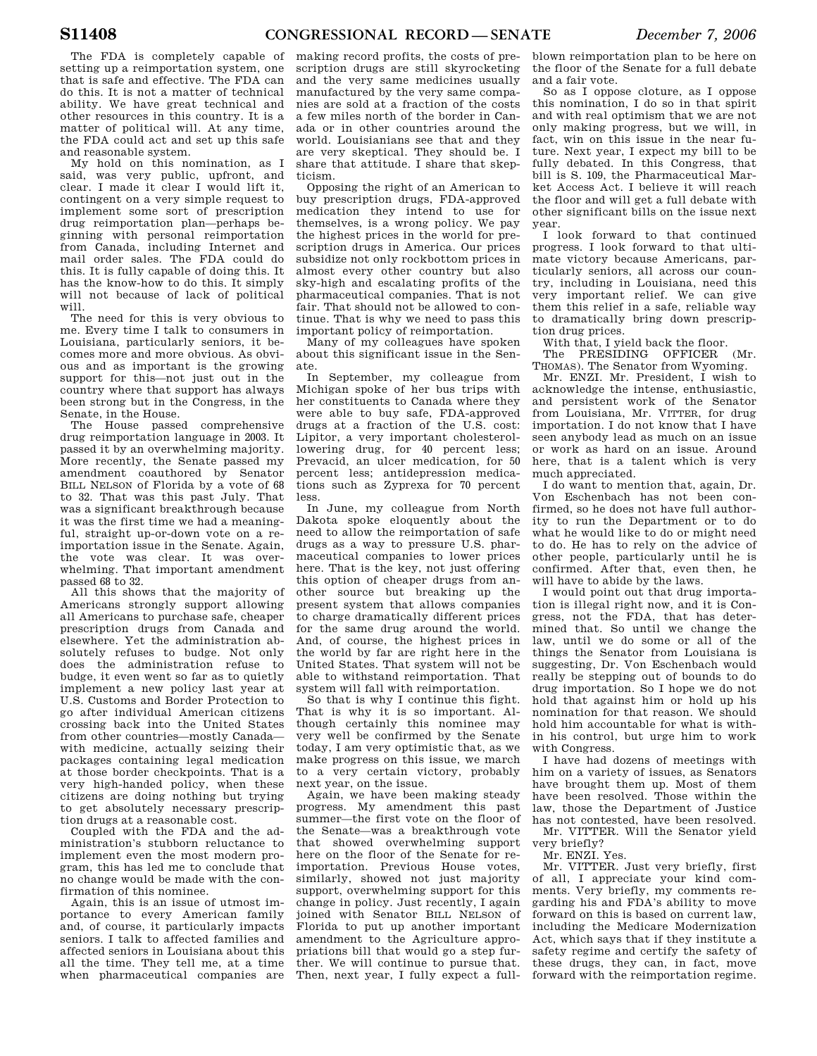The FDA is completely capable of setting up a reimportation system, one that is safe and effective. The FDA can do this. It is not a matter of technical ability. We have great technical and other resources in this country. It is a matter of political will. At any time, the FDA could act and set up this safe and reasonable system.

My hold on this nomination, as I said, was very public, upfront, and clear. I made it clear I would lift it, contingent on a very simple request to implement some sort of prescription drug reimportation plan—perhaps beginning with personal reimportation from Canada, including Internet and mail order sales. The FDA could do this. It is fully capable of doing this. It has the know-how to do this. It simply will not because of lack of political will.

The need for this is very obvious to me. Every time I talk to consumers in Louisiana, particularly seniors, it becomes more and more obvious. As obvious and as important is the growing support for this—not just out in the country where that support has always been strong but in the Congress, in the Senate, in the House.

The House passed comprehensive drug reimportation language in 2003. It passed it by an overwhelming majority. More recently, the Senate passed my amendment coauthored by Senator BILL NELSON of Florida by a vote of 68 to 32. That was this past July. That was a significant breakthrough because it was the first time we had a meaningful, straight up-or-down vote on a reimportation issue in the Senate. Again, the vote was clear. It was overwhelming. That important amendment passed 68 to 32.

All this shows that the majority of Americans strongly support allowing all Americans to purchase safe, cheaper prescription drugs from Canada and elsewhere. Yet the administration absolutely refuses to budge. Not only does the administration refuse to budge, it even went so far as to quietly implement a new policy last year at U.S. Customs and Border Protection to go after individual American citizens crossing back into the United States from other countries—mostly Canada—with medicine, actually seizing their packages containing legal medication at those border checkpoints. That is a very high-handed policy, when these citizens are doing nothing but trying to get absolutely necessary prescription drugs at a reasonable cost.

Coupled with the FDA and the administration's stubborn reluctance to implement even the most modern program, this has led me to conclude that no change would be made with the confirmation of this nominee.

Again, this is an issue of utmost importance to every American family and, of course, it particularly impacts seniors. I talk to affected families and affected seniors in Louisiana about this all the time. They tell me, at a time when pharmaceutical companies are making record profits, the costs of prescription drugs are still skyrocketing and the very same medicines usually manufactured by the very same companies are sold at a fraction of the costs a few miles north of the border in Canada or in other countries around the world. Louisianians see that and they are very skeptical. They should be. I share that attitude. I share that skepticism.

Opposing the right of an American to buy prescription drugs, FDA-approved medication they intend to use for themselves, is a wrong policy. We pay the highest prices in the world for prescription drugs in America. Our prices subsidize not only rockbottom prices in almost every other country but also sky-high and escalating profits of the pharmaceutical companies. That is not fair. That should not be allowed to continue. That is why we need to pass this important policy of reimportation.

Many of my colleagues have spoken about this significant issue in the Senate.

In September, my colleague from Michigan spoke of her bus trips with her constituents to Canada where they were able to buy safe, FDA-approved drugs at a fraction of the U.S. cost: Lipitor, a very important cholesterol-lowering drug, for 40 percent less; Prevacid, an ulcer medication, for 50 percent less; antidepression medications such as Zyprexa for 70 percent less.

In June, my colleague from North Dakota spoke eloquently about the need to allow the reimportation of safe drugs as a way to pressure U.S. pharmaceutical companies to lower prices here. That is the key, not just offering this option of cheaper drugs from another source but breaking up the present system that allows companies to charge dramatically different prices for the same drug around the world. And, of course, the highest prices in the world by far are right here in the United States. That system will not be able to withstand reimportation. That system will fall with reimportation.

So that is why I continue this fight. That is why it is so important. Although certainly this nominee may very well be confirmed by the Senate today, I am very optimistic that, as we make progress on this issue, we march to a very certain victory, probably next year, on the issue.

Again, we have been making steady progress. My amendment this past summer—the first vote on the floor of the Senate—was a breakthrough vote that showed overwhelming support here on the floor of the Senate for reimportation. Previous House votes, similarly, showed not just majority support, overwhelming support for this change in policy. Just recently, I again joined with Senator BILL NELSON of Florida to put up another important amendment to the Agriculture appropriations bill that would go a step further. We will continue to pursue that. Then, next year, I fully expect a full-blown reimportation plan to be here on the floor of the Senate for a full debate and a fair vote.

So as I oppose cloture, as I oppose this nomination, I do so in that spirit and with real optimism that we are not only making progress, but we will, in fact, win on this issue in the near future. Next year, I expect my bill to be fully debated. In this Congress, that bill is S. 109, the Pharmaceutical Market Access Act. I believe it will reach the floor and will get a full debate with other significant bills on the issue next year.

I look forward to that continued progress. I look forward to that ultimate victory because Americans, particularly seniors, all across our country, including in Louisiana, need this very important relief. We can give them this relief in a safe, reliable way to dramatically bring down prescription drug prices.

With that, I yield back the floor.

The PRESIDING OFFICER (Mr. THOMAS). The Senator from Wyoming.

Mr. ENZI. Mr. President, I wish to acknowledge the intense, enthusiastic, and persistent work of the Senator from Louisiana, Mr. VITTER, for drug importation. I do not know that I have seen anybody lead as much on an issue or work as hard on an issue. Around here, that is a talent which is very much appreciated.

I do want to mention that, again, Dr. Von Eschenbach has not been confirmed, so he does not have full authority to run the Department or to do what he would like to do or might need to do. He has to rely on the advice of other people, particularly until he is confirmed. After that, even then, he will have to abide by the laws.

I would point out that drug importation is illegal right now, and it is Congress, not the FDA, that has determined that. So until we change the law, until we do some or all of the things the Senator from Louisiana is suggesting, Dr. Von Eschenbach would really be stepping out of bounds to do drug importation. So I hope we do not hold that against him or hold up his nomination for that reason. We should hold him accountable for what is within his control, but urge him to work with Congress.

I have had dozens of meetings with him on a variety of issues, as Senators have brought them up. Most of them have been resolved. Those within the law, those the Department of Justice has not contested, have been resolved.

Mr. VITTER. Will the Senator yield very briefly?

Mr. ENZI. Yes.

Mr. VITTER. Just very briefly, first of all, I appreciate your kind comments. Very briefly, my comments regarding his and FDA's ability to move forward on this is based on current law, including the Medicare Modernization Act, which says that if they institute a safety regime and certify the safety of these drugs, they can, in fact, move forward with the reimportation regime.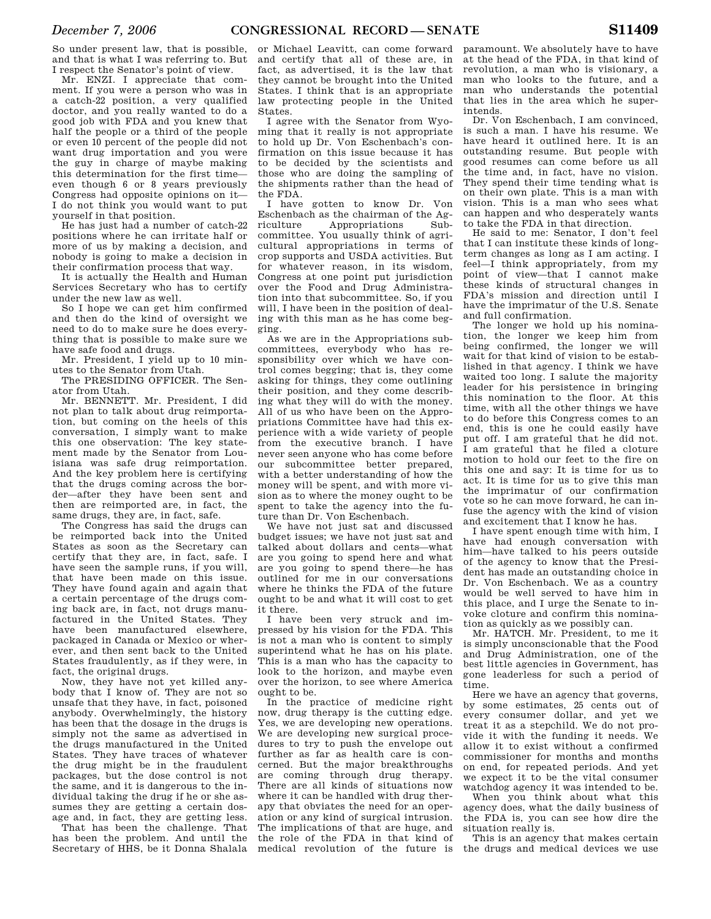So under present law, that is possible, and that is what I was referring to. But I respect the Senator's point of view.

Mr. ENZI. I appreciate that comment. If you were a person who was in a catch-22 position, a very qualified doctor, and you really wanted to do a good job with FDA and you knew that half the people or a third of the people or even 10 percent of the people did not want drug importation and you were the guy in charge of maybe making this determination for the first time—even though 6 or 8 years previously Congress had opposite opinions on it—I do not think you would want to put yourself in that position.

He has just had a number of catch-22 positions where he can irritate half or more of us by making a decision, and nobody is going to make a decision in their confirmation process that way.

It is actually the Health and Human Services Secretary who has to certify under the new law as well.

So I hope we can get him confirmed and then do the kind of oversight we need to do to make sure he does everything that is possible to make sure we have safe food and drugs.

Mr. President, I yield up to 10 minutes to the Senator from Utah.

The PRESIDING OFFICER. The Senator from Utah.

Mr. BENNETT. Mr. President, I did not plan to talk about drug reimportation, but coming on the heels of this conversation, I simply want to make this one observation: The key statement made by the Senator from Louisiana was safe drug reimportation. And the key problem here is certifying that the drugs coming across the border—after they have been sent and then are reimported are, in fact, the same drugs, they are, in fact, safe.

The Congress has said the drugs can be reimported back into the United States as soon as the Secretary can certify that they are, in fact, safe. I have seen the sample runs, if you will, that have been made on this issue. They have found again and again that a certain percentage of the drugs coming back are, in fact, not drugs manufactured in the United States. They have been manufactured elsewhere, packaged in Canada or Mexico or wherever, and then sent back to the United States fraudulently, as if they were, in fact, the original drugs.

Now, they have not yet killed anybody that I know of. They are not so unsafe that they have, in fact, poisoned anybody. Overwhelmingly, the history has been that the dosage in the drugs is simply not the same as advertised in the drugs manufactured in the United States. They have traces of whatever the drug might be in the fraudulent packages, but the dose control is not the same, and it is dangerous to the individual taking the drug if he or she assumes they are getting a certain dosage and, in fact, they are getting less.

That has been the challenge. That has been the problem. And until the Secretary of HHS, be it Donna Shalala or Michael Leavitt, can come forward and certify that all of these are, in fact, as advertised, it is the law that they cannot be brought into the United States. I think that is an appropriate law protecting people in the United States.

I agree with the Senator from Wyoming that it really is not appropriate to hold up Dr. Von Eschenbach's confirmation on this issue because it has to be decided by the scientists and those who are doing the sampling of the shipments rather than the head of the FDA.

I have gotten to know Dr. Von Eschenbach as the chairman of the Agriculture Appropriations Subcommittee. You usually think of agricultural appropriations in terms of crop supports and USDA activities. But for whatever reason, in its wisdom, Congress at one point put jurisdiction over the Food and Drug Administration into that subcommittee. So, if you will, I have been in the position of dealing with this man as he has come begging.

As we are in the Appropriations subcommittees, everybody who has responsibility over which we have control comes begging; that is, they come asking for things, they come outlining their position, and they come describing what they will do with the money. All of us who have been on the Appropriations Committee have had this experience with a wide variety of people from the executive branch. I have never seen anyone who has come before our subcommittee better prepared, with a better understanding of how the money will be spent, and with more vision as to where the money ought to be spent to take the agency into the future than Dr. Von Eschenbach.

We have not just sat and discussed budget issues; we have not just sat and talked about dollars and cents—what are you going to spend here and what are you going to spend there—he has outlined for me in our conversations where he thinks the FDA of the future ought to be and what it will cost to get it there.

I have been very struck and impressed by his vision for the FDA. This is not a man who is content to simply superintend what he has on his plate. This is a man who has the capacity to look to the horizon, and maybe even over the horizon, to see where America ought to be.

In the practice of medicine right now, drug therapy is the cutting edge. Yes, we are developing new operations. We are developing new surgical procedures to try to push the envelope out further as far as health care is concerned. But the major breakthroughs are coming through drug therapy. There are all kinds of situations now where it can be handled with drug therapy that obviates the need for an operation or any kind of surgical intrusion. The implications of that are huge, and the role of the FDA in that kind of medical revolution of the future is paramount. We absolutely have to have at the head of the FDA, in that kind of revolution, a man who is visionary, a man who looks to the future, and a man who understands the potential that lies in the area which he superintends.

Dr. Von Eschenbach, I am convinced, is such a man. I have his resume. We have heard it outlined here. It is an outstanding resume. But people with good resumes can come before us all the time and, in fact, have no vision. They spend their time tending what is on their own plate. This is a man with vision. This is a man who sees what can happen and who desperately wants to take the FDA in that direction.

He said to me: Senator, I don't feel that I can institute these kinds of long-term changes as long as I am acting. I feel—I think appropriately, from my point of view—that I cannot make these kinds of structural changes in FDA's mission and direction until I have the imprimatur of the U.S. Senate and full confirmation.

The longer we hold up his nomination, the longer we keep him from being confirmed, the longer we will wait for that kind of vision to be established in that agency. I think we have waited too long. I salute the majority leader for his persistence in bringing this nomination to the floor. At this time, with all the other things we have to do before this Congress comes to an end, this is one he could easily have put off. I am grateful that he did not. I am grateful that he filed a cloture motion to hold our feet to the fire on this one and say: It is time for us to act. It is time for us to give this man the imprimatur of our confirmation vote so he can move forward, he can infuse the agency with the kind of vision and excitement that I know he has.

I have spent enough time with him, I have had enough conversation with him—have talked to his peers outside of the agency to know that the President has made an outstanding choice in Dr. Von Eschenbach. We as a country would be well served to have him in this place, and I urge the Senate to invoke cloture and confirm this nomination as quickly as we possibly can.

Mr. HATCH. Mr. President, to me it is simply unconscionable that the Food and Drug Administration, one of the best little agencies in Government, has gone leaderless for such a period of time.

Here we have an agency that governs, by some estimates, 25 cents out of every consumer dollar, and yet we treat it as a stepchild. We do not provide it with the funding it needs. We allow it to exist without a confirmed commissioner for months and months on end, for repeated periods. And yet we expect it to be the vital consumer watchdog agency it was intended to be.

When you think about what this agency does, what the daily business of the FDA is, you can see how dire the situation really is.

This is an agency that makes certain the drugs and medical devices we use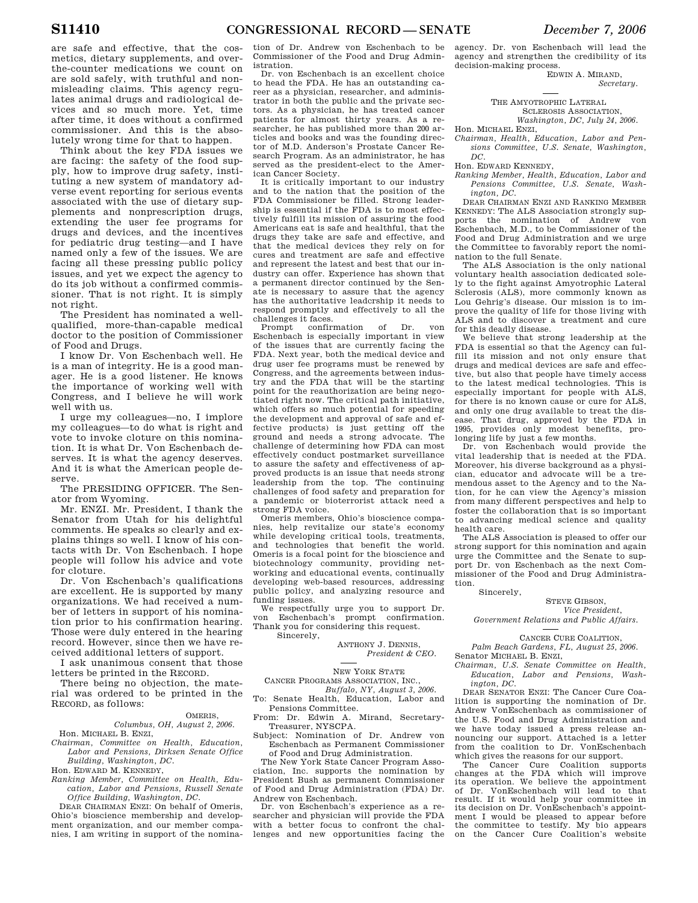are safe and effective, that the cosmetics, dietary supplements, and over-the-counter medications we count on are sold safely, with truthful and nonmisleading claims. This agency regulates animal drugs and radiological devices and so much more. Yet, time after time, it does without a confirmed commissioner. And this is the absolutely wrong time for that to happen.

Think about the key FDA issues we are facing: the safety of the food supply, how to improve drug safety, instituting a new system of mandatory adverse event reporting for serious events associated with the use of dietary supplements and nonprescription drugs, extending the user fee programs for drugs and devices, and the incentives for pediatric drug testing—and I have named only a few of the issues. We are facing all these pressing public policy issues, and yet we expect the agency to do its job without a confirmed commissioner. That is not right. It is simply not right.

The President has nominated a well-qualified, more-than-capable medical doctor to the position of Commissioner of Food and Drugs.

I know Dr. Von Eschenbach well. He is a man of integrity. He is a good manager. He is a good listener. He knows the importance of working well with Congress, and I believe he will work well with us.

I urge my colleagues—no, I implore my colleagues—to do what is right and vote to invoke cloture on this nomination. It is what Dr. Von Eschenbach deserves. It is what the agency deserves. And it is what the American people deserve.

The PRESIDING OFFICER. The Senator from Wyoming.

Mr. ENZI. Mr. President, I thank the Senator from Utah for his delightful comments. He speaks so clearly and explains things so well. I know of his contacts with Dr. Von Eschenbach. I hope people will follow his advice and vote for cloture.

Dr. Von Eschenbach's qualifications are excellent. He is supported by many organizations. We had received a number of letters in support of his nomination prior to his confirmation hearing. Those were duly entered in the hearing record. However, since then we have received additional letters of support.

I ask unanimous consent that those letters be printed in the RECORD.

There being no objection, the material was ordered to be printed in the RECORD, as follows:

OMERIS,
*Columbus, OH, August 2, 2006.*

Hon. MICHAEL B. ENZI,
*Chairman, Committee on Health, Education, Labor and Pensions, Dirksen Senate Office Building, Washington, DC.*

Hon. EDWARD M. KENNEDY,
*Ranking Member, Committee on Health, Education, Labor and Pensions, Russell Senate Office Building, Washington, DC.*

DEAR CHAIRMAN ENZI: On behalf of Omeris, Ohio's bioscience membership and development organization, and our member companies, I am writing in support of the nomination of Dr. Andrew von Eschenbach to be Commissioner of the Food and Drug Administration.

Dr. von Eschenbach is an excellent choice to head the FDA. He has an outstanding career as a physician, researcher, and administrator in both the public and the private sectors. As a physician, he has treated cancer patients for almost thirty years. As a researcher, he has published more than 200 articles and books and was the founding director of M.D. Anderson's Prostate Cancer Research Program. As an administrator, he has served as the president-elect to the American Cancer Society.

It is critically important to our industry and to the nation that the position of the FDA Commissioner be filled. Strong leadership is essential if the FDA is to most effectively fulfill its mission of assuring the food Americans eat is safe and healthful, that the drugs they take are safe and effective, and that the medical devices they rely on for cures and treatment are safe and effective and represent the latest and best that our industry can offer. Experience has shown that a permanent director continued by the Senate is necessary to assure that the agency has the authoritative leadcrship it needs to respond promptly and effectively to all the challenges it faces.

Prompt confirmation of Dr. von Eschenbach is especially important in view of the issues that are currently facing the FDA. Next year, both the medical device and drug user fee programs must be renewed by Congress, and the agreements between industry and the FDA that will be the starting point for the reauthorization are being negotiated right now. The critical path initiative, which offers so much potential for speeding the development and approval of safe and effective products) is just getting off the ground and needs a strong advocate. The challenge of determining how FDA can most effectively conduct postmarket surveillance to assure the safety and effectiveness of approved products is an issue that needs strong leadership from the top. The continuing challenges of food safety and preparation for a pandemic or bioterrorist attack need a strong FDA voice.

Omeris members, Ohio's bioscience companies, help revitalize our state's economy while developing critical tools, treatments, and technologies that benefit the world. Omeris is a focal point for the bioscience and biotechnology community, providing networking and educational events, continually developing web-based resources, addressing public policy, and analyzing resource and funding issues.

We respectfully urge you to support Dr. von Eschenbach's prompt confirmation. Thank you for considering this request.

Sincerely,

ANTHONY J. DENNIS,
*President & CEO.*

---

NEW YORK STATE
CANCER PROGRAMS ASSOCIATION, INC.,
*Buffalo, NY, August 3, 2006.*

To: Senate Health, Education, Labor and Pensions Committee.

From: Dr. Edwin A. Mirand, Secretary-Treasurer, NYSCPA.

Subject: Nomination of Dr. Andrew von Eschenbach as Permanent Commissioner of Food and Drug Administration.

The New York State Cancer Program Association, Inc. supports the nomination by President Bush as permanent Commissioner of Food and Drug Administration (FDA) Dr. Andrew von Eschenbach.

Dr. von Eschenbach's experience as a researcher and physician will provide the FDA with a better focus to confront the challenges and new opportunities facing the agency. Dr. von Eschenbach will lead the agency and strengthen the credibility of its decision-making process.

EDWIN A. MIRAND,
*Secretary.*

---

THE AMYOTROPHIC LATERAL
SCLEROSIS ASSOCIATION,
*Washington, DC, July 24, 2006.*

Hon. MICHAEL ENZI,
*Chairman, Health, Education, Labor and Pensions Committee, U.S. Senate, Washington, DC.*

Hon. EDWARD KENNEDY,
*Ranking Member, Health, Education, Labor and Pensions Committee, U.S. Senate, Washington, DC.*

DEAR CHAIRMAN ENZI AND RANKING MEMBER KENNEDY: The ALS Association strongly supports the nomination of Andrew von Eschenbach, M.D., to be Commissioner of the Food and Drug Administration and we urge the Committee to favorably report the nomination to the full Senate.

The ALS Association is the only national voluntary health association dedicated solely to the fight against Amyotrophic Lateral Sclerosis (ALS), more commonly known as Lou Gehrig's disease. Our mission is to improve the quality of life for those living with ALS and to discover a treatment and cure for this deadly disease.

We believe that strong leadership at the FDA is essential so that the Agency can fulfill its mission and not only ensure that drugs and medical devices are safe and effective, but also that people have timely access to the latest medical technologies. This is especially important for people with ALS, for there is no known cause or cure for ALS, and only one drug available to treat the disease. That drug, approved by the FDA in 1995, provides only modest benefits, prolonging life by just a few months.

Dr. von Eschenbach would provide the vital leadership that is needed at the FDA. Moreover, his diverse background as a physician, educator and advocate will be a tremendous asset to the Agency and to the Nation, for he can view the Agency's mission from many different perspectives and help to foster the collaboration that is so important to advancing medical science and quality health care.

The ALS Association is pleased to offer our strong support for this nomination and again urge the Committee and the Senate to support Dr. von Eschenbach as the next Commissioner of the Food and Drug Administration.

Sincerely,

STEVE GIBSON,
*Vice President, Government Relations and Public Affairs.*

---

CANCER CURE COALITION,
*Palm Beach Gardens, FL, August 25, 2006.*

Senator MICHAEL B. ENZI,
*Chairman, U.S. Senate Committee on Health, Education, Labor and Pensions, Washington, DC.*

DEAR SENATOR ENZI: The Cancer Cure Coalition is supporting the nomination of Dr. Andrew VonEschenbach as commissioner of the U.S. Food and Drug Administration and we have today issued a press release announcing our support. Attached is a letter from the coalition to Dr. VonEschenbach which gives the reasons for our support.

The Cancer Cure Coalition supports changes at the FDA which will improve its operation. We believe the appointment of Dr. VonEschenbach will lead to that result. If it would help your committee in its decision on Dr. VonEschenbach's appointment I would be pleased to appear before the committee to testify. My bio appears on the Cancer Cure Coalition's website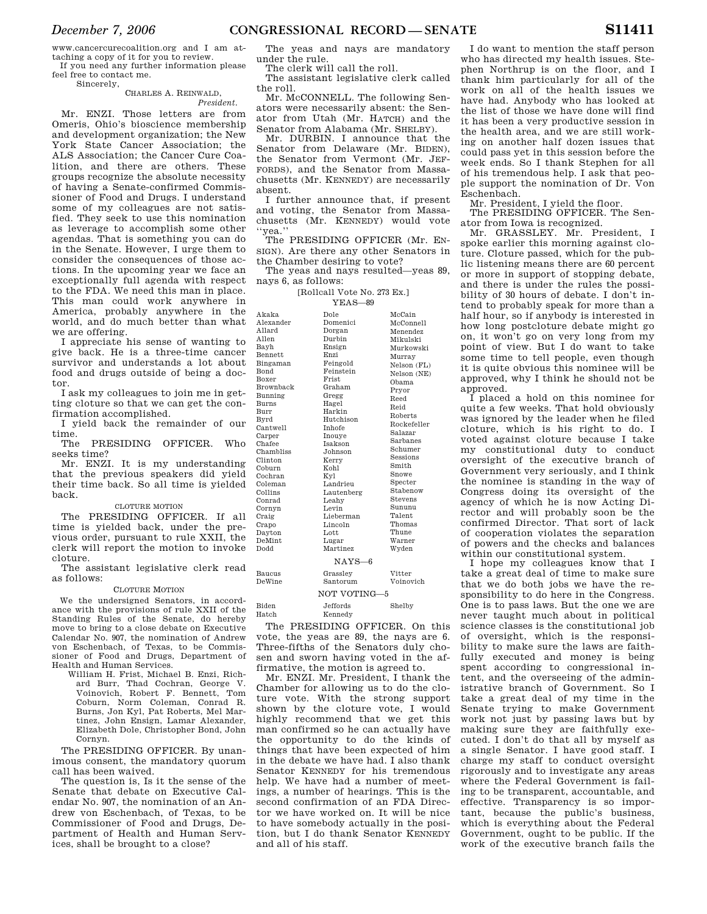www.cancercurecoalition.org and I am attaching a copy of it for you to review.

If you need any further information please feel free to contact me.

Sincerely,

CHARLES A. REINWALD, *President.*

Mr. ENZI. Those letters are from Omeris, Ohio's bioscience membership and development organization; the New York State Cancer Association; the ALS Association; the Cancer Cure Coalition, and there are others. These groups recognize the absolute necessity of having a Senate-confirmed Commissioner of Food and Drugs. I understand some of my colleagues are not satisfied. They seek to use this nomination as leverage to accomplish some other agendas. That is something you can do in the Senate. However, I urge them to consider the consequences of those actions. In the upcoming year we face an exceptionally full agenda with respect to the FDA. We need this man in place. This man could work anywhere in America, probably anywhere in the world, and do much better than what we are offering.

I appreciate his sense of wanting to give back. He is a three-time cancer survivor and understands a lot about food and drugs outside of being a doctor.

I ask my colleagues to join me in getting cloture so that we can get the confirmation accomplished.

I yield back the remainder of our time.

The PRESIDING OFFICER. Who seeks time?

Mr. ENZI. It is my understanding that the previous speakers did yield their time back. So all time is yielded back.

CLOTURE MOTION

The PRESIDING OFFICER. If all time is yielded back, under the previous order, pursuant to rule XXII, the clerk will report the motion to invoke cloture.

The assistant legislative clerk read as follows:

CLOTURE MOTION

We the undersigned Senators, in accordance with the provisions of rule XXII of the Standing Rules of the Senate, do hereby move to bring to a close debate on Executive Calendar No. 907, the nomination of Andrew von Eschenbach, of Texas, to be Commissioner of Food and Drugs, Department of Health and Human Services.

William H. Frist, Michael B. Enzi, Richard Burr, Thad Cochran, George V. Voinovich, Robert F. Bennett, Tom Coburn, Norm Coleman, Conrad R. Burns, Jon Kyl, Pat Roberts, Mel Martinez, John Ensign, Lamar Alexander, Elizabeth Dole, Christopher Bond, John Cornyn.

The PRESIDING OFFICER. By unanimous consent, the mandatory quorum call has been waived.

The question is, Is it the sense of the Senate that debate on Executive Calendar No. 907, the nomination of an Andrew von Eschenbach, of Texas, to be Commissioner of Food and Drugs, Department of Health and Human Services, shall be brought to a close?

The yeas and nays are mandatory under the rule.

The clerk will call the roll.

The assistant legislative clerk called the roll.

Mr. McCONNELL. The following Senators were necessarily absent: the Senator from Utah (Mr. HATCH) and the Senator from Alabama (Mr. SHELBY).

Mr. DURBIN. I announce that the Senator from Delaware (Mr. BIDEN), the Senator from Vermont (Mr. JEFFORDS), and the Senator from Massachusetts (Mr. KENNEDY) are necessarily absent.

I further announce that, if present and voting, the Senator from Massachusetts (Mr. KENNEDY) would vote "yea."

The PRESIDING OFFICER (Mr. ENSIGN). Are there any other Senators in the Chamber desiring to vote?

The yeas and nays resulted—yeas 89, nays 6, as follows:

[Rollcall Vote No. 273 Ex.]

YEAS—89

| | | |
|---|---|---|
| Akaka | Dole | McCain |
| Alexander | Domenici | McConnell |
| Allard | Dorgan | Menendez |
| Allen | Durbin | Mikulski |
| Bayh | Ensign | Murkowski |
| Bennett | Enzi | Murray |
| Bingaman | Feingold | Nelson (FL) |
| Bond | Feinstein | Nelson (NE) |
| Boxer | Frist | Obama |
| Brownback | Graham | Pryor |
| Bunning | Gregg | Reed |
| Burns | Hagel | Reid |
| Burr | Harkin | Roberts |
| Byrd | Hutchison | Rockefeller |
| Cantwell | Inhofe | Salazar |
| Carper | Inouye | Sarbanes |
| Chafee | Isakson | Schumer |
| Chambliss | Johnson | Sessions |
| Clinton | Kerry | Smith |
| Coburn | Kohl | Snowe |
| Cochran | Kyl | Specter |
| Coleman | Landrieu | Stabenow |
| Collins | Lautenberg | Stevens |
| Conrad | Leahy | Sununu |
| Cornyn | Levin | Talent |
| Craig | Lieberman | Thomas |
| Crapo | Lincoln | Thune |
| Dayton | Lott | Warner |
| DeMint | Lugar | Wyden |
| Dodd | Martinez | |

NAYS—6

| | | |
|---|---|---|
| Baucus | Grassley | Vitter |
| DeWine | Santorum | Voinovich |

NOT VOTING—5

| | | |
|---|---|---|
| Biden | Jeffords | Shelby |
| Hatch | Kennedy | |

The PRESIDING OFFICER. On this vote, the yeas are 89, the nays are 6. Three-fifths of the Senators duly chosen and sworn having voted in the affirmative, the motion is agreed to.

Mr. ENZI. Mr. President, I thank the Chamber for allowing us to do the cloture vote. With the strong support shown by the cloture vote, I would highly recommend that we get this man confirmed so he can actually have the opportunity to do the kinds of things that have been expected of him in the debate we have had. I also thank Senator KENNEDY for his tremendous help. We have had a number of meetings, a number of hearings. This is the second confirmation of an FDA Director we have worked on. It will be nice to have somebody actually in the position, but I do thank Senator KENNEDY and all of his staff.

I do want to mention the staff person who has directed my health issues. Stephen Northrup is on the floor, and I thank him particularly for all of the work on all of the health issues we have had. Anybody who has looked at the list of those we have done will find it has been a very productive session in the health area, and we are still working on another half dozen issues that could pass yet in this session before the week ends. So I thank Stephen for all of his tremendous help. I ask that people support the nomination of Dr. Von Eschenbach.

Mr. President, I yield the floor.

The PRESIDING OFFICER. The Senator from Iowa is recognized.

Mr. GRASSLEY. Mr. President, I spoke earlier this morning against cloture. Cloture passed, which for the public listening means there are 60 percent or more in support of stopping debate, and there is under the rules the possibility of 30 hours of debate. I don't intend to probably speak for more than a half hour, so if anybody is interested in how long postcloture debate might go on, it won't go on very long from my point of view. But I do want to take some time to tell people, even though it is quite obvious this nominee will be approved, why I think he should not be approved.

I placed a hold on this nominee for quite a few weeks. That hold obviously was ignored by the leader when he filed cloture, which is his right to do. I voted against cloture because I take my constitutional duty to conduct oversight of the executive branch of Government very seriously, and I think the nominee is standing in the way of Congress doing its oversight of the agency of which he is now Acting Director and will probably soon be the confirmed Director. That sort of lack of cooperation violates the separation of powers and the checks and balances within our constitutional system.

I hope my colleagues know that I take a great deal of time to make sure that we do both jobs we have the responsibility to do here in the Congress. One is to pass laws. But the one we are never taught much about in political science classes is the constitutional job of oversight, which is the responsibility to make sure the laws are faithfully executed and money is being spent according to congressional intent, and the overseeing of the administrative branch of Government. So I take a great deal of my time in the Senate trying to make Government work not just by passing laws but by making sure they are faithfully executed. I don't do that all by myself as a single Senator. I have good staff. I charge my staff to conduct oversight rigorously and to investigate any areas where the Federal Government is failing to be transparent, accountable, and effective. Transparency is so important, because the public's business, which is everything about the Federal Government, ought to be public. If the work of the executive branch fails the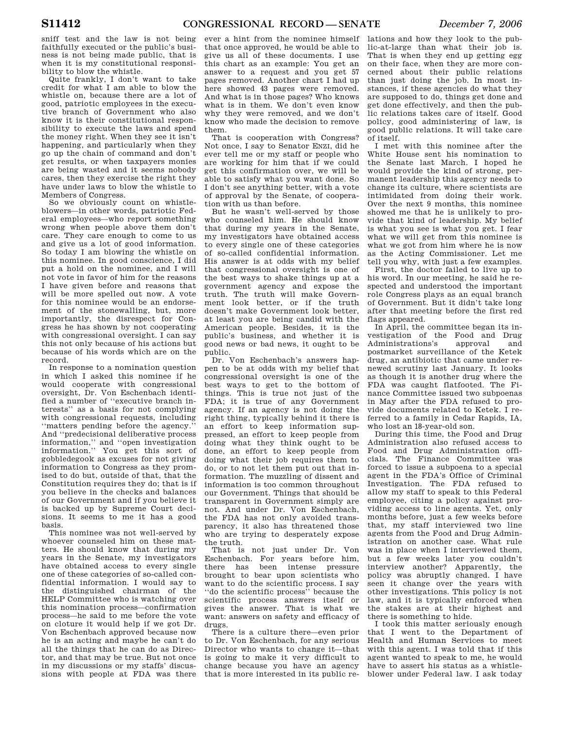sniff test and the law is not being faithfully executed or the public's business is not being made public, that is when it is my constitutional responsibility to blow the whistle.

Quite frankly, I don't want to take credit for what I am able to blow the whistle on, because there are a lot of good, patriotic employees in the executive branch of Government who also know it is their constitutional responsibility to execute the laws and spend the money right. When they see it isn't happening, and particularly when they go up the chain of command and don't get results, or when taxpayers monies are being wasted and it seems nobody cares, then they exercise the right they have under laws to blow the whistle to Members of Congress.

So we obviously count on whistleblowers—in other words, patriotic Federal employees—who report something wrong when people above them don't care. They care enough to come to us and give us a lot of good information. So today I am blowing the whistle on this nominee. In good conscience, I did put a hold on the nominee, and I will not vote in favor of him for the reasons I have given before and reasons that will be more spelled out now. A vote for this nominee would be an endorsement of the stonewalling, but, more importantly, the disrespect for Congress he has shown by not cooperating with congressional oversight. I can say this not only because of his actions but because of his words which are on the record.

In response to a nomination question in which I asked this nominee if he would cooperate with congressional oversight, Dr. Von Eschenbach identified a number of "executive branch interests" as a basis for not complying with congressional requests, including "matters pending before the agency." And "predecisional deliberative process information," and "open investigation information." You get this sort of gobbledegook as excuses for not giving information to Congress as they promised to do but, outside of that, that the Constitution requires they do; that is if you believe in the checks and balances of our Government and if you believe it is backed up by Supreme Court decisions. It seems to me it has a good basis.

This nominee was not well-served by whoever counseled him on these matters. He should know that during my years in the Senate, my investigators have obtained access to every single one of these categories of so-called confidential information. I would say to the distinguished chairman of the HELP Committee who is watching over this nomination process—confirmation process—he said to me before the vote on cloture it would help if we got Dr. Von Eschenbach approved because now he is an acting and maybe he can't do all the things that he can do as Director, and that may be true. But not once in my discussions or my staffs' discussions with people at FDA was there ever a hint from the nominee himself that once approved, he would be able to give us all of these documents. I use this chart as an example: You get an answer to a request and you get 57 pages removed. Another chart I had up here showed 43 pages were removed. And what is in those pages? Who knows what is in them. We don't even know why they were removed, and we don't know who made the decision to remove them.

That is cooperation with Congress? Not once, I say to Senator ENZI, did he ever tell me or my staff or people who are working for him that if we could get this confirmation over, we will be able to satisfy what you want done. So I don't see anything better, with a vote of approval by the Senate, of cooperation with us than before.

But he wasn't well-served by those who counseled him. He should know that during my years in the Senate, my investigators have obtained access to every single one of these categories of so-called confidential information. His answer is at odds with my belief that congressional oversight is one of the best ways to shake things up at a government agency and expose the truth. The truth will make Government look better, or if the truth doesn't make Government look better, at least you are being candid with the American people. Besides, it is the public's business, and whether it is good news or bad news, it ought to be public.

Dr. Von Eschenbach's answers happen to be at odds with my belief that congressional oversight is one of the best ways to get to the bottom of things. This is true not just of the FDA; it is true of any Government agency. If an agency is not doing the right thing, typically behind it there is an effort to keep information suppressed, an effort to keep people from doing what they think ought to be done, an effort to keep people from doing what their job requires them to do, or to not let them put out that information. The muzzling of dissent and information is too common throughout our Government. Things that should be transparent in Government simply are not. And under Dr. Von Eschenbach, the FDA has not only avoided transparency, it also has threatened those who are trying to desperately expose the truth.

That is not just under Dr. Von Eschenbach. For years before him, there has been intense pressure brought to bear upon scientists who want to do the scientific process. I say "do the scientific process" because the scientific process answers itself or gives the answer. That is what we want: answers on safety and efficacy of drugs.

There is a culture there—even prior to Dr. Von Eschenbach, for any serious Director who wants to change it—that is going to make it very difficult to change because you have an agency that is more interested in its public relations and how they look to the public-at-large than what their job is. That is when they end up getting egg on their face, when they are more concerned about their public relations than just doing the job. In most instances, if these agencies do what they are supposed to do, things get done and get done effectively, and then the public relations takes care of itself. Good policy, good administering of law, is good public relations. It will take care of itself.

I met with this nominee after the White House sent his nomination to the Senate last March. I hoped he would provide the kind of strong, permanent leadership this agency needs to change its culture, where scientists are intimidated from doing their work. Over the next 9 months, this nominee showed me that he is unlikely to provide that kind of leadership. My belief is what you see is what you get. I fear what we will get from this nominee is what we got from him where he is now as the Acting Commissioner. Let me tell you why, with just a few examples.

First, the doctor failed to live up to his word. In our meeting, he said he respected and understood the important role Congress plays as an equal branch of Government. But it didn't take long after that meeting before the first red flags appeared.

In April, the committee began its investigation of the Food and Drug Administrations's approval and postmarket surveillance of the Ketek drug, an antibiotic that came under renewed scrutiny last January. It looks as though it is another drug where the FDA was caught flatfooted. The Finance Committee issued two subpoenas in May after the FDA refused to provide documents related to Ketek. I referred to a family in Cedar Rapids, IA, who lost an 18-year-old son.

During this time, the Food and Drug Administration also refused access to Food and Drug Administration officials. The Finance Committee was forced to issue a subpoena to a special agent in the FDA's Office of Criminal Investigation. The FDA refused to allow my staff to speak to this Federal employee, citing a policy against providing access to line agents. Yet, only months before, just a few weeks before that, my staff interviewed two line agents from the Food and Drug Administration on another case. What rule was in place when I interviewed them, but a few weeks later you couldn't interview another? Apparently, the policy was abruptly changed. I have seen it change over the years with other investigations. This policy is not law, and it is typically enforced when the stakes are at their highest and there is something to hide.

I took this matter seriously enough that I went to the Department of Health and Human Services to meet with this agent. I was told that if this agent wanted to speak to me, he would have to assert his status as a whistleblower under Federal law. I ask today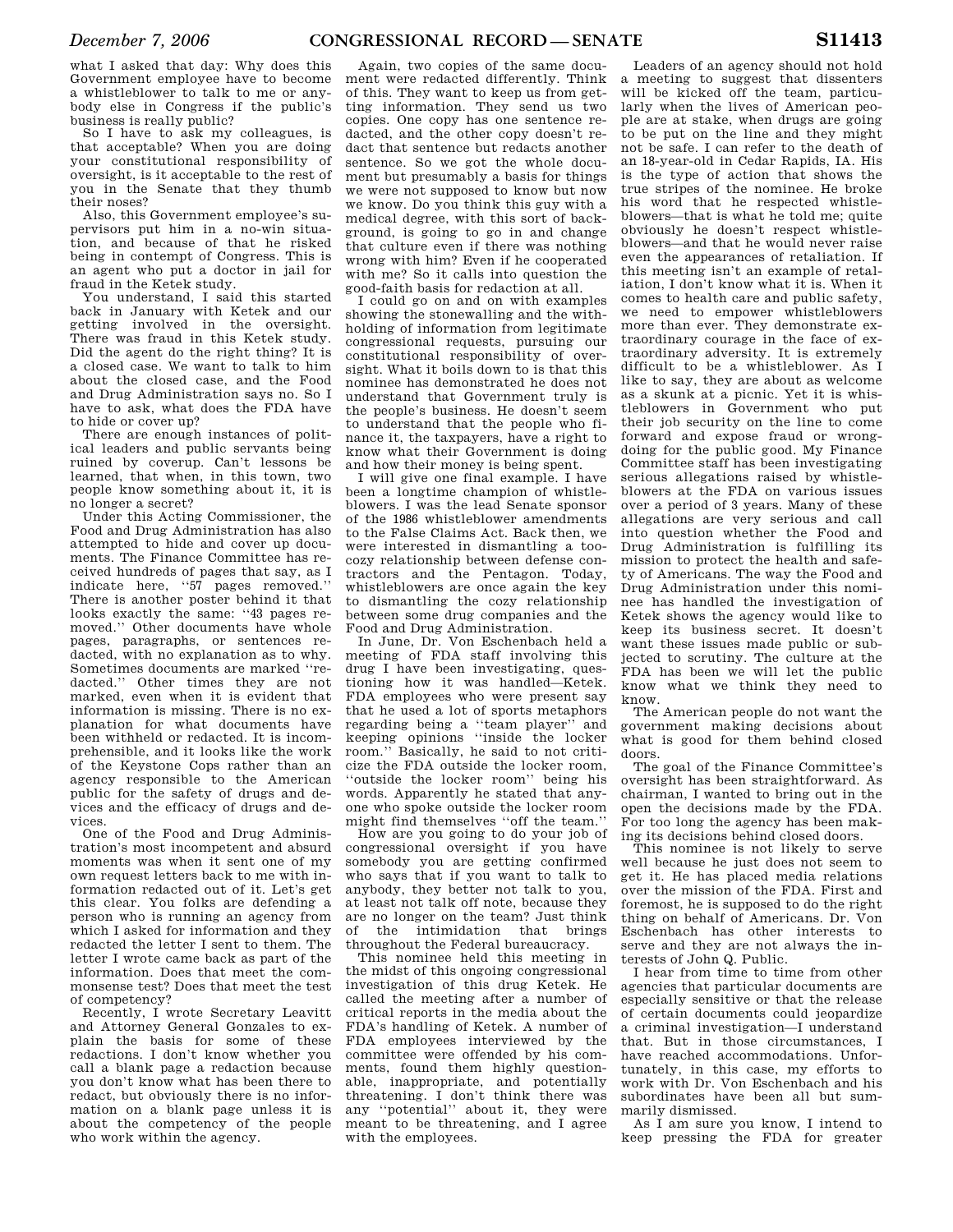what I asked that day: Why does this Government employee have to become a whistleblower to talk to me or anybody else in Congress if the public's business is really public?

So I have to ask my colleagues, is that acceptable? When you are doing your constitutional responsibility of oversight, is it acceptable to the rest of you in the Senate that they thumb their noses?

Also, this Government employee's supervisors put him in a no-win situation, and because of that he risked being in contempt of Congress. This is an agent who put a doctor in jail for fraud in the Ketek study.

You understand, I said this started back in January with Ketek and our getting involved in the oversight. There was fraud in this Ketek study. Did the agent do the right thing? It is a closed case. We want to talk to him about the closed case, and the Food and Drug Administration says no. So I have to ask, what does the FDA have to hide or cover up?

There are enough instances of political leaders and public servants being ruined by coverup. Can't lessons be learned, that when, in this town, two people know something about it, it is no longer a secret?

Under this Acting Commissioner, the Food and Drug Administration has also attempted to hide and cover up documents. The Finance Committee has received hundreds of pages that say, as I indicate here, ''57 pages removed.'' There is another poster behind it that looks exactly the same: ''43 pages removed.'' Other documents have whole pages, paragraphs, or sentences redacted, with no explanation as to why. Sometimes documents are marked ''redacted.'' Other times they are not marked, even when it is evident that information is missing. There is no explanation for what documents have been withheld or redacted. It is incomprehensible, and it looks like the work of the Keystone Cops rather than an agency responsible to the American public for the safety of drugs and devices and the efficacy of drugs and devices.

One of the Food and Drug Administration's most incompetent and absurd moments was when it sent one of my own request letters back to me with information redacted out of it. Let's get this clear. You folks are defending a person who is running an agency from which I asked for information and they redacted the letter I sent to them. The letter I wrote came back as part of the information. Does that meet the commonsense test? Does that meet the test of competency?

Recently, I wrote Secretary Leavitt and Attorney General Gonzales to explain the basis for some of these redactions. I don't know whether you call a blank page a redaction because you don't know what has been there to redact, but obviously there is no information on a blank page unless it is about the competency of the people who work within the agency.

Again, two copies of the same document were redacted differently. Think of this. They want to keep us from getting information. They send us two copies. One copy has one sentence redacted, and the other copy doesn't redact that sentence but redacts another sentence. So we got the whole document but presumably a basis for things we were not supposed to know but now we know. Do you think this guy with a medical degree, with this sort of background, is going to go in and change that culture even if there was nothing wrong with him? Even if he cooperated with me? So it calls into question the good-faith basis for redaction at all.

I could go on and on with examples showing the stonewalling and the withholding of information from legitimate congressional requests, pursuing our constitutional responsibility of oversight. What it boils down to is that this nominee has demonstrated he does not understand that Government truly is the people's business. He doesn't seem to understand that the people who finance it, the taxpayers, have a right to know what their Government is doing and how their money is being spent.

I will give one final example. I have been a longtime champion of whistleblowers. I was the lead Senate sponsor of the 1986 whistleblower amendments to the False Claims Act. Back then, we were interested in dismantling a too-cozy relationship between defense contractors and the Pentagon. Today, whistleblowers are once again the key to dismantling the cozy relationship between some drug companies and the Food and Drug Administration.

In June, Dr. Von Eschenbach held a meeting of FDA staff involving this drug I have been investigating, questioning how it was handled—Ketek. FDA employees who were present say that he used a lot of sports metaphors regarding being a ''team player'' and keeping opinions ''inside the locker room.'' Basically, he said to not criticize the FDA outside the locker room, ''outside the locker room'' being his words. Apparently he stated that anyone who spoke outside the locker room might find themselves ''off the team.''

How are you going to do your job of congressional oversight if you have somebody you are getting confirmed who says that if you want to talk to anybody, they better not talk to you, at least not talk off note, because they are no longer on the team? Just think of the intimidation that brings throughout the Federal bureaucracy.

This nominee held this meeting in the midst of this ongoing congressional investigation of this drug Ketek. He called the meeting after a number of critical reports in the media about the FDA's handling of Ketek. A number of FDA employees interviewed by the committee were offended by his comments, found them highly questionable, inappropriate, and potentially threatening. I don't think there was any ''potential'' about it, they were meant to be threatening, and I agree with the employees.

Leaders of an agency should not hold a meeting to suggest that dissenters will be kicked off the team, particularly when the lives of American people are at stake, when drugs are going to be put on the line and they might not be safe. I can refer to the death of an 18-year-old in Cedar Rapids, IA. His is the type of action that shows the true stripes of the nominee. He broke his word that he respected whistleblowers—that is what he told me; quite obviously he doesn't respect whistleblowers—and that he would never raise even the appearances of retaliation. If this meeting isn't an example of retaliation, I don't know what it is. When it comes to health care and public safety, we need to empower whistleblowers more than ever. They demonstrate extraordinary courage in the face of extraordinary adversity. It is extremely difficult to be a whistleblower. As I like to say, they are about as welcome as a skunk at a picnic. Yet it is whistleblowers in Government who put their job security on the line to come forward and expose fraud or wrongdoing for the public good. My Finance Committee staff has been investigating serious allegations raised by whistleblowers at the FDA on various issues over a period of 3 years. Many of these allegations are very serious and call into question whether the Food and Drug Administration is fulfilling its mission to protect the health and safety of Americans. The way the Food and Drug Administration under this nominee has handled the investigation of Ketek shows the agency would like to keep its business secret. It doesn't want these issues made public or subjected to scrutiny. The culture at the FDA has been we will let the public know what we think they need to know.

The American people do not want the government making decisions about what is good for them behind closed doors.

The goal of the Finance Committee's oversight has been straightforward. As chairman, I wanted to bring out in the open the decisions made by the FDA. For too long the agency has been making its decisions behind closed doors.

This nominee is not likely to serve well because he just does not seem to get it. He has placed media relations over the mission of the FDA. First and foremost, he is supposed to do the right thing on behalf of Americans. Dr. Von Eschenbach has other interests to serve and they are not always the interests of John Q. Public.

I hear from time to time from other agencies that particular documents are especially sensitive or that the release of certain documents could jeopardize a criminal investigation—I understand that. But in those circumstances, I have reached accommodations. Unfortunately, in this case, my efforts to work with Dr. Von Eschenbach and his subordinates have been all but summarily dismissed.

As I am sure you know, I intend to keep pressing the FDA for greater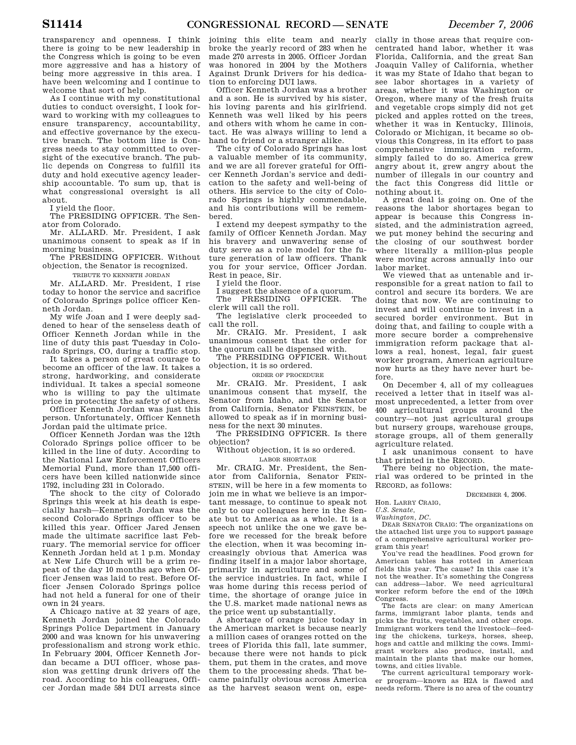transparency and openness. I think there is going to be new leadership in the Congress which is going to be even more aggressive and has a history of being more aggressive in this area. I have been welcoming and I continue to welcome that sort of help.

As I continue with my constitutional duties to conduct oversight, I look forward to working with my colleagues to ensure transparency, accountability, and effective governance by the executive branch. The bottom line is Congress needs to stay committed to oversight of the executive branch. The public depends on Congress to fulfill its duty and hold executive agency leadership accountable. To sum up, that is what congressional oversight is all about.

I yield the floor.

The PRESIDING OFFICER. The Senator from Colorado.

Mr. ALLARD. Mr. President, I ask unanimous consent to speak as if in morning business.

The PRESIDING OFFICER. Without objection, the Senator is recognized.

TRIBUTE TO KENNETH JORDAN

Mr. ALLARD. Mr. President, I rise today to honor the service and sacrifice of Colorado Springs police officer Kenneth Jordan.

My wife Joan and I were deeply saddened to hear of the senseless death of Officer Kenneth Jordan while in the line of duty this past Tuesday in Colorado Springs, CO, during a traffic stop.

It takes a person of great courage to become an officer of the law. It takes a strong, hardworking, and considerate individual. It takes a special someone who is willing to pay the ultimate price in protecting the safety of others.

Officer Kenneth Jordan was just this person. Unfortunately, Officer Kenneth Jordan paid the ultimate price.

Officer Kenneth Jordan was the 12th Colorado Springs police officer to be killed in the line of duty. According to the National Law Enforcement Officers Memorial Fund, more than 17,500 officers have been killed nationwide since 1792, including 231 in Colorado.

The shock to the city of Colorado Springs this week at his death is especially harsh—Kenneth Jordan was the second Colorado Springs officer to be killed this year. Officer Jared Jensen made the ultimate sacrifice last February. The memorial service for officer Kenneth Jordan held at 1 p.m. Monday at New Life Church will be a grim repeat of the day 10 months ago when Officer Jensen was laid to rest. Before Officer Jensen Colorado Springs police had not held a funeral for one of their own in 24 years.

A Chicago native at 32 years of age, Kenneth Jordan joined the Colorado Springs Police Department in January 2000 and was known for his unwavering professionalism and strong work ethic. In February 2004, Officer Kenneth Jordan became a DUI officer, whose passion was getting drunk drivers off the road. According to his colleagues, Officer Jordan made 584 DUI arrests since joining this elite team and nearly broke the yearly record of 283 when he made 270 arrests in 2005. Officer Jordan was honored in 2004 by the Mothers Against Drunk Drivers for his dedication to enforcing DUI laws.

Officer Kenneth Jordan was a brother and a son. He is survived by his sister, his loving parents and his girlfriend. Kenneth was well liked by his peers and others with whom he came in contact. He was always willing to lend a hand to friend or a stranger alike.

The city of Colorado Springs has lost a valuable member of its community, and we are all forever grateful for Officer Kenneth Jordan's service and dedication to the safety and well-being of others. His service to the city of Colorado Springs is highly commendable, and his contributions will be remembered.

I extend my deepest sympathy to the family of Officer Kenneth Jordan. May his bravery and unwavering sense of duty serve as a role model for the future generation of law officers. Thank you for your service, Officer Jordan. Rest in peace, Sir.

I yield the floor.

I suggest the absence of a quorum.

The PRESIDING OFFICER. The clerk will call the roll.

The legislative clerk proceeded to call the roll.

Mr. CRAIG. Mr. President, I ask unanimous consent that the order for the quorum call be dispensed with.

The PRESIDING OFFICER. Without objection, it is so ordered.

ORDER OF PROCEDURE

Mr. CRAIG. Mr. President, I ask unanimous consent that myself, the Senator from Idaho, and the Senator from California, Senator FEINSTEIN, be allowed to speak as if in morning business for the next 30 minutes.

The PRESIDING OFFICER. Is there objection?

Without objection, it is so ordered.

LABOR SHORTAGE

Mr. CRAIG. Mr. President, the Senator from California, Senator FEINSTEIN, will be here in a few moments to join me in what we believe is an important message, to continue to speak not only to our colleagues here in the Senate but to America as a whole. It is a speech not unlike the one we gave before we recessed for the break before the election, when it was becoming increasingly obvious that America was finding itself in a major labor shortage, primarily in agriculture and some of the service industries. In fact, while I was home during this recess period of time, the shortage of orange juice in the U.S. market made national news as the price went up substantially.

A shortage of orange juice today in the American market is because nearly a million cases of oranges rotted on the trees of Florida this fall, late summer, because there were not hands to pick them, put them in the crates, and move them to the processing sheds. That became painfully obvious across America as the harvest season went on, especially in those areas that require concentrated hand labor, whether it was Florida, California, and the great San Joaquin Valley of California, whether it was my State of Idaho that began to see labor shortages in a variety of areas, whether it was Washington or Oregon, where many of the fresh fruits and vegetable crops simply did not get picked and apples rotted on the trees, whether it was in Kentucky, Illinois, Colorado or Michigan, it became so obvious this Congress, in its effort to pass comprehensive immigration reform, simply failed to do so. America grew angry about it, grew angry about the number of illegals in our country and the fact this Congress did little or nothing about it.

A great deal is going on. One of the reasons the labor shortages began to appear is because this Congress insisted, and the administration agreed, we put money behind the securing and the closing of our southwest border where literally a million-plus people were moving across annually into our labor market.

We viewed that as untenable and irresponsible for a great nation to fail to control and secure its borders. We are doing that now. We are continuing to invest and will continue to invest in a secured border environment. But in doing that, and failing to couple with a more secure border a comprehensive immigration reform package that allows a real, honest, legal, fair guest worker program, American agriculture now hurts as they have never hurt before.

On December 4, all of my colleagues received a letter that in itself was almost unprecedented, a letter from over 400 agricultural groups around the country—not just agricultural groups but nursery groups, warehouse groups, storage groups, all of them generally agriculture related.

I ask unanimous consent to have that printed in the RECORD.

There being no objection, the material was ordered to be printed in the RECORD, as follows:

DECEMBER 4, 2006.

Hon. LARRY CRAIG,
*U.S. Senate,*
*Washington, DC.*

DEAR SENATOR CRAIG: The organizations on the attached list urge you to support passage of a comprehensive agricultural worker program this year!

You've read the headlines. Food grown for American tables has rotted in American fields this year. The cause? In this case it's not the weather. It's something the Congress can address—labor. We need agricultural worker reform before the end of the 109th Congress.

The facts are clear: on many American farms, immigrant labor plants, tends and picks the fruits, vegetables, and other crops. Immigrant workers tend the livestock—feeding the chickens, turkeys, horses, sheep, hogs and cattle and milking the cows. Immigrant workers also produce, install, and maintain the plants that make our homes, towns, and cities livable.

The current agricultural temporary worker program—known as H2A is flawed and needs reform. There is no area of the country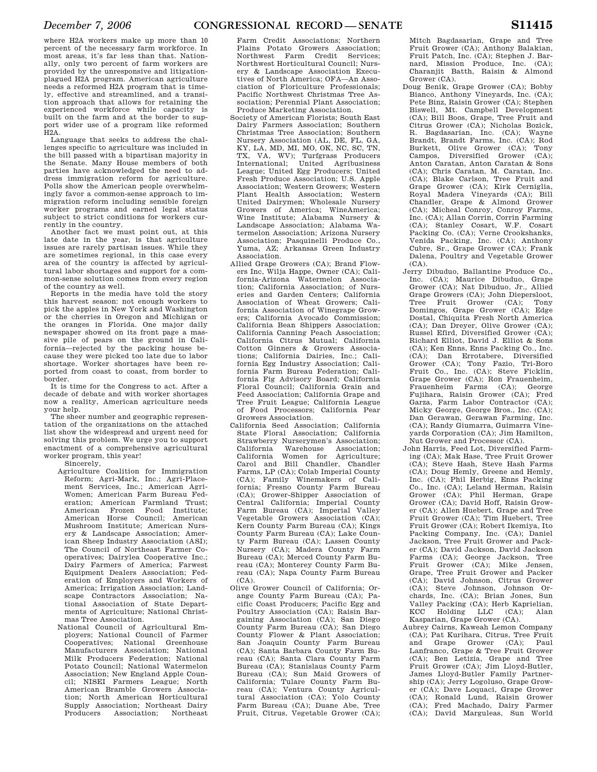where H2A workers make up more than 10 percent of the necessary farm workforce. In most areas, it's far less than that. Nationally, only two percent of farm workers are provided by the unresponsive and litigation-plagued H2A program. American agriculture needs a reformed H2A program that is timely, effective and streamlined, and a transition approach that allows for retaining the experienced workforce while capacity is built on the farm and at the border to support wider use of a program like reformed H2A.

Language that seeks to address the challenges specific to agriculture was included in the bill passed with a bipartisan majority in the Senate. Many House members of both parties have acknowledged the need to address immigration reform for agriculture. Polls show the American people overwhelmingly favor a common-sense approach to immigration reform including sensible foreign worker programs and earned legal status subject to strict conditions for workers currently in the country.

Another fact we must point out, at this late date in the year, is that agriculture issues are rarely partisan issues. While they are sometimes regional, in this case every area of the country is affected by agricultural labor shortages and support for a common-sense solution comes from every region of the country as well.

Reports in the media have told the story this harvest season: not enough workers to pick the apples in New York and Washington or the cherries in Oregon and Michigan or the oranges in Florida. One major daily newspaper showed on its front page a massive pile of pears on the ground in California—rejected by the packing house because they were picked too late due to labor shortage. Worker shortages have been reported from coast to coast, from border to border.

It is time for the Congress to act. After a decade of debate and with worker shortages now a reality, American agriculture needs your help.

The sheer number and geographic representation of the organizations on the attached list show the widespread and urgent need for solving this problem. We urge you to support enactment of a comprehensive agricultural worker program, this year!

Sincerely,

Agriculture Coalition for Immigration Reform; Agri-Mark, Inc.; Agri-Placement Services, Inc.; American Agri-Women; American Farm Bureau Federation; American Farmland Trust; American Frozen Food Institute; American Horse Council; American Mushroom Institute; American Nursery & Landscape Association; American Sheep Industry Association (ASI); The Council of Northeast Farmer Cooperatives; Dairylea Cooperative Inc.; Dairy Farmers of America; Farwest Equipment Dealers Association; Federation of Employers and Workers of America; Irrigation Association; Landscape Contractors Association; National Association of State Departments of Agriculture; National Christmas Tree Association.

National Council of Agricultural Employers; National Council of Farmer Cooperatives; National Greenhouse Manufacturers Association; National Milk Producers Federation; National Potato Council; National Watermelon Association; New England Apple Council; NISEI Farmers League; North American Bramble Growers Association; North American Horticultural Supply Association; Northeast Dairy Producers Association; Northeast Farm Credit Associations; Northern Plains Potato Growers Association; Northwest Farm Credit Services; Northwest Horticultural Council; Nursery & Landscape Association Executives of North America; OFA—An Association of Floriculture Professionals; Pacific Northwest Christmas Tree Association; Perennial Plant Association; Produce Marketing Association.

Society of American Florists; South East Dairy Farmers Association; Southern Christmas Tree Association; Southern Nursery Association (AL, DE, FL, GA, KY, LA, MD, MI, MO, OK, NC, SC, TN, TX, VA, WV); Turfgrass Producers International; United Agribusiness League; United Egg Producers; United Fresh Produce Association; U.S. Apple Association; Western Growers; Western Plant Health Association; Western United Dairymen; Wholesale Nursery Growers of America; WineAmerica; Wine Institute; Alabama Nursery & Landscape Association; Alabama Watermelon Association; Arizona Nursery Association; Pasquinelli Produce Co., Yuma, AZ; Arkansas Green Industry Association.

Allied Grape Growers (CA); Brand Flowers Inc, Wilja Happe, Owner (CA); California-Arizona Watermelon Association; California Association of Nurseries and Garden Centers; California Association of Wheat Growers; California Association of Winegrape Growers; California Avocado Commission; California Bean Shippers Association; California Canning Peach Association; California Citrus Mutual; California Cotton Ginners & Growers Associations; California Dairies, Inc.; California Egg Industry Association; California Farm Bureau Federation; California Fig Advisory Board; California Floral Council; California Grain and Feed Association; California Grape and Tree Fruit League; California League of Food Processors; California Pear Growers Association.

California Seed Association; California State Floral Association; California Strawberry Nurserymen's Association; California Warehouse Association; California Women for Agriculture; Carol and Bill Chandler, Chandler Farms, LP (CA); Colab Imperial County (CA); Family Winemakers of California; Fresno County Farm Bureau (CA); Grower-Shipper Association of Central California; Imperial County Farm Bureau (CA); Imperial Valley Vegetable Growers Association (CA); Kern County Farm Bureau (CA); Kings County Farm Bureau (CA); Lake County Farm Bureau (CA); Lassen County Nursery (CA); Madera County Farm Bureau (CA); Merced County Farm Bureau (CA); Monterey County Farm Bureau (CA); Napa County Farm Bureau (CA).

Olive Grower Council of California; Orange County Farm Bureau (CA); Pacific Coast Producers; Pacific Egg and Poultry Association (CA); Raisin Bargaining Association (CA); San Diego County Farm Bureau (CA); San Diego County Flower & Plant Association; San Joaquin County Farm Bureau (CA); Santa Barbara County Farm Bureau (CA); Santa Clara County Farm Bureau (CA); Stanislaus County Farm Bureau (CA); Sun Maid Growers of California; Tulare County Farm Bureau (CA); Ventura County Agricultural Association (CA); Yolo County Farm Bureau (CA); Duane Abe, Tree Fruit, Citrus, Vegetable Grower (CA); Mitch Bagdasarian, Grape and Tree Fruit Grower (CA); Anthony Balakian, Fruit Patch, Inc. (CA); Stephen J. Barnard, Mission Produce, Inc. (CA); Charanjit Batth, Raisin & Almond Grower (CA).

Doug Benik, Grape Grower (CA); Bobby Bianco, Anthony Vineyards, Inc. (CA); Pete Binz, Raisin Grower (CA); Stephen Biswell, Mt. Campbell Development (CA); Bill Boos, Grape, Tree Fruit and Citrus Grower (CA); Nicholas Bozick, R. Bagdasarian, Inc. (CA); Wayne Brandt, Brandt Farms, Inc. (CA); Rod Burkett, Olive Grower (CA); Tony Campos, Diversified Grower (CA); Anton Caratan, Anton Caratan & Sons (CA); Chris Caratan, M. Caratan, Inc. (CA); Blake Carlson, Tree Fruit and Grape Grower (CA); Kirk Cerniglia, Royal Madera Vineyards (CA); Bill Chandler, Grape & Almond Grower (CA); Micheal Conroy, Conroy Farms, Inc. (CA); Allan Corrin, Corrin Farming (CA); Stanley Cosart, W.F. Cosart Packing Co. (CA); Verne Crookshanks, Venida Packing, Inc. (CA); Anthony Cubre, Sr., Grape Grower (CA); Frank Dalena, Poultry and Vegetable Grower (CA).

Jerry Dibuduo, Ballantine Produce Co., Inc. (CA); Maurice Dibuduo, Grape Grower (CA); Nat Dibuduo, Jr., Allied Grape Growers (CA); John Diepersloot, Tree Fruit Grower (CA); Tony Domingos, Grape Grower (CA); Edge Dostal, Chiquita Fresh North America (CA); Dan Dreyer, Olive Grower (CA); Russel Efird, Diversified Grower (CA); Richard Elliot, David J. Elliot & Sons (CA); Ken Enns, Enns Packing Co., Inc. (CA); Dan Errotabere, Diversified Grower (CA); Tony Fazio, Tri-Boro Fruit Co., Inc. (CA); Steve Ficklin, Grape Grower (CA); Ron Frauenheim, Frauenheim Farms (CA); George Fujihara, Raisin Grower (CA); Fred Garza, Farm Labor Contractor (CA); Micky George, George Bros., Inc. (CA); Dan Gerawan, Gerawan Farming, Inc. (CA); Randy Giumarra, Guimarra Vineyards Corporation (CA); Jim Hamilton, Nut Grower and Processor (CA).

John Harris, Feed Lot, Diversified Farming (CA); Mak Hase, Tree Fruit Grower (CA); Steve Hash, Steve Hash Farms (CA); Doug Hemly, Greene and Hemly, Inc. (CA); Phil Herbig, Enns Packing Co., Inc. (CA); Leland Herman, Raisin Grower (CA); Phil Herman, Grape Grower (CA); David Hoff, Raisin Grower (CA); Allen Huebert, Grape and Tree Fruit Grower (CA); Tim Huebert, Tree Fruit Grower (CA); Robert Ikemiya, Ito Packing Company, Inc. (CA); Daniel Jackson, Tree Fruit Grower and Packer (CA); David Jackson, David Jackson Farms (CA); George Jackson, Tree Fruit Grower (CA); Mike Jensen, Grape, Tree Fruit Grower and Packer (CA); David Johnson, Citrus Grower (CA); Steve Johnson, Johnson Orchards, Inc. (CA); Brian Jones, Sun Valley Packing (CA); Herb Kaprielian, KCC Holding LLC (CA); Alan Kasparian, Grape Grower (CA).

Aubrey Cairns, Kaweah Lemon Company (CA); Pat Kurihara, Citrus, Tree Fruit and Grape Grower (CA); Paul Lanfranco, Grape & Tree Fruit Grower (CA); Ben Letizia, Grape and Tree Fruit Grower (CA); Jim Lloyd-Butler, James Lloyd-Butler Family Partnership (CA); Jerry Logoluso, Grape Grower (CA); Dave Loquaci, Grape Grower (CA); Ronald Lund, Raisin Grower (CA); Fred Machado, Dairy Farmer (CA); David Marguleas, Sun World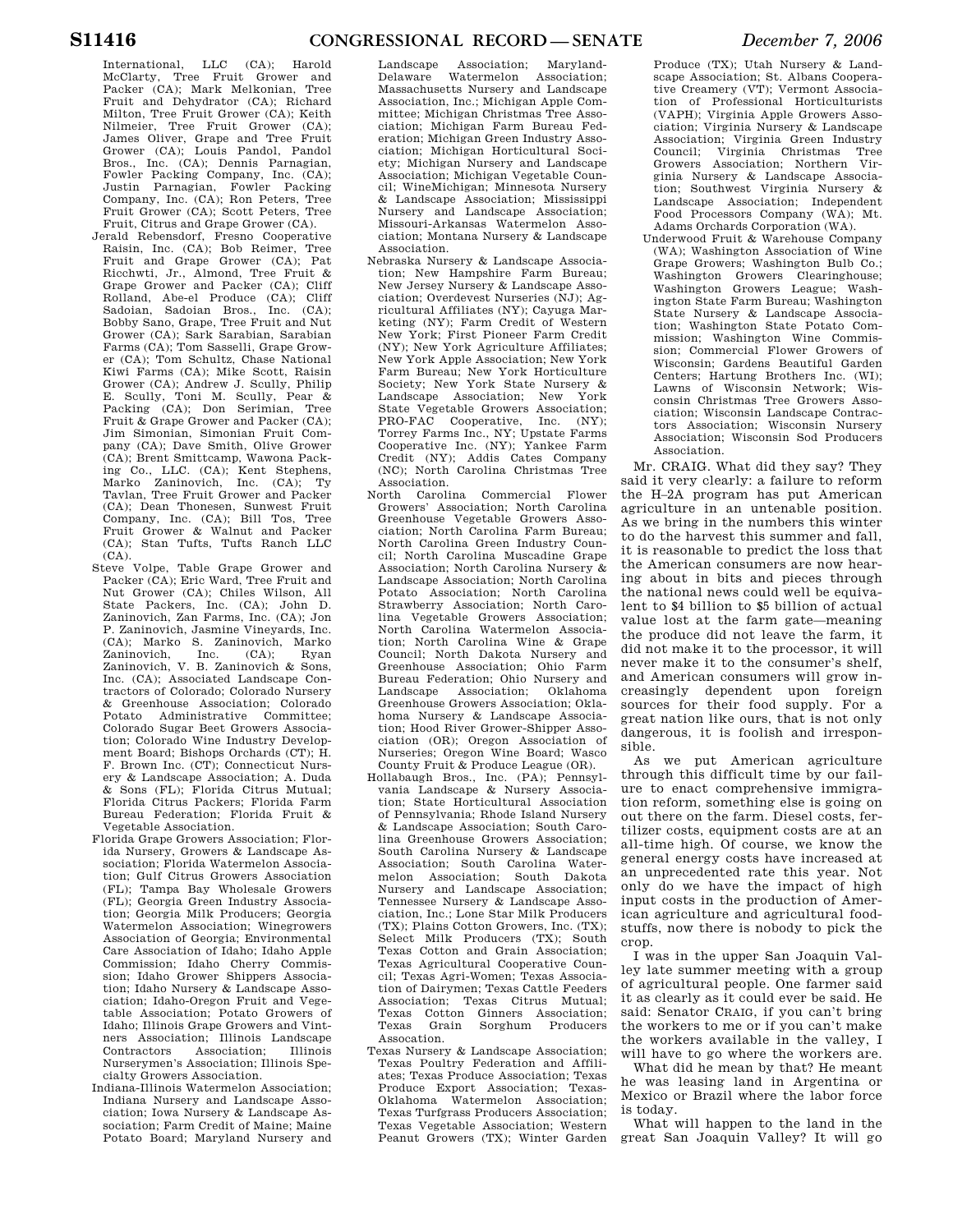International, LLC (CA); Harold McClarty, Tree Fruit Grower and Packer (CA); Mark Melkonian, Tree Fruit and Dehydrator (CA); Richard Milton, Tree Fruit Grower (CA); Keith Nilmeier, Tree Fruit Grower (CA); James Oliver, Grape and Tree Fruit Grower (CA); Louis Pandol, Pandol Bros., Inc. (CA); Dennis Parnagian, Fowler Packing Company, Inc. (CA); Justin Parnagian, Fowler Packing Company, Inc. (CA); Ron Peters, Tree Fruit Grower (CA); Scott Peters, Tree Fruit, Citrus and Grape Grower (CA).

Jerald Rebensdorf, Fresno Cooperative Raisin, Inc. (CA); Bob Reimer, Tree Fruit and Grape Grower (CA); Pat Ricchwti, Jr., Almond, Tree Fruit & Grape Grower and Packer (CA); Cliff Rolland, Abe-el Produce (CA); Cliff Sadoian, Sadoian Bros., Inc. (CA); Bobby Sano, Grape, Tree Fruit and Nut Grower (CA); Sark Sarabian, Sarabian Farms (CA); Tom Sasselli, Grape Grower (CA); Tom Schultz, Chase National Kiwi Farms (CA); Mike Scott, Raisin Grower (CA); Andrew J. Scully, Philip E. Scully, Toni M. Scully, Pear & Packing (CA); Don Serimian, Tree Fruit & Grape Grower and Packer (CA); Jim Simonian, Simonian Fruit Company (CA); Dave Smith, Olive Grower (CA); Brent Smittcamp, Wawona Packing Co., LLC. (CA); Kent Stephens, Marko Zaninovich, Inc. (CA); Ty Tavlan, Tree Fruit Grower and Packer (CA); Dean Thonesen, Sunwest Fruit Company, Inc. (CA); Bill Tos, Tree Fruit Grower & Walnut and Packer (CA); Stan Tufts, Tufts Ranch LLC (CA).

Steve Volpe, Table Grape Grower and Packer (CA); Eric Ward, Tree Fruit and Nut Grower (CA); Chiles Wilson, All State Packers, Inc. (CA); John D. Zaninovich, Zan Farms, Inc. (CA); Jon P. Zaninovich, Jasmine Vineyards, Inc. (CA); Marko S. Zaninovich, Marko Zaninovich, Inc. (CA); Ryan Zaninovich, V. B. Zaninovich & Sons, Inc. (CA); Associated Landscape Contractors of Colorado; Colorado Nursery & Greenhouse Association; Colorado Potato Administrative Committee; Colorado Sugar Beet Growers Association; Colorado Wine Industry Development Board; Bishops Orchards (CT); H. F. Brown Inc. (CT); Connecticut Nursery & Landscape Association; A. Duda & Sons (FL); Florida Citrus Mutual; Florida Citrus Packers; Florida Farm Bureau Federation; Florida Fruit & Vegetable Association.

Florida Grape Growers Association; Florida Nursery, Growers & Landscape Association; Florida Watermelon Association; Gulf Citrus Growers Association (FL); Tampa Bay Wholesale Growers (FL); Georgia Green Industry Association; Georgia Milk Producers; Georgia Watermelon Association; Winegrowers Association of Georgia; Environmental Care Association of Idaho; Idaho Apple Commission; Idaho Cherry Commission; Idaho Grower Shippers Association; Idaho Nursery & Landscape Association; Idaho-Oregon Fruit and Vegetable Association; Potato Growers of Idaho; Illinois Grape Growers and Vintners Association; Illinois Landscape Contractors Association; Illinois Nurserymen's Association; Illinois Specialty Growers Association.

Indiana-Illinois Watermelon Association; Indiana Nursery and Landscape Association; Iowa Nursery & Landscape Association; Farm Credit of Maine; Maine Potato Board; Maryland Nursery and Landscape Association; Maryland-Delaware Watermelon Association; Massachusetts Nursery and Landscape Association, Inc.; Michigan Apple Committee; Michigan Christmas Tree Association; Michigan Farm Bureau Federation; Michigan Green Industry Association; Michigan Horticultural Society; Michigan Nursery and Landscape Association; Michigan Vegetable Council; WineMichigan; Minnesota Nursery & Landscape Association; Mississippi Nursery and Landscape Association; Missouri-Arkansas Watermelon Association; Montana Nursery & Landscape Association.

Nebraska Nursery & Landscape Association; New Hampshire Farm Bureau; New Jersey Nursery & Landscape Association; Overdevest Nurseries (NJ); Agricultural Affiliates (NY); Cayuga Marketing (NY); Farm Credit of Western New York; First Pioneer Farm Credit (NY); New York Agriculture Affiliates; New York Apple Association; New York Farm Bureau; New York Horticulture Society; New York State Nursery & Landscape Association; New York State Vegetable Growers Association; PRO-FAC Cooperative, Inc. (NY); Torrey Farms Inc., NY; Upstate Farms Cooperative Inc. (NY); Yankee Farm Credit (NY); Addis Cates Company (NC); North Carolina Christmas Tree Association.

North Carolina Commercial Flower Growers' Association; North Carolina Greenhouse Vegetable Growers Association; North Carolina Farm Bureau; North Carolina Green Industry Council; North Carolina Muscadine Grape Association; North Carolina Nursery & Landscape Association; North Carolina Potato Association; North Carolina Strawberry Association; North Carolina Vegetable Growers Association; North Carolina Watermelon Association; North Carolina Wine & Grape Council; North Dakota Nursery and Greenhouse Association; Ohio Farm Bureau Federation; Ohio Nursery and Landscape Association; Oklahoma Greenhouse Growers Association; Oklahoma Nursery & Landscape Association; Hood River Grower-Shipper Association (OR); Oregon Association of Nurseries; Oregon Wine Board; Wasco County Fruit & Produce League (OR).

Hollabaugh Bros., Inc. (PA); Pennsylvania Landscape & Nursery Association; State Horticultural Association of Pennsylvania; Rhode Island Nursery & Landscape Association; South Carolina Greenhouse Growers Association; South Carolina Nursery & Landscape Association; South Carolina Watermelon Association; South Dakota Nursery and Landscape Association; Tennessee Nursery & Landscape Association, Inc.; Lone Star Milk Producers (TX); Plains Cotton Growers, Inc. (TX); Select Milk Producers (TX); South Texas Cotton and Grain Association; Texas Agricultural Cooperative Council; Texas Agri-Women; Texas Association of Dairymen; Texas Cattle Feeders Association; Texas Citrus Mutual; Texas Cotton Ginners Association; Texas Grain Sorghum Producers Assocation.

Texas Nursery & Landscape Association; Texas Poultry Federation and Affiliates; Texas Produce Association; Texas Produce Export Association; Texas-Oklahoma Watermelon Association; Texas Turfgrass Producers Association; Texas Vegetable Association; Western Peanut Growers (TX); Winter Garden Produce (TX); Utah Nursery & Landscape Association; St. Albans Cooperative Creamery (VT); Vermont Association of Professional Horticulturists (VAPH); Virginia Apple Growers Association; Virginia Nursery & Landscape Association; Virginia Green Industry Council; Virginia Christmas Tree Growers Association; Northern Virginia Nursery & Landscape Association; Southwest Virginia Nursery & Landscape Association; Independent Food Processors Company (WA); Mt. Adams Orchards Corporation (WA).

Underwood Fruit & Warehouse Company (WA); Washington Association of Wine Grape Growers; Washington Bulb Co.; Washington Growers Clearinghouse; Washington Growers League; Washington State Farm Bureau; Washington State Nursery & Landscape Association; Washington State Potato Commission; Washington Wine Commission; Commercial Flower Growers of Wisconsin; Gardens Beautiful Garden Centers; Hartung Brothers Inc. (WI); Lawns of Wisconsin Network; Wisconsin Christmas Tree Growers Association; Wisconsin Landscape Contractors Association; Wisconsin Nursery Association; Wisconsin Sod Producers Association.

Mr. CRAIG. What did they say? They said it very clearly: a failure to reform the H–2A program has put American agriculture in an untenable position. As we bring in the numbers this winter to do the harvest this summer and fall, it is reasonable to predict the loss that the American consumers are now hearing about in bits and pieces through the national news could well be equivalent to $4 billion to $5 billion of actual value lost at the farm gate—meaning the produce did not leave the farm, it did not make it to the processor, it will never make it to the consumer's shelf, and American consumers will grow increasingly dependent upon foreign sources for their food supply. For a great nation like ours, that is not only dangerous, it is foolish and irresponsible.

As we put American agriculture through this difficult time by our failure to enact comprehensive immigration reform, something else is going on out there on the farm. Diesel costs, fertilizer costs, equipment costs are at an all-time high. Of course, we know the general energy costs have increased at an unprecedented rate this year. Not only do we have the impact of high input costs in the production of American agriculture and agricultural foodstuffs, now there is nobody to pick the crop.

I was in the upper San Joaquin Valley late summer meeting with a group of agricultural people. One farmer said it as clearly as it could ever be said. He said: Senator CRAIG, if you can't bring the workers to me or if you can't make the workers available in the valley, I will have to go where the workers are.

What did he mean by that? He meant he was leasing land in Argentina or Mexico or Brazil where the labor force is today.

What will happen to the land in the great San Joaquin Valley? It will go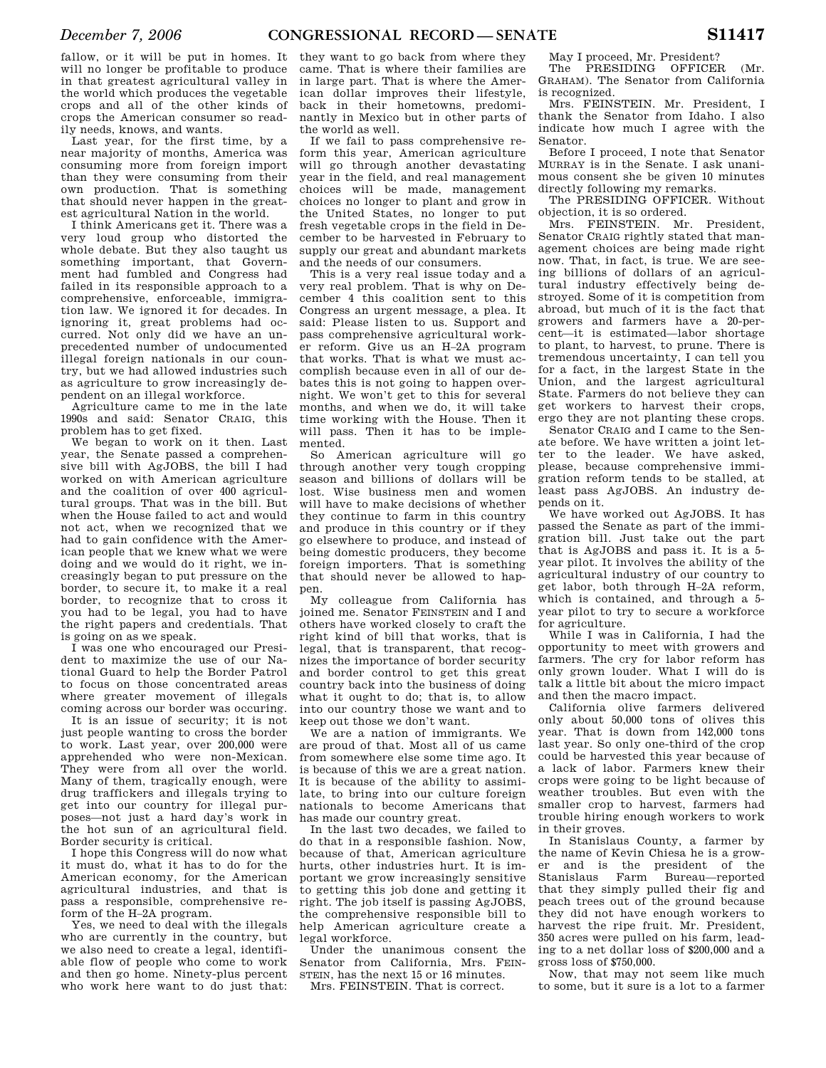fallow, or it will be put in homes. It will no longer be profitable to produce in that greatest agricultural valley in the world which produces the vegetable crops and all of the other kinds of crops the American consumer so readily needs, knows, and wants.

Last year, for the first time, by a near majority of months, America was consuming more from foreign import than they were consuming from their own production. That is something that should never happen in the greatest agricultural Nation in the world.

I think Americans get it. There was a very loud group who distorted the whole debate. But they also taught us something important, that Government had fumbled and Congress had failed in its responsible approach to a comprehensive, enforceable, immigration law. We ignored it for decades. In ignoring it, great problems had occurred. Not only did we have an unprecedented number of undocumented illegal foreign nationals in our country, but we had allowed industries such as agriculture to grow increasingly dependent on an illegal workforce.

Agriculture came to me in the late 1990s and said: Senator CRAIG, this problem has to get fixed.

We began to work on it then. Last year, the Senate passed a comprehensive bill with AgJOBS, the bill I had worked on with American agriculture and the coalition of over 400 agricultural groups. That was in the bill. But when the House failed to act and would not act, when we recognized that we had to gain confidence with the American people that we knew what we were doing and we would do it right, we increasingly began to put pressure on the border, to secure it, to make it a real border, to recognize that to cross it you had to be legal, you had to have the right papers and credentials. That is going on as we speak.

I was one who encouraged our President to maximize the use of our National Guard to help the Border Patrol to focus on those concentrated areas where greater movement of illegals coming across our border was occuring.

It is an issue of security; it is not just people wanting to cross the border to work. Last year, over 200,000 were apprehended who were non-Mexican. They were from all over the world. Many of them, tragically enough, were drug traffickers and illegals trying to get into our country for illegal purposes—not just a hard day's work in the hot sun of an agricultural field. Border security is critical.

I hope this Congress will do now what it must do, what it has to do for the American economy, for the American agricultural industries, and that is pass a responsible, comprehensive reform of the H–2A program.

Yes, we need to deal with the illegals who are currently in the country, but we also need to create a legal, identifiable flow of people who come to work and then go home. Ninety-plus percent who work here want to do just that: they want to go back from where they came. That is where their families are in large part. That is where the American dollar improves their lifestyle, back in their hometowns, predominantly in Mexico but in other parts of the world as well.

If we fail to pass comprehensive reform this year, American agriculture will go through another devastating year in the field, and real management choices will be made, management choices no longer to plant and grow in the United States, no longer to put fresh vegetable crops in the field in December to be harvested in February to supply our great and abundant markets and the needs of our consumers.

This is a very real issue today and a very real problem. That is why on December 4 this coalition sent to this Congress an urgent message, a plea. It said: Please listen to us. Support and pass comprehensive agricultural worker reform. Give us an H–2A program that works. That is what we must accomplish because even in all of our debates this is not going to happen overnight. We won't get to this for several months, and when we do, it will take time working with the House. Then it will pass. Then it has to be implemented.

So American agriculture will go through another very tough cropping season and billions of dollars will be lost. Wise business men and women will have to make decisions of whether they continue to farm in this country and produce in this country or if they go elsewhere to produce, and instead of being domestic producers, they become foreign importers. That is something that should never be allowed to happen.

My colleague from California has joined me. Senator FEINSTEIN and I and others have worked closely to craft the right kind of bill that works, that is legal, that is transparent, that recognizes the importance of border security and border control to get this great country back into the business of doing what it ought to do; that is, to allow into our country those we want and to keep out those we don't want.

We are a nation of immigrants. We are proud of that. Most all of us came from somewhere else some time ago. It is because of this we are a great nation. It is because of the ability to assimilate, to bring into our culture foreign nationals to become Americans that has made our country great.

In the last two decades, we failed to do that in a responsible fashion. Now, because of that, American agriculture hurts, other industries hurt. It is important we grow increasingly sensitive to getting this job done and getting it right. The job itself is passing AgJOBS, the comprehensive responsible bill to help American agriculture create a legal workforce.

Under the unanimous consent the Senator from California, Mrs. FEINSTEIN, has the next 15 or 16 minutes.

Mrs. FEINSTEIN. That is correct.

May I proceed, Mr. President?

The PRESIDING OFFICER (Mr. GRAHAM). The Senator from California is recognized.

Mrs. FEINSTEIN. Mr. President, I thank the Senator from Idaho. I also indicate how much I agree with the Senator.

Before I proceed, I note that Senator MURRAY is in the Senate. I ask unanimous consent she be given 10 minutes directly following my remarks.

The PRESIDING OFFICER. Without objection, it is so ordered.

Mrs. FEINSTEIN. Mr. President, Senator CRAIG rightly stated that management choices are being made right now. That, in fact, is true. We are seeing billions of dollars of an agricultural industry effectively being destroyed. Some of it is competition from abroad, but much of it is the fact that growers and farmers have a 20-percent—it is estimated—labor shortage to plant, to harvest, to prune. There is tremendous uncertainty, I can tell you for a fact, in the largest State in the Union, and the largest agricultural State. Farmers do not believe they can get workers to harvest their crops, ergo they are not planting these crops.

Senator CRAIG and I came to the Senate before. We have written a joint letter to the leader. We have asked, please, because comprehensive immigration reform tends to be stalled, at least pass AgJOBS. An industry depends on it.

We have worked out AgJOBS. It has passed the Senate as part of the immigration bill. Just take out the part that is AgJOBS and pass it. It is a 5-year pilot. It involves the ability of the agricultural industry of our country to get labor, both through H–2A reform, which is contained, and through a 5-year pilot to try to secure a workforce for agriculture.

While I was in California, I had the opportunity to meet with growers and farmers. The cry for labor reform has only grown louder. What I will do is talk a little bit about the micro impact and then the macro impact.

California olive farmers delivered only about 50,000 tons of olives this year. That is down from 142,000 tons last year. So only one-third of the crop could be harvested this year because of a lack of labor. Farmers knew their crops were going to be light because of weather troubles. But even with the smaller crop to harvest, farmers had trouble hiring enough workers to work in their groves.

In Stanislaus County, a farmer by the name of Kevin Chiesa he is a grower and is the president of the Stanislaus Farm Bureau—reported that they simply pulled their fig and peach trees out of the ground because they did not have enough workers to harvest the ripe fruit. Mr. President, 350 acres were pulled on his farm, leading to a net dollar loss of $200,000 and a gross loss of $750,000.

Now, that may not seem like much to some, but it sure is a lot to a farmer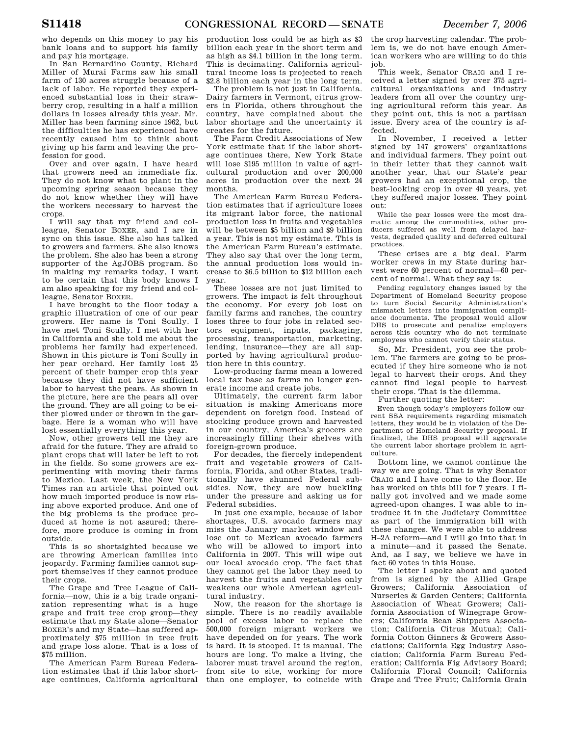who depends on this money to pay his bank loans and to support his family and pay his mortgage.

In San Bernardino County, Richard Miller of Murai Farms saw his small farm of 130 acres struggle because of a lack of labor. He reported they experienced substantial loss in their strawberry crop, resulting in a half a million dollars in losses already this year. Mr. Miller has been farming since 1962, but the difficulties he has experienced have recently caused him to think about giving up his farm and leaving the profession for good.

Over and over again, I have heard that growers need an immediate fix. They do not know what to plant in the upcoming spring season because they do not know whether they will have the workers necessary to harvest the crops.

I will say that my friend and colleague, Senator BOXER, and I are in sync on this issue. She also has talked to growers and farmers. She also knows the problem. She also has been a strong supporter of the AgJOBS program. So in making my remarks today, I want to be certain that this body knows I am also speaking for my friend and colleague, Senator BOXER.

I have brought to the floor today a graphic illustration of one of our pear growers. Her name is Toni Scully. I have met Toni Scully. I met with her in California and she told me about the problems her family had experienced. Shown in this picture is Toni Scully in her pear orchard. Her family lost 25 percent of their bumper crop this year because they did not have sufficient labor to harvest the pears. As shown in the picture, here are the pears all over the ground. They are all going to be either plowed under or thrown in the garbage. Here is a woman who will have lost essentially everything this year.

Now, other growers tell me they are afraid for the future. They are afraid to plant crops that will later be left to rot in the fields. So some growers are experimenting with moving their farms to Mexico. Last week, the New York Times ran an article that pointed out how much imported produce is now rising above exported produce. And one of the big problems is the produce produced at home is not assured; therefore, more produce is coming in from outside.

This is so shortsighted because we are throwing American families into jeopardy. Farming families cannot support themselves if they cannot produce their crops.

The Grape and Tree League of California—now, this is a big trade organization representing what is a huge grape and fruit tree crop group—they estimate that my State alone—Senator BOXER's and my State—has suffered approximately $75 million in tree fruit and grape loss alone. That is a loss of $75 million.

The American Farm Bureau Federation estimates that if this labor shortage continues, California agricultural production loss could be as high as $3 billion each year in the short term and as high as $4.1 billion in the long term. This is decimating. California agricultural income loss is projected to reach $2.8 billion each year in the long term.

The problem is not just in California. Dairy farmers in Vermont, citrus growers in Florida, others throughout the country, have complained about the labor shortage and the uncertainty it creates for the future.

The Farm Credit Associations of New York estimate that if the labor shortage continues there, New York State will lose $195 million in value of agricultural production and over 200,000 acres in production over the next 24 months.

The American Farm Bureau Federation estimates that if agriculture loses its migrant labor force, the national production loss in fruits and vegetables will be between $5 billion and $9 billion a year. This is not my estimate. This is the American Farm Bureau's estimate. They also say that over the long term, the annual production loss would increase to $6.5 billion to $12 billion each year.

These losses are not just limited to growers. The impact is felt throughout the economy. For every job lost on family farms and ranches, the country loses three to four jobs in related sectors equipment, inputs, packaging, processing, transportation, marketing, lending, insurance—they are all supported by having agricultural production here in this country.

Low-producing farms mean a lowered local tax base as farms no longer generate income and create jobs.

Ultimately, the current farm labor situation is making Americans more dependent on foreign food. Instead of stocking produce grown and harvested in our country, America's grocers are increasingly filling their shelves with foreign-grown produce.

For decades, the fiercely independent fruit and vegetable growers of California, Florida, and other States, traditionally have shunned Federal subsidies. Now, they are now buckling under the pressure and asking us for Federal subsidies.

In just one example, because of labor shortages, U.S. avocado farmers may miss the January market window and lose out to Mexican avocado farmers who will be allowed to import into California in 2007. This will wipe out our local avocado crop. The fact that they cannot get the labor they need to harvest the fruits and vegetables only weakens our whole American agricultural industry.

Now, the reason for the shortage is simple. There is no readily available pool of excess labor to replace the 500,000 foreign migrant workers we have depended on for years. The work is hard. It is stooped. It is manual. The hours are long. To make a living, the laborer must travel around the region, from site to site, working for more than one employer, to coincide with the crop harvesting calendar. The problem is, we do not have enough American workers who are willing to do this job.

This week, Senator CRAIG and I received a letter signed by over 375 agricultural organizations and industry leaders from all over the country urging agricultural reform this year. As they point out, this is not a partisan issue. Every area of the country is affected.

In November, I received a letter signed by 147 growers' organizations and individual farmers. They point out in their letter that they cannot wait another year, that our State's pear growers had an exceptional crop, the best-looking crop in over 40 years, yet they suffered major losses. They point out:

> While the pear losses were the most dramatic among the commodities, other producers suffered as well from delayed harvests, degraded quality and deferred cultural practices.

These crises are a big deal. Farm worker crews in my State during harvest were 60 percent of normal—60 percent of normal. What they say is:

> Pending regulatory changes issued by the Department of Homeland Security propose to turn Social Security Administration's mismatch letters into immigration compliance documents. The proposal would allow DHS to prosecute and penalize employers across this country who do not terminate employees who cannot verify their status.

So, Mr. President, you see the problem. The farmers are going to be prosecuted if they hire someone who is not legal to harvest their crops. And they cannot find legal people to harvest their crops. That is the dilemma.

Further quoting the letter:

> Even though today's employers follow current SSA requirements regarding mismatch letters, they would be in violation of the Department of Homeland Security proposal. If finalized, the DHS proposal will aggravate the current labor shortage problem in agriculture.

Bottom line, we cannot continue the way we are going. That is why Senator CRAIG and I have come to the floor. He has worked on this bill for 7 years. I finally got involved and we made some agreed-upon changes. I was able to introduce it in the Judiciary Committee as part of the immigration bill with these changes. We were able to address H–2A reform—and I will go into that in a minute—and it passed the Senate. And, as I say, we believe we have in fact 60 votes in this House.

The letter I spoke about and quoted from is signed by the Allied Grape Growers; California Association of Nurseries & Garden Centers; California Association of Wheat Growers; California Association of Winegrape Growers; California Bean Shippers Association; California Citrus Mutual; California Cotton Ginners & Growers Associations; California Egg Industry Association; California Farm Bureau Federation; California Fig Advisory Board; California Floral Council; California Grape and Tree Fruit; California Grain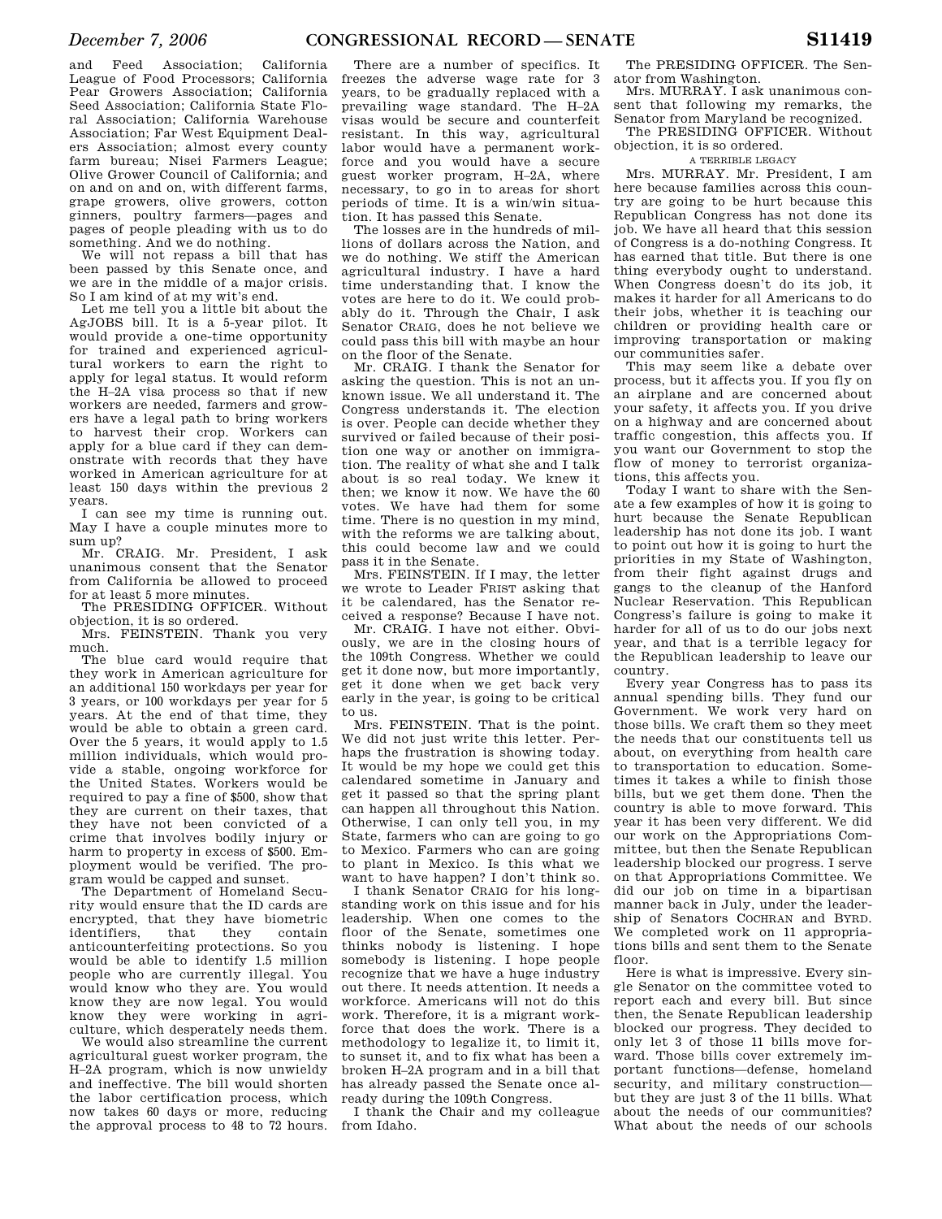and Feed Association; California League of Food Processors; California Pear Growers Association; California Seed Association; California State Floral Association; California Warehouse Association; Far West Equipment Dealers Association; almost every county farm bureau; Nisei Farmers League; Olive Grower Council of California; and on and on and on, with different farms, grape growers, olive growers, cotton ginners, poultry farmers—pages and pages of people pleading with us to do something. And we do nothing.

We will not repass a bill that has been passed by this Senate once, and we are in the middle of a major crisis. So I am kind of at my wit's end.

Let me tell you a little bit about the AgJOBS bill. It is a 5-year pilot. It would provide a one-time opportunity for trained and experienced agricultural workers to earn the right to apply for legal status. It would reform the H–2A visa process so that if new workers are needed, farmers and growers have a legal path to bring workers to harvest their crop. Workers can apply for a blue card if they can demonstrate with records that they have worked in American agriculture for at least 150 days within the previous 2 years.

I can see my time is running out. May I have a couple minutes more to sum up?

Mr. CRAIG. Mr. President, I ask unanimous consent that the Senator from California be allowed to proceed for at least 5 more minutes.

The PRESIDING OFFICER. Without objection, it is so ordered.

Mrs. FEINSTEIN. Thank you very much.

The blue card would require that they work in American agriculture for an additional 150 workdays per year for 3 years, or 100 workdays per year for 5 years. At the end of that time, they would be able to obtain a green card. Over the 5 years, it would apply to 1.5 million individuals, which would provide a stable, ongoing workforce for the United States. Workers would be required to pay a fine of $500, show that they are current on their taxes, that they have not been convicted of a crime that involves bodily injury or harm to property in excess of $500. Employment would be verified. The program would be capped and sunset.

The Department of Homeland Security would ensure that the ID cards are encrypted, that they have biometric identifiers, that they contain anticounterfeiting protections. So you would be able to identify 1.5 million people who are currently illegal. You would know who they are. You would know they are now legal. You would know they were working in agriculture, which desperately needs them.

We would also streamline the current agricultural guest worker program, the H–2A program, which is now unwieldy and ineffective. The bill would shorten the labor certification process, which now takes 60 days or more, reducing the approval process to 48 to 72 hours.

There are a number of specifics. It freezes the adverse wage rate for 3 years, to be gradually replaced with a prevailing wage standard. The H–2A visas would be secure and counterfeit resistant. In this way, agricultural labor would have a permanent workforce and you would have a secure guest worker program, H–2A, where necessary, to go in to areas for short periods of time. It is a win/win situation. It has passed this Senate.

The losses are in the hundreds of millions of dollars across the Nation, and we do nothing. We stiff the American agricultural industry. I have a hard time understanding that. I know the votes are here to do it. We could probably do it. Through the Chair, I ask Senator CRAIG, does he not believe we could pass this bill with maybe an hour on the floor of the Senate.

Mr. CRAIG. I thank the Senator for asking the question. This is not an unknown issue. We all understand it. The Congress understands it. The election is over. People can decide whether they survived or failed because of their position one way or another on immigration. The reality of what she and I talk about is so real today. We knew it then; we know it now. We have the 60 votes. We have had them for some time. There is no question in my mind, with the reforms we are talking about, this could become law and we could pass it in the Senate.

Mrs. FEINSTEIN. If I may, the letter we wrote to Leader FRIST asking that it be calendared, has the Senator received a response? Because I have not.

Mr. CRAIG. I have not either. Obviously, we are in the closing hours of the 109th Congress. Whether we could get it done now, but more importantly, get it done when we get back very early in the year, is going to be critical to us.

Mrs. FEINSTEIN. That is the point. We did not just write this letter. Perhaps the frustration is showing today. It would be my hope we could get this calendared sometime in January and get it passed so that the spring plant can happen all throughout this Nation. Otherwise, I can only tell you, in my State, farmers who can are going to go to Mexico. Farmers who can are going to plant in Mexico. Is this what we want to have happen? I don't think so.

I thank Senator CRAIG for his longstanding work on this issue and for his leadership. When one comes to the floor of the Senate, sometimes one thinks nobody is listening. I hope somebody is listening. I hope people recognize that we have a huge industry out there. It needs attention. It needs a workforce. Americans will not do this work. Therefore, it is a migrant workforce that does the work. There is a methodology to legalize it, to limit it, to sunset it, and to fix what has been a broken H–2A program and in a bill that has already passed the Senate once already during the 109th Congress.

I thank the Chair and my colleague from Idaho.

The PRESIDING OFFICER. The Senator from Washington.

Mrs. MURRAY. I ask unanimous consent that following my remarks, the Senator from Maryland be recognized.

The PRESIDING OFFICER. Without objection, it is so ordered.

A TERRIBLE LEGACY

Mrs. MURRAY. Mr. President, I am here because families across this country are going to be hurt because this Republican Congress has not done its job. We have all heard that this session of Congress is a do-nothing Congress. It has earned that title. But there is one thing everybody ought to understand. When Congress doesn't do its job, it makes it harder for all Americans to do their jobs, whether it is teaching our children or providing health care or improving transportation or making our communities safer.

This may seem like a debate over process, but it affects you. If you fly on an airplane and are concerned about your safety, it affects you. If you drive on a highway and are concerned about traffic congestion, this affects you. If you want our Government to stop the flow of money to terrorist organizations, this affects you.

Today I want to share with the Senate a few examples of how it is going to hurt because the Senate Republican leadership has not done its job. I want to point out how it is going to hurt the priorities in my State of Washington, from their fight against drugs and gangs to the cleanup of the Hanford Nuclear Reservation. This Republican Congress's failure is going to make it harder for all of us to do our jobs next year, and that is a terrible legacy for the Republican leadership to leave our country.

Every year Congress has to pass its annual spending bills. They fund our Government. We work very hard on those bills. We craft them so they meet the needs that our constituents tell us about, on everything from health care to transportation to education. Sometimes it takes a while to finish those bills, but we get them done. Then the country is able to move forward. This year it has been very different. We did our work on the Appropriations Committee, but then the Senate Republican leadership blocked our progress. I serve on that Appropriations Committee. We did our job on time in a bipartisan manner back in July, under the leadership of Senators COCHRAN and BYRD. We completed work on 11 appropriations bills and sent them to the Senate floor.

Here is what is impressive. Every single Senator on the committee voted to report each and every bill. But since then, the Senate Republican leadership blocked our progress. They decided to only let 3 of those 11 bills move forward. Those bills cover extremely important functions—defense, homeland security, and military construction—but they are just 3 of the 11 bills. What about the needs of our communities? What about the needs of our schools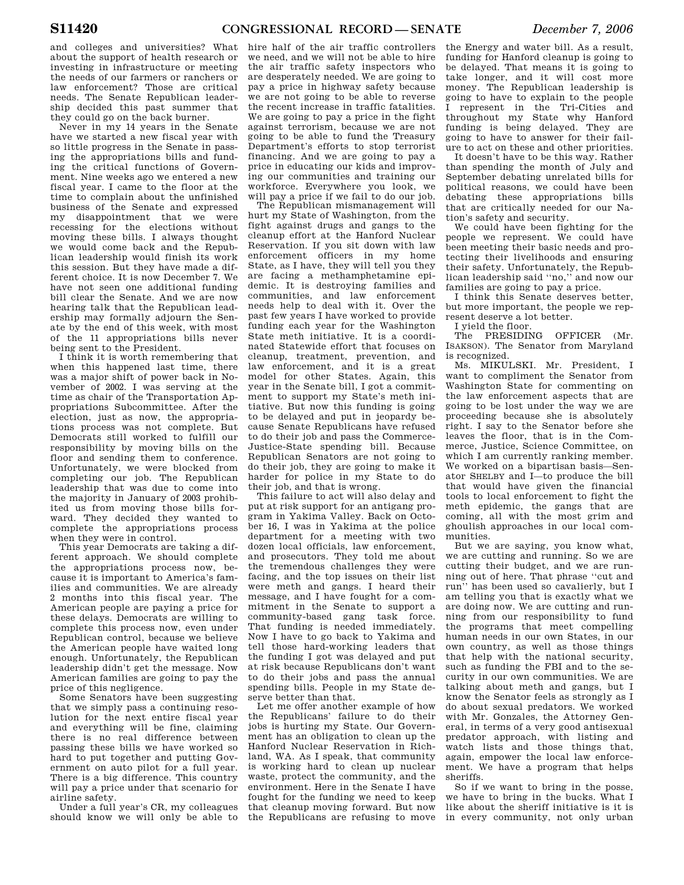and colleges and universities? What about the support of health research or investing in infrastructure or meeting the needs of our farmers or ranchers or law enforcement? Those are critical needs. The Senate Republican leadership decided this past summer that they could go on the back burner.

Never in my 14 years in the Senate have we started a new fiscal year with so little progress in the Senate in passing the appropriations bills and funding the critical functions of Government. Nine weeks ago we entered a new fiscal year. I came to the floor at the time to complain about the unfinished business of the Senate and expressed my disappointment that we were recessing for the elections without moving these bills. I always thought we would come back and the Republican leadership would finish its work this session. But they have made a different choice. It is now December 7. We have not seen one additional funding bill clear the Senate. And we are now hearing talk that the Republican leadership may formally adjourn the Senate by the end of this week, with most of the 11 appropriations bills never being sent to the President.

I think it is worth remembering that when this happened last time, there was a major shift of power back in November of 2002. I was serving at the time as chair of the Transportation Appropriations Subcommittee. After the election, just as now, the appropriations process was not complete. But Democrats still worked to fulfill our responsibility by moving bills on the floor and sending them to conference. Unfortunately, we were blocked from completing our job. The Republican leadership that was due to come into the majority in January of 2003 prohibited us from moving those bills forward. They decided they wanted to complete the appropriations process when they were in control.

This year Democrats are taking a different approach. We should complete the appropriations process now, because it is important to America's families and communities. We are already 2 months into this fiscal year. The American people are paying a price for these delays. Democrats are willing to complete this process now, even under Republican control, because we believe the American people have waited long enough. Unfortunately, the Republican leadership didn't get the message. Now American families are going to pay the price of this negligence.

Some Senators have been suggesting that we simply pass a continuing resolution for the next entire fiscal year and everything will be fine, claiming there is no real difference between passing these bills we have worked so hard to put together and putting Government on auto pilot for a full year. There is a big difference. This country will pay a price under that scenario for airline safety.

Under a full year's CR, my colleagues should know we will only be able to hire half of the air traffic controllers we need, and we will not be able to hire the air traffic safety inspectors who are desperately needed. We are going to pay a price in highway safety because we are not going to be able to reverse the recent increase in traffic fatalities. We are going to pay a price in the fight against terrorism, because we are not going to be able to fund the Treasury Department's efforts to stop terrorist financing. And we are going to pay a price in educating our kids and improving our communities and training our workforce. Everywhere you look, we will pay a price if we fail to do our job.

The Republican mismanagement will hurt my State of Washington, from the fight against drugs and gangs to the cleanup effort at the Hanford Nuclear Reservation. If you sit down with law enforcement officers in my home State, as I have, they will tell you they are facing a methamphetamine epidemic. It is destroying families and communities, and law enforcement needs help to deal with it. Over the past few years I have worked to provide funding each year for the Washington State meth initiative. It is a coordinated Statewide effort that focuses on cleanup, treatment, prevention, and law enforcement, and it is a great model for other States. Again, this year in the Senate bill, I got a commitment to support my State's meth initiative. But now this funding is going to be delayed and put in jeopardy because Senate Republicans have refused to do their job and pass the Commerce-Justice-State spending bill. Because Republican Senators are not going to do their job, they are going to make it harder for police in my State to do their job, and that is wrong.

This failure to act will also delay and put at risk support for an antigang program in Yakima Valley. Back on October 16, I was in Yakima at the police department for a meeting with two dozen local officials, law enforcement, and prosecutors. They told me about the tremendous challenges they were facing, and the top issues on their list were meth and gangs. I heard their message, and I have fought for a commitment in the Senate to support a community-based gang task force. That funding is needed immediately. Now I have to go back to Yakima and tell those hard-working leaders that the funding I got was delayed and put at risk because Republicans don't want to do their jobs and pass the annual spending bills. People in my State deserve better than that.

Let me offer another example of how the Republicans' failure to do their jobs is hurting my State. Our Government has an obligation to clean up the Hanford Nuclear Reservation in Richland, WA. As I speak, that community is working hard to clean up nuclear waste, protect the community, and the environment. Here in the Senate I have fought for the funding we need to keep that cleanup moving forward. But now the Republicans are refusing to move the Energy and water bill. As a result, funding for Hanford cleanup is going to be delayed. That means it is going to take longer, and it will cost more money. The Republican leadership is going to have to explain to the people I represent in the Tri-Cities and throughout my State why Hanford funding is being delayed. They are going to have to answer for their failure to act on these and other priorities.

It doesn't have to be this way. Rather than spending the month of July and September debating unrelated bills for political reasons, we could have been debating these appropriations bills that are critically needed for our Nation's safety and security.

We could have been fighting for the people we represent. We could have been meeting their basic needs and protecting their livelihoods and ensuring their safety. Unfortunately, the Republican leadership said "no," and now our families are going to pay a price.

I think this Senate deserves better, but more important, the people we represent deserve a lot better.

I yield the floor.

The PRESIDING OFFICER (Mr. ISAKSON). The Senator from Maryland is recognized.

Ms. MIKULSKI. Mr. President, I want to compliment the Senator from Washington State for commenting on the law enforcement aspects that are going to be lost under the way we are proceeding because she is absolutely right. I say to the Senator before she leaves the floor, that is in the Commerce, Justice, Science Committee, on which I am currently ranking member. We worked on a bipartisan basis—Senator SHELBY and I—to produce the bill that would have given the financial tools to local enforcement to fight the meth epidemic, the gangs that are coming, all with the most grim and ghoulish approaches in our local communities.

But we are saying, you know what, we are cutting and running. So we are cutting their budget, and we are running out of here. That phrase "cut and run" has been used so cavalierly, but I am telling you that is exactly what we are doing now. We are cutting and running from our responsibility to fund the programs that meet compelling human needs in our own States, in our own country, as well as those things that help with the national security, such as funding the FBI and to the security in our own communities. We are talking about meth and gangs, but I know the Senator feels as strongly as I do about sexual predators. We worked with Mr. Gonzales, the Attorney General, in terms of a very good antisexual predator approach, with listing and watch lists and those things that, again, empower the local law enforcement. We have a program that helps sheriffs.

So if we want to bring in the posse, we have to bring in the bucks. What I like about the sheriff initiative is it is in every community, not only urban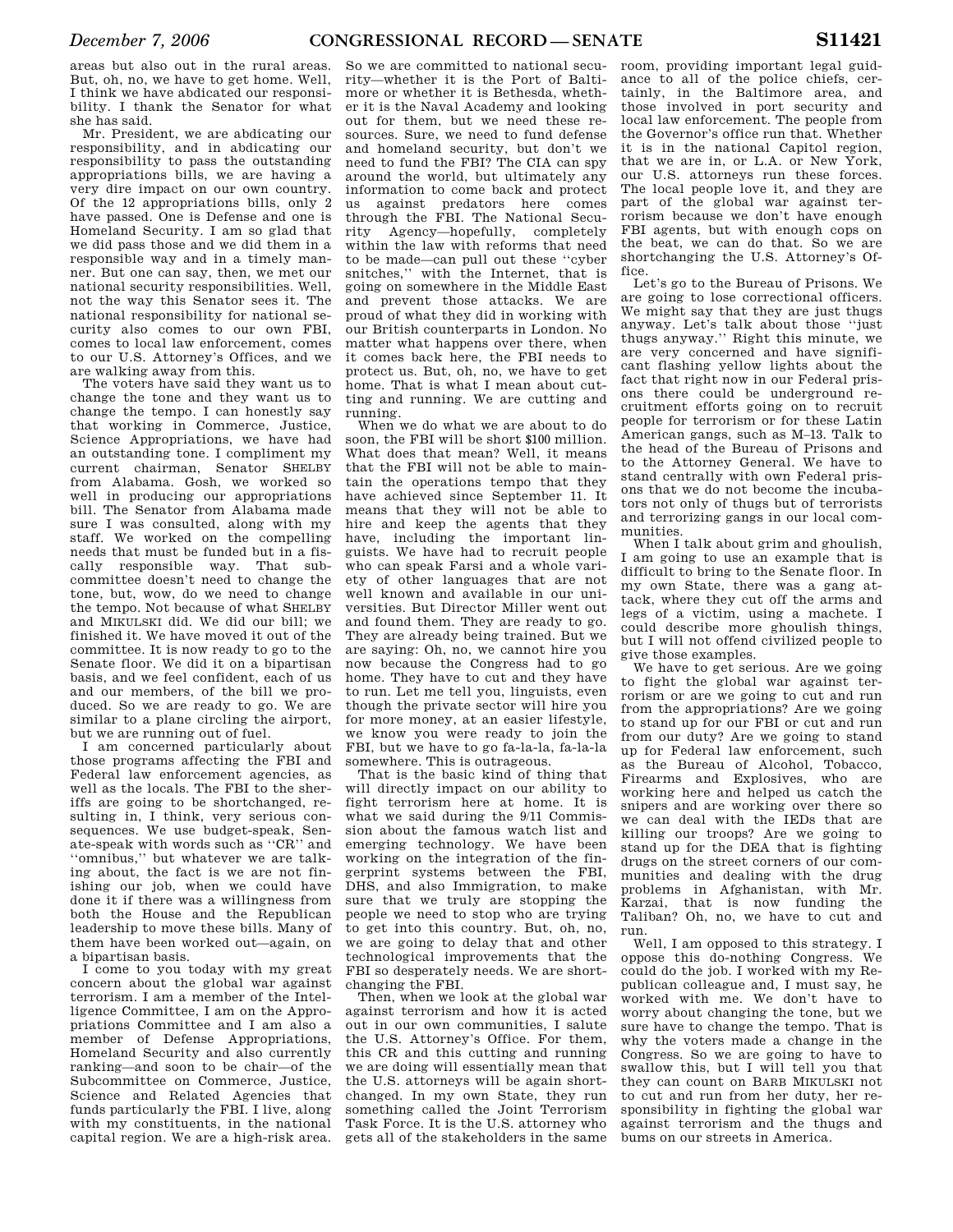areas but also out in the rural areas. But, oh, no, we have to get home. Well, I think we have abdicated our responsibility. I thank the Senator for what she has said.

Mr. President, we are abdicating our responsibility, and in abdicating our responsibility to pass the outstanding appropriations bills, we are having a very dire impact on our own country. Of the 12 appropriations bills, only 2 have passed. One is Defense and one is Homeland Security. I am so glad that we did pass those and we did them in a responsible way and in a timely manner. But one can say, then, we met our national security responsibilities. Well, not the way this Senator sees it. The national responsibility for national security also comes to our own FBI, comes to local law enforcement, comes to our U.S. Attorney's Offices, and we are walking away from this.

The voters have said they want us to change the tone and they want us to change the tempo. I can honestly say that working in Commerce, Justice, Science Appropriations, we have had an outstanding tone. I compliment my current chairman, Senator SHELBY from Alabama. Gosh, we worked so well in producing our appropriations bill. The Senator from Alabama made sure I was consulted, along with my staff. We worked on the compelling needs that must be funded but in a fiscally responsible way. That subcommittee doesn't need to change the tone, but, wow, do we need to change the tempo. Not because of what SHELBY and MIKULSKI did. We did our bill; we finished it. We have moved it out of the committee. It is now ready to go to the Senate floor. We did it on a bipartisan basis, and we feel confident, each of us and our members, of the bill we produced. So we are ready to go. We are similar to a plane circling the airport, but we are running out of fuel.

I am concerned particularly about those programs affecting the FBI and Federal law enforcement agencies, as well as the locals. The FBI to the sheriffs are going to be shortchanged, resulting in, I think, very serious consequences. We use budget-speak, Senate-speak with words such as ''CR'' and ''omnibus,'' but whatever we are talking about, the fact is we are not finishing our job, when we could have done it if there was a willingness from both the House and the Republican leadership to move these bills. Many of them have been worked out—again, on a bipartisan basis.

I come to you today with my great concern about the global war against terrorism. I am a member of the Intelligence Committee, I am on the Appropriations Committee and I am also a member of Defense Appropriations, Homeland Security and also currently ranking—and soon to be chair—of the Subcommittee on Commerce, Justice, Science and Related Agencies that funds particularly the FBI. I live, along with my constituents, in the national capital region. We are a high-risk area. So we are committed to national security—whether it is the Port of Baltimore or whether it is Bethesda, whether it is the Naval Academy and looking out for them, but we need these resources. Sure, we need to fund defense and homeland security, but don't we need to fund the FBI? The CIA can spy around the world, but ultimately any information to come back and protect us against predators here comes through the FBI. The National Security Agency—hopefully, completely within the law with reforms that need to be made—can pull out these ''cyber snitches,'' with the Internet, that is going on somewhere in the Middle East and prevent those attacks. We are proud of what they did in working with our British counterparts in London. No matter what happens over there, when it comes back here, the FBI needs to protect us. But, oh, no, we have to get home. That is what I mean about cutting and running. We are cutting and running.

When we do what we are about to do soon, the FBI will be short $100 million. What does that mean? Well, it means that the FBI will not be able to maintain the operations tempo that they have achieved since September 11. It means that they will not be able to hire and keep the agents that they have, including the important linguists. We have had to recruit people who can speak Farsi and a whole variety of other languages that are not well known and available in our universities. But Director Miller went out and found them. They are ready to go. They are already being trained. But we are saying: Oh, no, we cannot hire you now because the Congress had to go home. They have to cut and they have to run. Let me tell you, linguists, even though the private sector will hire you for more money, at an easier lifestyle, we know you were ready to join the FBI, but we have to go fa-la-la, fa-la-la somewhere. This is outrageous.

That is the basic kind of thing that will directly impact on our ability to fight terrorism here at home. It is what we said during the 9/11 Commission about the famous watch list and emerging technology. We have been working on the integration of the fingerprint systems between the FBI, DHS, and also Immigration, to make sure that we truly are stopping the people we need to stop who are trying to get into this country. But, oh, no, we are going to delay that and other technological improvements that the FBI so desperately needs. We are shortchanging the FBI.

Then, when we look at the global war against terrorism and how it is acted out in our own communities, I salute the U.S. Attorney's Office. For them, this CR and this cutting and running we are doing will essentially mean that the U.S. attorneys will be again shortchanged. In my own State, they run something called the Joint Terrorism Task Force. It is the U.S. attorney who gets all of the stakeholders in the same room, providing important legal guidance to all of the police chiefs, certainly, in the Baltimore area, and those involved in port security and local law enforcement. The people from the Governor's office run that. Whether it is in the national Capitol region, that we are in, or L.A. or New York, our U.S. attorneys run these forces. The local people love it, and they are part of the global war against terrorism because we don't have enough FBI agents, but with enough cops on the beat, we can do that. So we are shortchanging the U.S. Attorney's Office.

Let's go to the Bureau of Prisons. We are going to lose correctional officers. We might say that they are just thugs anyway. Let's talk about those ''just thugs anyway.'' Right this minute, we are very concerned and have significant flashing yellow lights about the fact that right now in our Federal prisons there could be underground recruitment efforts going on to recruit people for terrorism or for these Latin American gangs, such as M–13. Talk to the head of the Bureau of Prisons and to the Attorney General. We have to stand centrally with own Federal prisons that we do not become the incubators not only of thugs but of terrorists and terrorizing gangs in our local communities.

When I talk about grim and ghoulish, I am going to use an example that is difficult to bring to the Senate floor. In my own State, there was a gang attack, where they cut off the arms and legs of a victim, using a machete. I could describe more ghoulish things, but I will not offend civilized people to give those examples.

We have to get serious. Are we going to fight the global war against terrorism or are we going to cut and run from the appropriations? Are we going to stand up for our FBI or cut and run from our duty? Are we going to stand up for Federal law enforcement, such as the Bureau of Alcohol, Tobacco, Firearms and Explosives, who are working here and helped us catch the snipers and are working over there so we can deal with the IEDs that are killing our troops? Are we going to stand up for the DEA that is fighting drugs on the street corners of our communities and dealing with the drug problems in Afghanistan, with Mr. Karzai, that is now funding the Taliban? Oh, no, we have to cut and run.

Well, I am opposed to this strategy. I oppose this do-nothing Congress. We could do the job. I worked with my Republican colleague and, I must say, he worked with me. We don't have to worry about changing the tone, but we sure have to change the tempo. That is why the voters made a change in the Congress. So we are going to have to swallow this, but I will tell you that they can count on BARB MIKULSKI not to cut and run from her duty, her responsibility in fighting the global war against terrorism and the thugs and bums on our streets in America.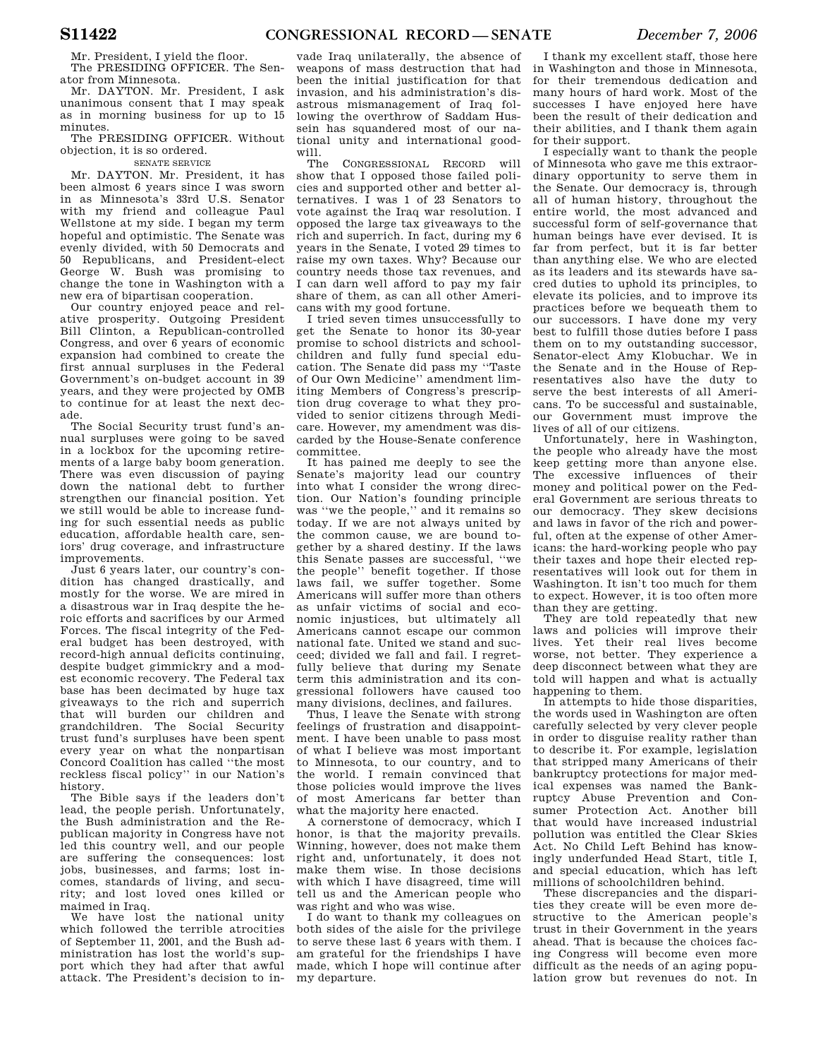Mr. President, I yield the floor.

The PRESIDING OFFICER. The Senator from Minnesota.

Mr. DAYTON. Mr. President, I ask unanimous consent that I may speak as in morning business for up to 15 minutes.

The PRESIDING OFFICER. Without objection, it is so ordered.

SENATE SERVICE

Mr. DAYTON. Mr. President, it has been almost 6 years since I was sworn in as Minnesota's 33rd U.S. Senator with my friend and colleague Paul Wellstone at my side. I began my term hopeful and optimistic. The Senate was evenly divided, with 50 Democrats and 50 Republicans, and President-elect George W. Bush was promising to change the tone in Washington with a new era of bipartisan cooperation.

Our country enjoyed peace and relative prosperity. Outgoing President Bill Clinton, a Republican-controlled Congress, and over 6 years of economic expansion had combined to create the first annual surpluses in the Federal Government's on-budget account in 39 years, and they were projected by OMB to continue for at least the next decade.

The Social Security trust fund's annual surpluses were going to be saved in a lockbox for the upcoming retirements of a large baby boom generation. There was even discussion of paying down the national debt to further strengthen our financial position. Yet we still would be able to increase funding for such essential needs as public education, affordable health care, seniors' drug coverage, and infrastructure improvements.

Just 6 years later, our country's condition has changed drastically, and mostly for the worse. We are mired in a disastrous war in Iraq despite the heroic efforts and sacrifices by our Armed Forces. The fiscal integrity of the Federal budget has been destroyed, with record-high annual deficits continuing, despite budget gimmickry and a modest economic recovery. The Federal tax base has been decimated by huge tax giveaways to the rich and superrich that will burden our children and grandchildren. The Social Security trust fund's surpluses have been spent every year on what the nonpartisan Concord Coalition has called "the most reckless fiscal policy" in our Nation's history.

The Bible says if the leaders don't lead, the people perish. Unfortunately, the Bush administration and the Republican majority in Congress have not led this country well, and our people are suffering the consequences: lost jobs, businesses, and farms; lost incomes, standards of living, and security; and lost loved ones killed or maimed in Iraq.

We have lost the national unity which followed the terrible atrocities of September 11, 2001, and the Bush administration has lost the world's support which they had after that awful attack. The President's decision to invade Iraq unilaterally, the absence of weapons of mass destruction that had been the initial justification for that invasion, and his administration's disastrous mismanagement of Iraq following the overthrow of Saddam Hussein has squandered most of our national unity and international goodwill.

The CONGRESSIONAL RECORD will show that I opposed those failed policies and supported other and better alternatives. I was 1 of 23 Senators to vote against the Iraq war resolution. I opposed the large tax giveaways to the rich and superrich. In fact, during my 6 years in the Senate, I voted 29 times to raise my own taxes. Why? Because our country needs those tax revenues, and I can darn well afford to pay my fair share of them, as can all other Americans with my good fortune.

I tried seven times unsuccessfully to get the Senate to honor its 30-year promise to school districts and schoolchildren and fully fund special education. The Senate did pass my "Taste of Our Own Medicine" amendment limiting Members of Congress's prescription drug coverage to what they provided to senior citizens through Medicare. However, my amendment was discarded by the House-Senate conference committee.

It has pained me deeply to see the Senate's majority lead our country into what I consider the wrong direction. Our Nation's founding principle was "we the people," and it remains so today. If we are not always united by the common cause, we are bound together by a shared destiny. If the laws this Senate passes are successful, "we the people" benefit together. If those laws fail, we suffer together. Some Americans will suffer more than others as unfair victims of social and economic injustices, but ultimately all Americans cannot escape our common national fate. United we stand and succeed; divided we fall and fail. I regretfully believe that during my Senate term this administration and its congressional followers have caused too many divisions, declines, and failures.

Thus, I leave the Senate with strong feelings of frustration and disappointment. I have been unable to pass most of what I believe was most important to Minnesota, to our country, and to the world. I remain convinced that those policies would improve the lives of most Americans far better than what the majority here enacted.

A cornerstone of democracy, which I honor, is that the majority prevails. Winning, however, does not make them right and, unfortunately, it does not make them wise. In those decisions with which I have disagreed, time will tell us and the American people who was right and who was wise.

I do want to thank my colleagues on both sides of the aisle for the privilege to serve these last 6 years with them. I am grateful for the friendships I have made, which I hope will continue after my departure.

I thank my excellent staff, those here in Washington and those in Minnesota, for their tremendous dedication and many hours of hard work. Most of the successes I have enjoyed here have been the result of their dedication and their abilities, and I thank them again for their support.

I especially want to thank the people of Minnesota who gave me this extraordinary opportunity to serve them in the Senate. Our democracy is, through all of human history, throughout the entire world, the most advanced and successful form of self-governance that human beings have ever devised. It is far from perfect, but it is far better than anything else. We who are elected as its leaders and its stewards have sacred duties to uphold its principles, to elevate its policies, and to improve its practices before we bequeath them to our successors. I have done my very best to fulfill those duties before I pass them on to my outstanding successor, Senator-elect Amy Klobuchar. We in the Senate and in the House of Representatives also have the duty to serve the best interests of all Americans. To be successful and sustainable, our Government must improve the lives of all of our citizens.

Unfortunately, here in Washington, the people who already have the most keep getting more than anyone else. The excessive influences of their money and political power on the Federal Government are serious threats to our democracy. They skew decisions and laws in favor of the rich and powerful, often at the expense of other Americans: the hard-working people who pay their taxes and hope their elected representatives will look out for them in Washington. It isn't too much for them to expect. However, it is too often more than they are getting.

They are told repeatedly that new laws and policies will improve their lives. Yet their real lives become worse, not better. They experience a deep disconnect between what they are told will happen and what is actually happening to them.

In attempts to hide those disparities, the words used in Washington are often carefully selected by very clever people in order to disguise reality rather than to describe it. For example, legislation that stripped many Americans of their bankruptcy protections for major medical expenses was named the Bankruptcy Abuse Prevention and Consumer Protection Act. Another bill that would have increased industrial pollution was entitled the Clear Skies Act. No Child Left Behind has knowingly underfunded Head Start, title I, and special education, which has left millions of schoolchildren behind.

These discrepancies and the disparities they create will be even more destructive to the American people's trust in their Government in the years ahead. That is because the choices facing Congress will become even more difficult as the needs of an aging population grow but revenues do not. In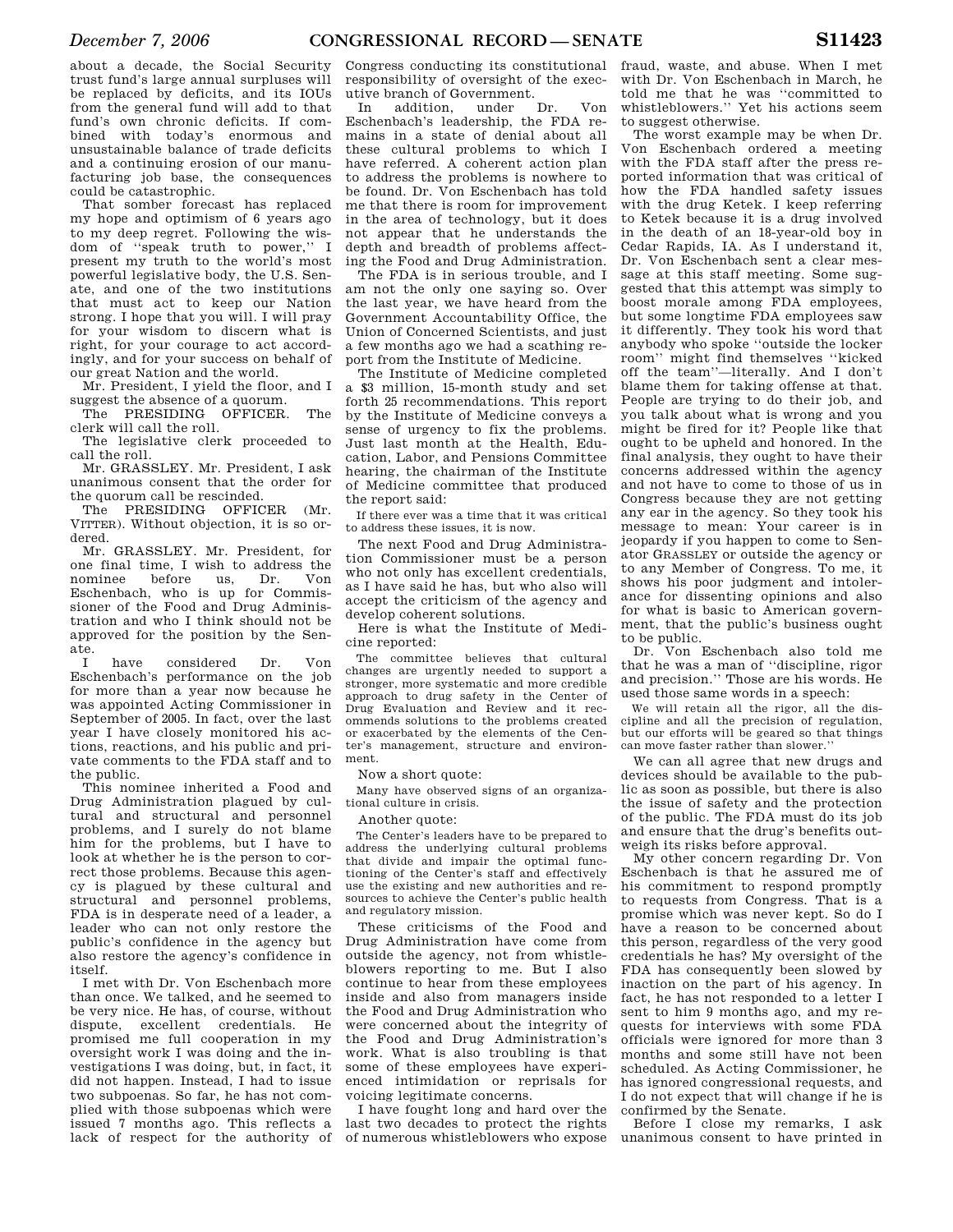about a decade, the Social Security trust fund's large annual surpluses will be replaced by deficits, and its IOUs from the general fund will add to that fund's own chronic deficits. If combined with today's enormous and unsustainable balance of trade deficits and a continuing erosion of our manufacturing job base, the consequences could be catastrophic.

That somber forecast has replaced my hope and optimism of 6 years ago to my deep regret. Following the wisdom of ''speak truth to power,'' I present my truth to the world's most powerful legislative body, the U.S. Senate, and one of the two institutions that must act to keep our Nation strong. I hope that you will. I will pray for your wisdom to discern what is right, for your courage to act accordingly, and for your success on behalf of our great Nation and the world.

Mr. President, I yield the floor, and I suggest the absence of a quorum.

The PRESIDING OFFICER. The clerk will call the roll.

The legislative clerk proceeded to call the roll.

Mr. GRASSLEY. Mr. President, I ask unanimous consent that the order for the quorum call be rescinded.

The PRESIDING OFFICER (Mr. VITTER). Without objection, it is so ordered.

Mr. GRASSLEY. Mr. President, for one final time, I wish to address the nominee before us, Dr. Von Eschenbach, who is up for Commissioner of the Food and Drug Administration and who I think should not be approved for the position by the Senate.

I have considered Dr. Von Eschenbach's performance on the job for more than a year now because he was appointed Acting Commissioner in September of 2005. In fact, over the last year I have closely monitored his actions, reactions, and his public and private comments to the FDA staff and to the public.

This nominee inherited a Food and Drug Administration plagued by cultural and structural and personnel problems, and I surely do not blame him for the problems, but I have to look at whether he is the person to correct those problems. Because this agency is plagued by these cultural and structural and personnel problems, FDA is in desperate need of a leader, a leader who can not only restore the public's confidence in the agency but also restore the agency's confidence in itself.

I met with Dr. Von Eschenbach more than once. We talked, and he seemed to be very nice. He has, of course, without dispute, excellent credentials. He promised me full cooperation in my oversight work I was doing and the investigations I was doing, but, in fact, it did not happen. Instead, I had to issue two subpoenas. So far, he has not complied with those subpoenas which were issued 7 months ago. This reflects a lack of respect for the authority of Congress conducting its constitutional responsibility of oversight of the executive branch of Government.

In addition, under Dr. Von Eschenbach's leadership, the FDA remains in a state of denial about all these cultural problems to which I have referred. A coherent action plan to address the problems is nowhere to be found. Dr. Von Eschenbach has told me that there is room for improvement in the area of technology, but it does not appear that he understands the depth and breadth of problems affecting the Food and Drug Administration.

The FDA is in serious trouble, and I am not the only one saying so. Over the last year, we have heard from the Government Accountability Office, the Union of Concerned Scientists, and just a few months ago we had a scathing report from the Institute of Medicine.

The Institute of Medicine completed a $3 million, 15-month study and set forth 25 recommendations. This report by the Institute of Medicine conveys a sense of urgency to fix the problems. Just last month at the Health, Education, Labor, and Pensions Committee hearing, the chairman of the Institute of Medicine committee that produced the report said:

> If there ever was a time that it was critical to address these issues, it is now.

The next Food and Drug Administration Commissioner must be a person who not only has excellent credentials, as I have said he has, but who also will accept the criticism of the agency and develop coherent solutions.

Here is what the Institute of Medicine reported:

> The committee believes that cultural changes are urgently needed to support a stronger, more systematic and more credible approach to drug safety in the Center of Drug Evaluation and Review and it recommends solutions to the problems created or exacerbated by the elements of the Center's management, structure and environment.

Now a short quote:

> Many have observed signs of an organizational culture in crisis.

Another quote:

> The Center's leaders have to be prepared to address the underlying cultural problems that divide and impair the optimal functioning of the Center's staff and effectively use the existing and new authorities and resources to achieve the Center's public health and regulatory mission.

These criticisms of the Food and Drug Administration have come from outside the agency, not from whistleblowers reporting to me. But I also continue to hear from these employees inside and also from managers inside the Food and Drug Administration who were concerned about the integrity of the Food and Drug Administration's work. What is also troubling is that some of these employees have experienced intimidation or reprisals for voicing legitimate concerns.

I have fought long and hard over the last two decades to protect the rights of numerous whistleblowers who expose fraud, waste, and abuse. When I met with Dr. Von Eschenbach in March, he told me that he was ''committed to whistleblowers.'' Yet his actions seem to suggest otherwise.

The worst example may be when Dr. Von Eschenbach ordered a meeting with the FDA staff after the press reported information that was critical of how the FDA handled safety issues with the drug Ketek. I keep referring to Ketek because it is a drug involved in the death of an 18-year-old boy in Cedar Rapids, IA. As I understand it, Dr. Von Eschenbach sent a clear message at this staff meeting. Some suggested that this attempt was simply to boost morale among FDA employees, but some longtime FDA employees saw it differently. They took his word that anybody who spoke ''outside the locker room'' might find themselves ''kicked off the team''—literally. And I don't blame them for taking offense at that. People are trying to do their job, and you talk about what is wrong and you might be fired for it? People like that ought to be upheld and honored. In the final analysis, they ought to have their concerns addressed within the agency and not have to come to those of us in Congress because they are not getting any ear in the agency. So they took his message to mean: Your career is in jeopardy if you happen to come to Senator GRASSLEY or outside the agency or to any Member of Congress. To me, it shows his poor judgment and intolerance for dissenting opinions and also for what is basic to American government, that the public's business ought to be public.

Dr. Von Eschenbach also told me that he was a man of ''discipline, rigor and precision.'' Those are his words. He used those same words in a speech:

> We will retain all the rigor, all the discipline and all the precision of regulation, but our efforts will be geared so that things can move faster rather than slower.''

We can all agree that new drugs and devices should be available to the public as soon as possible, but there is also the issue of safety and the protection of the public. The FDA must do its job and ensure that the drug's benefits outweigh its risks before approval.

My other concern regarding Dr. Von Eschenbach is that he assured me of his commitment to respond promptly to requests from Congress. That is a promise which was never kept. So do I have a reason to be concerned about this person, regardless of the very good credentials he has? My oversight of the FDA has consequently been slowed by inaction on the part of his agency. In fact, he has not responded to a letter I sent to him 9 months ago, and my requests for interviews with some FDA officials were ignored for more than 3 months and some still have not been scheduled. As Acting Commissioner, he has ignored congressional requests, and I do not expect that will change if he is confirmed by the Senate.

Before I close my remarks, I ask unanimous consent to have printed in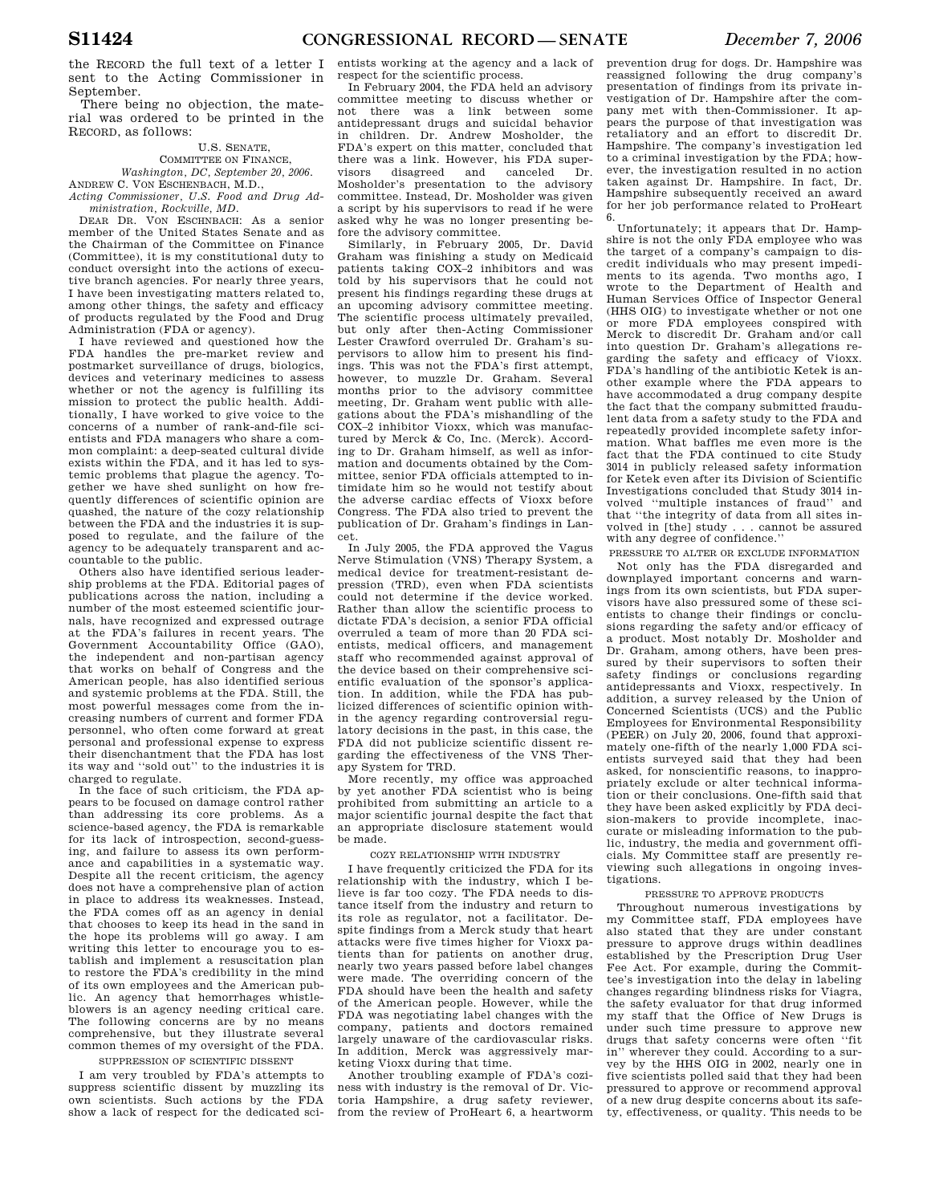the RECORD the full text of a letter I sent to the Acting Commissioner in September.

There being no objection, the material was ordered to be printed in the RECORD, as follows:

U.S. SENATE,
COMMITTEE ON FINANCE,
*Washington, DC, September 20, 2006.*

ANDREW C. VON ESCHENBACH, M.D.,
*Acting Commissioner, U.S. Food and Drug Administration, Rockville, MD.*

DEAR DR. VON ESCHNBACH: As a senior member of the United States Senate and as the Chairman of the Committee on Finance (Committee), it is my constitutional duty to conduct oversight into the actions of executive branch agencies. For nearly three years, I have been investigating matters related to, among other things, the safety and efficacy of products regulated by the Food and Drug Administration (FDA or agency).

I have reviewed and questioned how the FDA handles the pre-market review and postmarket surveillance of drugs, biologics, devices and veterinary medicines to assess whether or not the agency is fulfilling its mission to protect the public health. Additionally, I have worked to give voice to the concerns of a number of rank-and-file scientists and FDA managers who share a common complaint: a deep-seated cultural divide exists within the FDA, and it has led to systemic problems that plague the agency. Together we have shed sunlight on how frequently differences of scientific opinion are quashed, the nature of the cozy relationship between the FDA and the industries it is supposed to regulate, and the failure of the agency to be adequately transparent and accountable to the public.

Others also have identified serious leadership problems at the FDA. Editorial pages of publications across the nation, including a number of the most esteemed scientific journals, have recognized and expressed outrage at the FDA's failures in recent years. The Government Accountability Office (GAO), the independent and non-partisan agency that works on behalf of Congress and the American people, has also identified serious and systemic problems at the FDA. Still, the most powerful messages come from the increasing numbers of current and former FDA personnel, who often come forward at great personal and professional expense to express their disenchantment that the FDA has lost its way and "sold out" to the industries it is charged to regulate.

In the face of such criticism, the FDA appears to be focused on damage control rather than addressing its core problems. As a science-based agency, the FDA is remarkable for its lack of introspection, second-guessing, and failure to assess its own performance and capabilities in a systematic way. Despite all the recent criticism, the agency does not have a comprehensive plan of action in place to address its weaknesses. Instead, the FDA comes off as an agency in denial that chooses to keep its head in the sand in the hope its problems will go away. I am writing this letter to encourage you to establish and implement a resuscitation plan to restore the FDA's credibility in the mind of its own employees and the American public. An agency that hemorrhages whistleblowers is an agency needing critical care. The following concerns are by no means comprehensive, but they illustrate several common themes of my oversight of the FDA.

SUPPRESSION OF SCIENTIFIC DISSENT

I am very troubled by FDA's attempts to suppress scientific dissent by muzzling its own scientists. Such actions by the FDA show a lack of respect for the dedicated scientists working at the agency and a lack of respect for the scientific process.

In February 2004, the FDA held an advisory committee meeting to discuss whether or not there was a link between some antidepressant drugs and suicidal behavior in children. Dr. Andrew Mosholder, the FDA's expert on this matter, concluded that there was a link. However, his FDA supervisors disagreed and canceled Dr. Mosholder's presentation to the advisory committee. Instead, Dr. Mosholder was given a script by his supervisors to read if he were asked why he was no longer presenting before the advisory committee.

Similarly, in February 2005, Dr. David Graham was finishing a study on Medicaid patients taking COX–2 inhibitors and was told by his supervisors that he could not present his findings regarding these drugs at an upcoming advisory committee meeting. The scientific process ultimately prevailed, but only after then-Acting Commissioner Lester Crawford overruled Dr. Graham's supervisors to allow him to present his findings. This was not the FDA's first attempt, however, to muzzle Dr. Graham. Several months prior to the advisory committee meeting, Dr. Graham went public with allegations about the FDA's mishandling of the COX–2 inhibitor Vioxx, which was manufactured by Merck & Co, Inc. (Merck). According to Dr. Graham himself, as well as information and documents obtained by the Committee, senior FDA officials attempted to intimidate him so he would not testify about the adverse cardiac effects of Vioxx before Congress. The FDA also tried to prevent the publication of Dr. Graham's findings in Lancet.

In July 2005, the FDA approved the Vagus Nerve Stimulation (VNS) Therapy System, a medical device for treatment-resistant depression (TRD), even when FDA scientists could not determine if the device worked. Rather than allow the scientific process to dictate FDA's decision, a senior FDA official overruled a team of more than 20 FDA scientists, medical officers, and management staff who recommended against approval of the device based on their comprehensive scientific evaluation of the sponsor's application. In addition, while the FDA has publicized differences of scientific opinion within the agency regarding controversial regulatory decisions in the past, in this case, the FDA did not publicize scientific dissent regarding the effectiveness of the VNS Therapy System for TRD.

More recently, my office was approached by yet another FDA scientist who is being prohibited from submitting an article to a major scientific journal despite the fact that an appropriate disclosure statement would be made.

COZY RELATIONSHIP WITH INDUSTRY

I have frequently criticized the FDA for its relationship with the industry, which I believe is far too cozy. The FDA needs to distance itself from the industry and return to its role as regulator, not a facilitator. Despite findings from a Merck study that heart attacks were five times higher for Vioxx patients than for patients on another drug, nearly two years passed before label changes were made. The overriding concern of the FDA should have been the health and safety of the American people. However, while the FDA was negotiating label changes with the company, patients and doctors remained largely unaware of the cardiovascular risks. In addition, Merck was aggressively marketing Vioxx during that time.

Another troubling example of FDA's coziness with industry is the removal of Dr. Victoria Hampshire, a drug safety reviewer, from the review of ProHeart 6, a heartworm prevention drug for dogs. Dr. Hampshire was reassigned following the drug company's presentation of findings from its private investigation of Dr. Hampshire after the company met with then-Commissioner. It appears the purpose of that investigation was retaliatory and an effort to discredit Dr. Hampshire. The company's investigation led to a criminal investigation by the FDA; however, the investigation resulted in no action taken against Dr. Hampshire. In fact, Dr. Hampshire subsequently received an award for her job performance related to ProHeart 6.

Unfortunately; it appears that Dr. Hampshire is not the only FDA employee who was the target of a company's campaign to discredit individuals who may present impediments to its agenda. Two months ago, I wrote to the Department of Health and Human Services Office of Inspector General (HHS OIG) to investigate whether or not one or more FDA employees conspired with Merck to discredit Dr. Graham and/or call into question Dr. Graham's allegations regarding the safety and efficacy of Vioxx. FDA's handling of the antibiotic Ketek is another example where the FDA appears to have accommodated a drug company despite the fact that the company submitted fraudulent data from a safety study to the FDA and repeatedly provided incomplete safety information. What baffles me even more is the fact that the FDA continued to cite Study 3014 in publicly released safety information for Ketek even after its Division of Scientific Investigations concluded that Study 3014 involved "multiple instances of fraud" and that "the integrity of data from all sites involved in [the] study . . . cannot be assured with any degree of confidence."

PRESSURE TO ALTER OR EXCLUDE INFORMATION

Not only has the FDA disregarded and downplayed important concerns and warnings from its own scientists, but FDA supervisors have also pressured some of these scientists to change their findings or conclusions regarding the safety and/or efficacy of a product. Most notably Dr. Mosholder and Dr. Graham, among others, have been pressured by their supervisors to soften their safety findings or conclusions regarding antidepressants and Vioxx, respectively. In addition, a survey released by the Union of Concerned Scientists (UCS) and the Public Employees for Environmental Responsibility (PEER) on July 20, 2006, found that approximately one-fifth of the nearly 1,000 FDA scientists surveyed said that they had been asked, for nonscientific reasons, to inappropriately exclude or alter technical information or their conclusions. One-fifth said that they have been asked explicitly by FDA decision-makers to provide incomplete, inaccurate or misleading information to the public, industry, the media and government officials. My Committee staff are presently reviewing such allegations in ongoing investigations.

PRESSURE TO APPROVE PRODUCTS

Throughout numerous investigations by my Committee staff, FDA employees have also stated that they are under constant pressure to approve drugs within deadlines established by the Prescription Drug User Fee Act. For example, during the Committee's investigation into the delay in labeling changes regarding blindness risks for Viagra, the safety evaluator for that drug informed my staff that the Office of New Drugs is under such time pressure to approve new drugs that safety concerns were often "fit in" wherever they could. According to a survey by the HHS OIG in 2002, nearly one in five scientists polled said that they had been pressured to approve or recommend approval of a new drug despite concerns about its safety, effectiveness, or quality. This needs to be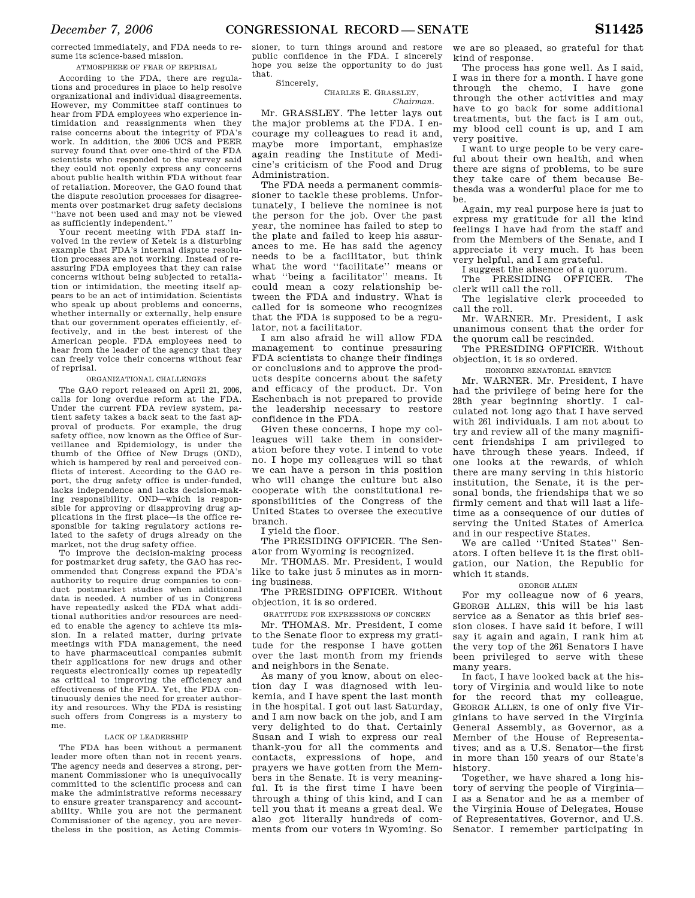corrected immediately, and FDA needs to resume its science-based mission.

ATMOSPHERE OF FEAR OF REPRISAL

According to the FDA, there are regulations and procedures in place to help resolve organizational and individual disagreements. However, my Committee staff continues to hear from FDA employees who experience intimidation and reassignments when they raise concerns about the integrity of FDA's work. In addition, the 2006 UCS and PEER survey found that over one-third of the FDA scientists who responded to the survey said they could not openly express any concerns about public health within FDA without fear of retaliation. Moreover, the GAO found that the dispute resolution processes for disagreements over postmarket drug safety decisions ''have not been used and may not be viewed as sufficiently independent.''

Your recent meeting with FDA staff involved in the review of Ketek is a disturbing example that FDA's internal dispute resolution processes are not working. Instead of reassuring FDA employees that they can raise concerns without being subjected to retaliation or intimidation, the meeting itself appears to be an act of intimidation. Scientists who speak up about problems and concerns, whether internally or externally, help ensure that our government operates efficiently, effectively, and in the best interest of the American people. FDA employees need to hear from the leader of the agency that they can freely voice their concerns without fear of reprisal.

ORGANIZATIONAL CHALLENGES

The GAO report released on April 21, 2006, calls for long overdue reform at the FDA. Under the current FDA review system, patient safety takes a back seat to the fast approval of products. For example, the drug safety office, now known as the Office of Surveillance and Epidemiology, is under the thumb of the Office of New Drugs (OND), which is hampered by real and perceived conflicts of interest. According to the GAO report, the drug safety office is under-funded, lacks independence and lacks decision-making responsibility. OND—which is responsible for approving or disapproving drug applications in the first place—is the office responsible for taking regulatory actions related to the safety of drugs already on the market, not the drug safety office.

To improve the decision-making process for postmarket drug safety, the GAO has recommended that Congress expand the FDA's authority to require drug companies to conduct postmarket studies when additional data is needed. A number of us in Congress have repeatedly asked the FDA what additional authorities and/or resources are needed to enable the agency to achieve its mission. In a related matter, during private meetings with FDA management, the need to have pharmaceutical companies submit their applications for new drugs and other requests electronically comes up repeatedly as critical to improving the efficiency and effectiveness of the FDA. Yet, the FDA continuously denies the need for greater authority and resources. Why the FDA is resisting such offers from Congress is a mystery to me.

LACK OF LEADERSHIP

The FDA has been without a permanent leader more often than not in recent years. The agency needs and deserves a strong, permanent Commissioner who is unequivocally committed to the scientific process and can make the administrative reforms necessary to ensure greater transparency and accountability. While you are not the permanent Commissioner of the agency, you are nevertheless in the position, as Acting Commissioner, to turn things around and restore public confidence in the FDA. I sincerely hope you seize the opportunity to do just that.

Sincerely,

CHARLES E. GRASSLEY,
*Chairman.*

Mr. GRASSLEY. The letter lays out the major problems at the FDA. I encourage my colleagues to read it and, maybe more important, emphasize again reading the Institute of Medicine's criticism of the Food and Drug Administration.

The FDA needs a permanent commissioner to tackle these problems. Unfortunately, I believe the nominee is not the person for the job. Over the past year, the nominee has failed to step to the plate and failed to keep his assurances to me. He has said the agency needs to be a facilitator, but think what the word ''facilitate'' means or what ''being a facilitator'' means. It could mean a cozy relationship between the FDA and industry. What is called for is someone who recognizes that the FDA is supposed to be a regulator, not a facilitator.

I am also afraid he will allow FDA management to continue pressuring FDA scientists to change their findings or conclusions and to approve the products despite concerns about the safety and efficacy of the product. Dr. Von Eschenbach is not prepared to provide the leadership necessary to restore confidence in the FDA.

Given these concerns, I hope my colleagues will take them in consideration before they vote. I intend to vote no. I hope my colleagues will so that we can have a person in this position who will change the culture but also cooperate with the constitutional responsibilities of the Congress of the United States to oversee the executive branch.

I yield the floor.

The PRESIDING OFFICER. The Senator from Wyoming is recognized.

Mr. THOMAS. Mr. President, I would like to take just 5 minutes as in morning business.

The PRESIDING OFFICER. Without objection, it is so ordered.

GRATITUDE FOR EXPRESSIONS OF CONCERN

Mr. THOMAS. Mr. President, I come to the Senate floor to express my gratitude for the response I have gotten over the last month from my friends and neighbors in the Senate.

As many of you know, about on election day I was diagnosed with leukemia, and I have spent the last month in the hospital. I got out last Saturday, and I am now back on the job, and I am very delighted to do that. Certainly Susan and I wish to express our real thank-you for all the comments and contacts, expressions of hope, and prayers we have gotten from the Members in the Senate. It is very meaningful. It is the first time I have been through a thing of this kind, and I can tell you that it means a great deal. We also got literally hundreds of comments from our voters in Wyoming. So we are so pleased, so grateful for that kind of response.

The process has gone well. As I said, I was in there for a month. I have gone through the chemo, I have gone through the other activities and may have to go back for some additional treatments, but the fact is I am out, my blood cell count is up, and I am very positive.

I want to urge people to be very careful about their own health, and when there are signs of problems, to be sure they take care of them because Bethesda was a wonderful place for me to be.

Again, my real purpose here is just to express my gratitude for all the kind feelings I have had from the staff and from the Members of the Senate, and I appreciate it very much. It has been very helpful, and I am grateful.

I suggest the absence of a quorum.

The PRESIDING OFFICER. The clerk will call the roll.

The legislative clerk proceeded to call the roll.

Mr. WARNER. Mr. President, I ask unanimous consent that the order for the quorum call be rescinded.

The PRESIDING OFFICER. Without objection, it is so ordered.

HONORING SENATORIAL SERVICE

Mr. WARNER. Mr. President, I have had the privilege of being here for the 28th year beginning shortly. I calculated not long ago that I have served with 261 individuals. I am not about to try and review all of the many magnificent friendships I am privileged to have through these years. Indeed, if one looks at the rewards, of which there are many serving in this historic institution, the Senate, it is the personal bonds, the friendships that we so firmly cement and that will last a lifetime as a consequence of our duties of serving the United States of America and in our respective States.

We are called ''United States'' Senators. I often believe it is the first obligation, our Nation, the Republic for which it stands.

GEORGE ALLEN

For my colleague now of 6 years, GEORGE ALLEN, this will be his last service as a Senator as this brief session closes. I have said it before, I will say it again and again, I rank him at the very top of the 261 Senators I have been privileged to serve with these many years.

In fact, I have looked back at the history of Virginia and would like to note for the record that my colleague, GEORGE ALLEN, is one of only five Virginians to have served in the Virginia General Assembly, as Governor, as a Member of the House of Representatives; and as a U.S. Senator—the first in more than 150 years of our State's history.

Together, we have shared a long history of serving the people of Virginia—I as a Senator and he as a member of the Virginia House of Delegates, House of Representatives, Governor, and U.S. Senator. I remember participating in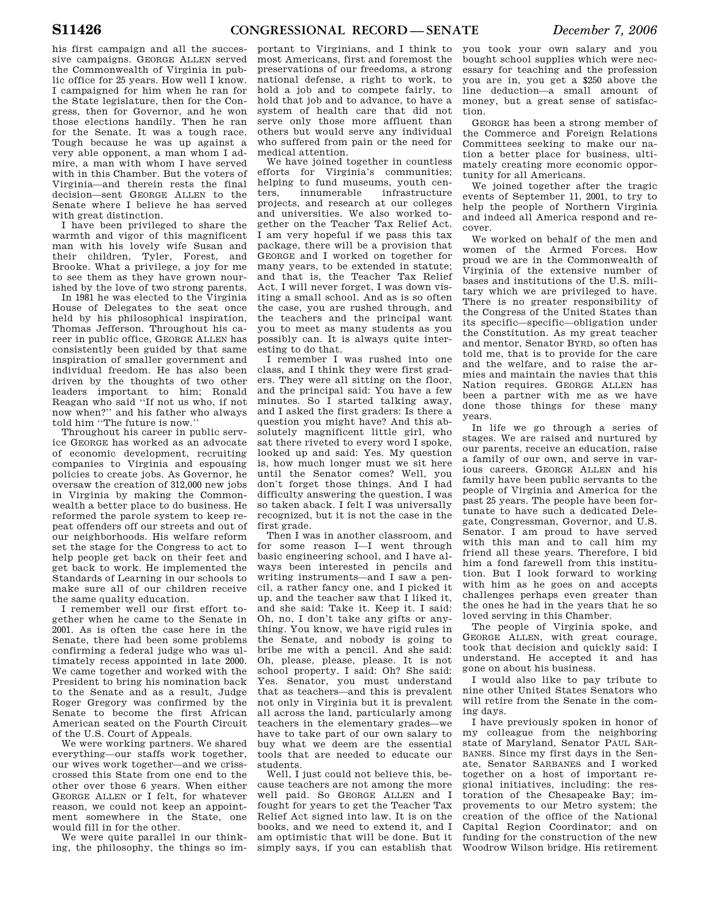his first campaign and all the successive campaigns. GEORGE ALLEN served the Commonwealth of Virginia in public office for 25 years. How well I know. I campaigned for him when he ran for the State legislature, then for the Congress, then for Governor, and he won those elections handily. Then he ran for the Senate. It was a tough race. Tough because he was up against a very able opponent, a man whom I admire, a man with whom I have served with in this Chamber. But the voters of Virginia—and therein rests the final decision—sent GEORGE ALLEN to the Senate where I believe he has served with great distinction.

I have been privileged to share the warmth and vigor of this magnificent man with his lovely wife Susan and their children, Tyler, Forest, and Brooke. What a privilege, a joy for me to see them as they have grown nourished by the love of two strong parents.

In 1981 he was elected to the Virginia House of Delegates to the seat once held by his philosophical inspiration, Thomas Jefferson. Throughout his career in public office, GEORGE ALLEN has consistently been guided by that same inspiration of smaller government and individual freedom. He has also been driven by the thoughts of two other leaders important to him; Ronald Reagan who said ''If not us who, if not now when?'' and his father who always told him ''The future is now.''

Throughout his career in public service GEORGE has worked as an advocate of economic development, recruiting companies to Virginia and espousing policies to create jobs. As Governor, he oversaw the creation of 312,000 new jobs in Virginia by making the Commonwealth a better place to do business. He reformed the parole system to keep repeat offenders off our streets and out of our neighborhoods. His welfare reform set the stage for the Congress to act to help people get back on their feet and get back to work. He implemented the Standards of Learning in our schools to make sure all of our children receive the same quality education.

I remember well our first effort together when he came to the Senate in 2001. As is often the case here in the Senate, there had been some problems confirming a federal judge who was ultimately recess appointed in late 2000. We came together and worked with the President to bring his nomination back to the Senate and as a result, Judge Roger Gregory was confirmed by the Senate to become the first African American seated on the Fourth Circuit of the U.S. Court of Appeals.

We were working partners. We shared everything—our staffs work together, our wives work together—and we crisscrossed this State from one end to the other over those 6 years. When either GEORGE ALLEN or I felt, for whatever reason, we could not keep an appointment somewhere in the State, one would fill in for the other.

We were quite parallel in our thinking, the philosophy, the things so important to Virginians, and I think to most Americans, first and foremost the preservations of our freedoms, a strong national defense, a right to work, to hold a job and to compete fairly, to hold that job and to advance, to have a system of health care that did not serve only those more affluent than others but would serve any individual who suffered from pain or the need for medical attention.

We have joined together in countless efforts for Virginia's communities; helping to fund museums, youth centers, innumerable infrastructure projects, and research at our colleges and universities. We also worked together on the Teacher Tax Relief Act. I am very hopeful if we pass this tax package, there will be a provision that GEORGE and I worked on together for many years, to be extended in statute; and that is, the Teacher Tax Relief Act. I will never forget, I was down visiting a small school. And as is so often the case, you are rushed through, and the teachers and the principal want you to meet as many students as you possibly can. It is always quite interesting to do that.

I remember I was rushed into one class, and I think they were first graders. They were all sitting on the floor, and the principal said: You have a few minutes. So I started talking away, and I asked the first graders: Is there a question you might have? And this absolutely magnificent little girl, who sat there riveted to every word I spoke, looked up and said: Yes. My question is, how much longer must we sit here until the Senator comes? Well, you don't forget those things. And I had difficulty answering the question, I was so taken aback. I felt I was universally recognized, but it is not the case in the first grade.

Then I was in another classroom, and for some reason I—I went through basic engineering school, and I have always been interested in pencils and writing instruments—and I saw a pencil, a rather fancy one, and I picked it up, and the teacher saw that I liked it, and she said: Take it. Keep it. I said: Oh, no, I don't take any gifts or anything. You know, we have rigid rules in the Senate, and nobody is going to bribe me with a pencil. And she said: Oh, please, please, please. It is not school property. I said: Oh? She said: Yes. Senator, you must understand that as teachers—and this is prevalent not only in Virginia but it is prevalent all across the land, particularly among teachers in the elementary grades—we have to take part of our own salary to buy what we deem are the essential tools that are needed to educate our students.

Well, I just could not believe this, because teachers are not among the more well paid. So GEORGE ALLEN and I fought for years to get the Teacher Tax Relief Act signed into law. It is on the books, and we need to extend it, and I am optimistic that will be done. But it simply says, if you can establish that you took your own salary and you bought school supplies which were necessary for teaching and the profession you are in, you get a $250 above the line deduction—a small amount of money, but a great sense of satisfaction.

GEORGE has been a strong member of the Commerce and Foreign Relations Committees seeking to make our nation a better place for business, ultimately creating more economic opportunity for all Americans.

We joined together after the tragic events of September 11, 2001, to try to help the people of Northern Virginia and indeed all America respond and recover.

We worked on behalf of the men and women of the Armed Forces. How proud we are in the Commonwealth of Virginia of the extensive number of bases and institutions of the U.S. military which we are privileged to have. There is no greater responsibility of the Congress of the United States than its specific—specific—obligation under the Constitution. As my great teacher and mentor, Senator BYRD, so often has told me, that is to provide for the care and the welfare, and to raise the armies and maintain the navies that this Nation requires. GEORGE ALLEN has been a partner with me as we have done those things for these many years.

In life we go through a series of stages. We are raised and nurtured by our parents, receive an education, raise a family of our own, and serve in various careers. GEORGE ALLEN and his family have been public servants to the people of Virginia and America for the past 25 years. The people have been fortunate to have such a dedicated Delegate, Congressman, Governor, and U.S. Senator. I am proud to have served with this man and to call him my friend all these years. Therefore, I bid him a fond farewell from this institution. But I look forward to working with him as he goes on and accepts challenges perhaps even greater than the ones he had in the years that he so loved serving in this Chamber.

The people of Virginia spoke, and GEORGE ALLEN, with great courage, took that decision and quickly said: I understand. He accepted it and has gone on about his business.

I would also like to pay tribute to nine other United States Senators who will retire from the Senate in the coming days.

I have previously spoken in honor of my colleague from the neighboring state of Maryland, Senator PAUL SARBANES. Since my first days in the Senate, Senator SARBANES and I worked together on a host of important regional initiatives, including: the restoration of the Chesapeake Bay; improvements to our Metro system; the creation of the office of the National Capital Region Coordinator; and on funding for the construction of the new Woodrow Wilson bridge. His retirement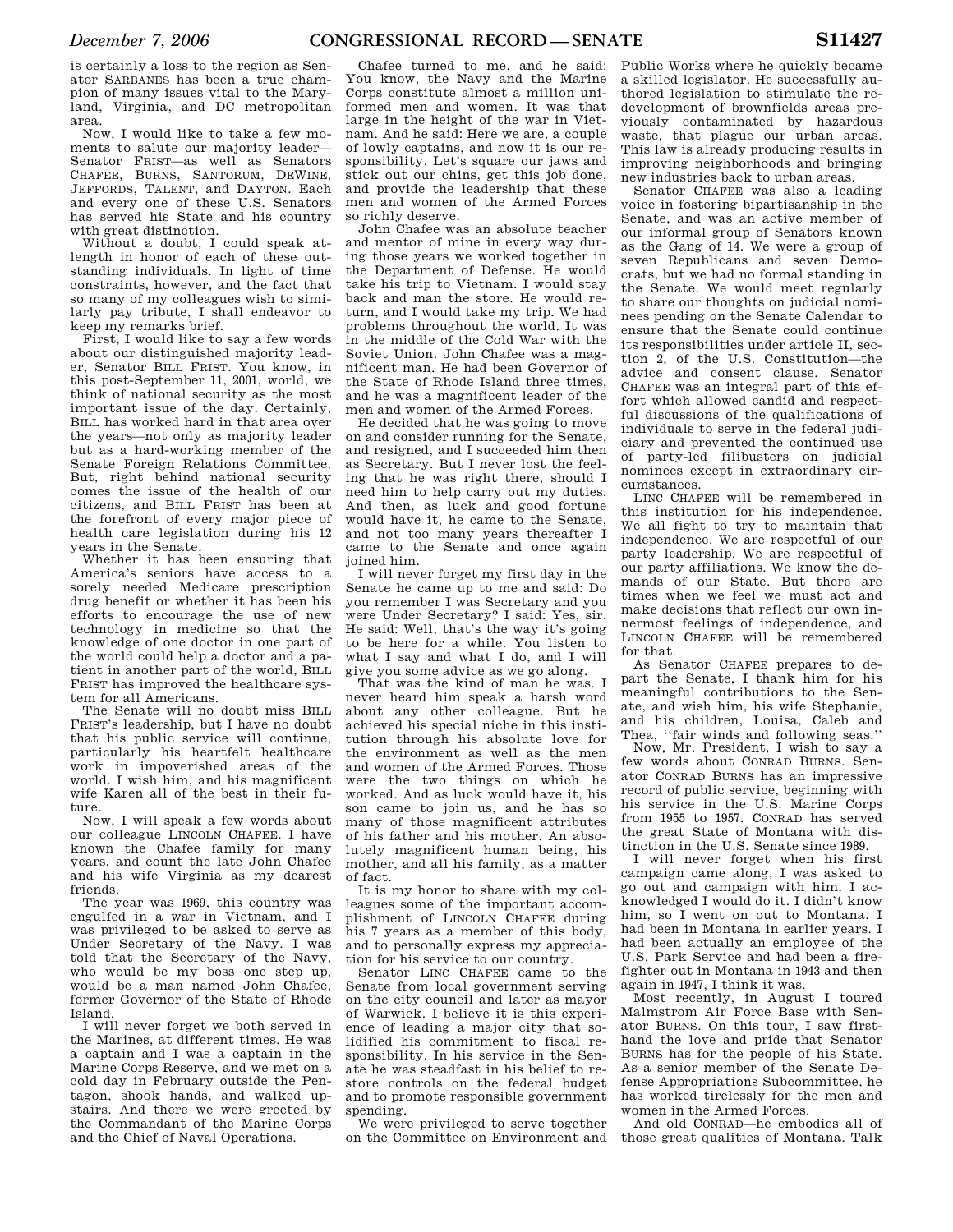is certainly a loss to the region as Senator SARBANES has been a true champion of many issues vital to the Maryland, Virginia, and DC metropolitan area.

Now, I would like to take a few moments to salute our majority leader—Senator FRIST—as well as Senators CHAFEE, BURNS, SANTORUM, DEWINE, JEFFORDS, TALENT, and DAYTON. Each and every one of these U.S. Senators has served his State and his country with great distinction.

Without a doubt, I could speak at length in honor of each of these outstanding individuals. In light of time constraints, however, and the fact that so many of my colleagues wish to similarly pay tribute, I shall endeavor to keep my remarks brief.

First, I would like to say a few words about our distinguished majority leader, Senator BILL FRIST. You know, in this post-September 11, 2001, world, we think of national security as the most important issue of the day. Certainly, BILL has worked hard in that area over the years—not only as majority leader but as a hard-working member of the Senate Foreign Relations Committee. But, right behind national security comes the issue of the health of our citizens, and BILL FRIST has been at the forefront of every major piece of health care legislation during his 12 years in the Senate.

Whether it has been ensuring that America's seniors have access to a sorely needed Medicare prescription drug benefit or whether it has been his efforts to encourage the use of new technology in medicine so that the knowledge of one doctor in one part of the world could help a doctor and a patient in another part of the world, BILL FRIST has improved the healthcare system for all Americans.

The Senate will no doubt miss BILL FRIST's leadership, but I have no doubt that his public service will continue, particularly his heartfelt healthcare work in impoverished areas of the world. I wish him, and his magnificent wife Karen all of the best in their future.

Now, I will speak a few words about our colleague LINCOLN CHAFEE. I have known the Chafee family for many years, and count the late John Chafee and his wife Virginia as my dearest friends.

The year was 1969, this country was engulfed in a war in Vietnam, and I was privileged to be asked to serve as Under Secretary of the Navy. I was told that the Secretary of the Navy, who would be my boss one step up, would be a man named John Chafee, former Governor of the State of Rhode Island.

I will never forget we both served in the Marines, at different times. He was a captain and I was a captain in the Marine Corps Reserve, and we met on a cold day in February outside the Pentagon, shook hands, and walked upstairs. And there we were greeted by the Commandant of the Marine Corps and the Chief of Naval Operations.

Chafee turned to me, and he said: You know, the Navy and the Marine Corps constitute almost a million uniformed men and women. It was that large in the height of the war in Vietnam. And he said: Here we are, a couple of lowly captains, and now it is our responsibility. Let's square our jaws and stick out our chins, get this job done, and provide the leadership that these men and women of the Armed Forces so richly deserve.

John Chafee was an absolute teacher and mentor of mine in every way during those years we worked together in the Department of Defense. He would take his trip to Vietnam. I would stay back and man the store. He would return, and I would take my trip. We had problems throughout the world. It was in the middle of the Cold War with the Soviet Union. John Chafee was a magnificent man. He had been Governor of the State of Rhode Island three times, and he was a magnificent leader of the men and women of the Armed Forces.

He decided that he was going to move on and consider running for the Senate, and resigned, and I succeeded him then as Secretary. But I never lost the feeling that he was right there, should I need him to help carry out my duties. And then, as luck and good fortune would have it, he came to the Senate, and not too many years thereafter I came to the Senate and once again joined him.

I will never forget my first day in the Senate he came up to me and said: Do you remember I was Secretary and you were Under Secretary? I said: Yes, sir. He said: Well, that's the way it's going to be here for a while. You listen to what I say and what I do, and I will give you some advice as we go along.

That was the kind of man he was. I never heard him speak a harsh word about any other colleague. But he achieved his special niche in this institution through his absolute love for the environment as well as the men and women of the Armed Forces. Those were the two things on which he worked. And as luck would have it, his son came to join us, and he has so many of those magnificent attributes of his father and his mother. An absolutely magnificent human being, his mother, and all his family, as a matter of fact.

It is my honor to share with my colleagues some of the important accomplishment of LINCOLN CHAFEE during his 7 years as a member of this body, and to personally express my appreciation for his service to our country.

Senator LINC CHAFEE came to the Senate from local government serving on the city council and later as mayor of Warwick. I believe it is this experience of leading a major city that solidified his commitment to fiscal responsibility. In his service in the Senate he was steadfast in his belief to restore controls on the federal budget and to promote responsible government spending.

We were privileged to serve together on the Committee on Environment and Public Works where he quickly became a skilled legislator. He successfully authored legislation to stimulate the redevelopment of brownfields areas previously contaminated by hazardous waste, that plague our urban areas. This law is already producing results in improving neighborhoods and bringing new industries back to urban areas.

Senator CHAFEE was also a leading voice in fostering bipartisanship in the Senate, and was an active member of our informal group of Senators known as the Gang of 14. We were a group of seven Republicans and seven Democrats, but we had no formal standing in the Senate. We would meet regularly to share our thoughts on judicial nominees pending on the Senate Calendar to ensure that the Senate could continue its responsibilities under article II, section 2, of the U.S. Constitution—the advice and consent clause. Senator CHAFEE was an integral part of this effort which allowed candid and respectful discussions of the qualifications of individuals to serve in the federal judiciary and prevented the continued use of party-led filibusters on judicial nominees except in extraordinary circumstances.

LINC CHAFEE will be remembered in this institution for his independence. We all fight to try to maintain that independence. We are respectful of our party leadership. We are respectful of our party affiliations. We know the demands of our State. But there are times when we feel we must act and make decisions that reflect our own innermost feelings of independence, and LINCOLN CHAFEE will be remembered for that.

As Senator CHAFEE prepares to depart the Senate, I thank him for his meaningful contributions to the Senate, and wish him, his wife Stephanie, and his children, Louisa, Caleb and Thea, "fair winds and following seas."

Now, Mr. President, I wish to say a few words about CONRAD BURNS. Senator CONRAD BURNS has an impressive record of public service, beginning with his service in the U.S. Marine Corps from 1955 to 1957. CONRAD has served the great State of Montana with distinction in the U.S. Senate since 1989.

I will never forget when his first campaign came along, I was asked to go out and campaign with him. I acknowledged I would do it. I didn't know him, so I went on out to Montana. I had been in Montana in earlier years. I had been actually an employee of the U.S. Park Service and had been a firefighter out in Montana in 1943 and then again in 1947, I think it was.

Most recently, in August I toured Malmstrom Air Force Base with Senator BURNS. On this tour, I saw firsthand the love and pride that Senator BURNS has for the people of his State. As a senior member of the Senate Defense Appropriations Subcommittee, he has worked tirelessly for the men and women in the Armed Forces.

And old CONRAD—he embodies all of those great qualities of Montana. Talk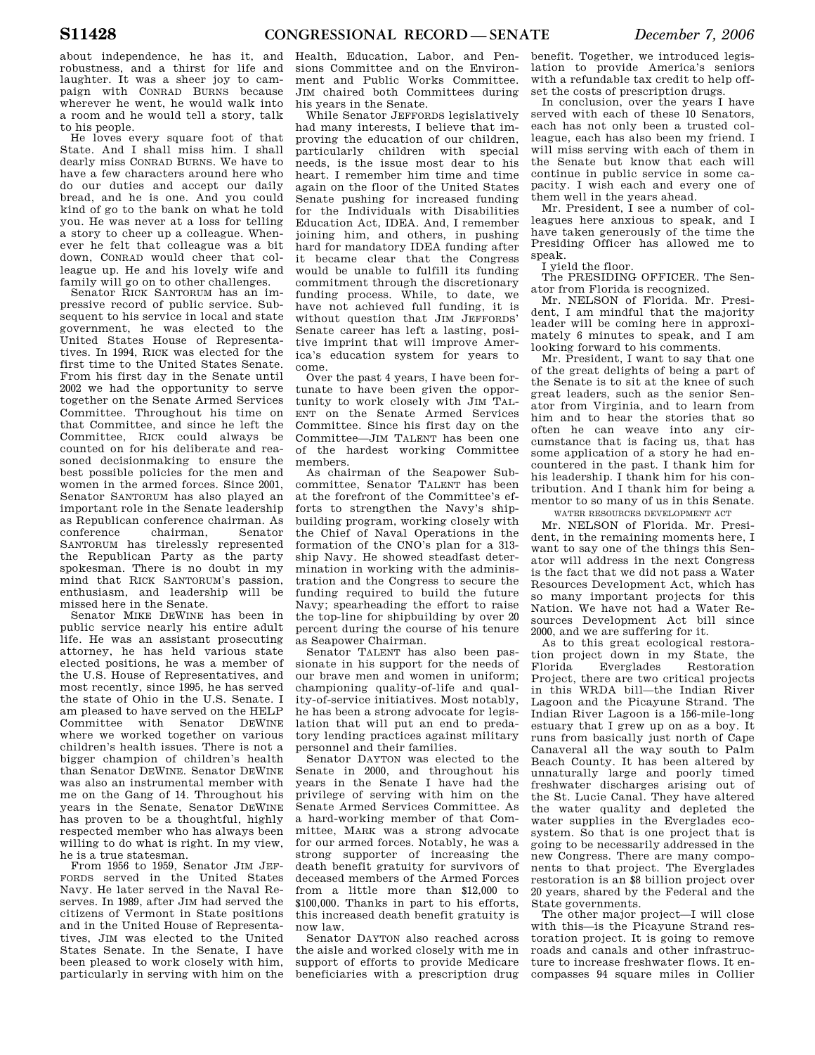about independence, he has it, and robustness, and a thirst for life and laughter. It was a sheer joy to campaign with CONRAD BURNS because wherever he went, he would walk into a room and he would tell a story, talk to his people.

He loves every square foot of that State. And I shall miss him. I shall dearly miss CONRAD BURNS. We have to have a few characters around here who do our duties and accept our daily bread, and he is one. And you could kind of go to the bank on what he told you. He was never at a loss for telling a story to cheer up a colleague. Whenever he felt that colleague was a bit down, CONRAD would cheer that colleague up. He and his lovely wife and family will go on to other challenges.

Senator RICK SANTORUM has an impressive record of public service. Subsequent to his service in local and state government, he was elected to the United States House of Representatives. In 1994, RICK was elected for the first time to the United States Senate. From his first day in the Senate until 2002 we had the opportunity to serve together on the Senate Armed Services Committee. Throughout his time on that Committee, and since he left the Committee, RICK could always be counted on for his deliberate and reasoned decisionmaking to ensure the best possible policies for the men and women in the armed forces. Since 2001, Senator SANTORUM has also played an important role in the Senate leadership as Republican conference chairman. As conference chairman, Senator SANTORUM has tirelessly represented the Republican Party as the party spokesman. There is no doubt in my mind that RICK SANTORUM's passion, enthusiasm, and leadership will be missed here in the Senate.

Senator MIKE DEWINE has been in public service nearly his entire adult life. He was an assistant prosecuting attorney, he has held various state elected positions, he was a member of the U.S. House of Representatives, and most recently, since 1995, he has served the state of Ohio in the U.S. Senate. I am pleased to have served on the HELP Committee with Senator DEWINE where we worked together on various children's health issues. There is not a bigger champion of children's health than Senator DEWINE. Senator DEWINE was also an instrumental member with me on the Gang of 14. Throughout his years in the Senate, Senator DEWINE has proven to be a thoughtful, highly respected member who has always been willing to do what is right. In my view, he is a true statesman.

From 1956 to 1959, Senator JIM JEFFORDS served in the United States Navy. He later served in the Naval Reserves. In 1989, after JIM had served the citizens of Vermont in State positions and in the United House of Representatives, JIM was elected to the United States Senate. In the Senate, I have been pleased to work closely with him, particularly in serving with him on the Health, Education, Labor, and Pensions Committee and on the Environment and Public Works Committee. JIM chaired both Committees during his years in the Senate.

While Senator JEFFORDS legislatively had many interests, I believe that improving the education of our children, particularly children with special needs, is the issue most dear to his heart. I remember him time and time again on the floor of the United States Senate pushing for increased funding for the Individuals with Disabilities Education Act, IDEA. And, I remember joining him, and others, in pushing hard for mandatory IDEA funding after it became clear that the Congress would be unable to fulfill its funding commitment through the discretionary funding process. While, to date, we have not achieved full funding, it is without question that JIM JEFFORDS' Senate career has left a lasting, positive imprint that will improve America's education system for years to come.

Over the past 4 years, I have been fortunate to have been given the opportunity to work closely with JIM TALENT on the Senate Armed Services Committee. Since his first day on the Committee—JIM TALENT has been one of the hardest working Committee members.

As chairman of the Seapower Subcommittee, Senator TALENT has been at the forefront of the Committee's efforts to strengthen the Navy's shipbuilding program, working closely with the Chief of Naval Operations in the formation of the CNO's plan for a 313-ship Navy. He showed steadfast determination in working with the administration and the Congress to secure the funding required to build the future Navy; spearheading the effort to raise the top-line for shipbuilding by over 20 percent during the course of his tenure as Seapower Chairman.

Senator TALENT has also been passionate in his support for the needs of our brave men and women in uniform; championing quality-of-life and quality-of-service initiatives. Most notably, he has been a strong advocate for legislation that will put an end to predatory lending practices against military personnel and their families.

Senator DAYTON was elected to the Senate in 2000, and throughout his years in the Senate I have had the privilege of serving with him on the Senate Armed Services Committee. As a hard-working member of that Committee, MARK was a strong advocate for our armed forces. Notably, he was a strong supporter of increasing the death benefit gratuity for survivors of deceased members of the Armed Forces from a little more than $12,000 to $100,000. Thanks in part to his efforts, this increased death benefit gratuity is now law.

Senator DAYTON also reached across the aisle and worked closely with me in support of efforts to provide Medicare beneficiaries with a prescription drug benefit. Together, we introduced legislation to provide America's seniors with a refundable tax credit to help offset the costs of prescription drugs.

In conclusion, over the years I have served with each of these 10 Senators, each has not only been a trusted colleague, each has also been my friend. I will miss serving with each of them in the Senate but know that each will continue in public service in some capacity. I wish each and every one of them well in the years ahead.

Mr. President, I see a number of colleagues here anxious to speak, and I have taken generously of the time the Presiding Officer has allowed me to speak.

I yield the floor.

The PRESIDING OFFICER. The Senator from Florida is recognized.

Mr. NELSON of Florida. Mr. President, I am mindful that the majority leader will be coming here in approximately 6 minutes to speak, and I am looking forward to his comments.

Mr. President, I want to say that one of the great delights of being a part of the Senate is to sit at the knee of such great leaders, such as the senior Senator from Virginia, and to learn from him and to hear the stories that so often he can weave into any circumstance that is facing us, that has some application of a story he had encountered in the past. I thank him for his leadership. I thank him for his contribution. And I thank him for being a mentor to so many of us in this Senate.

## WATER RESOURCES DEVELOPMENT ACT

Mr. NELSON of Florida. Mr. President, in the remaining moments here, I want to say one of the things this Senator will address in the next Congress is the fact that we did not pass a Water Resources Development Act, which has so many important projects for this Nation. We have not had a Water Resources Development Act bill since 2000, and we are suffering for it.

As to this great ecological restoration project down in my State, the Florida Everglades Restoration Project, there are two critical projects in this WRDA bill—the Indian River Lagoon and the Picayune Strand. The Indian River Lagoon is a 156-mile-long estuary that I grew up on as a boy. It runs from basically just north of Cape Canaveral all the way south to Palm Beach County. It has been altered by unnaturally large and poorly timed freshwater discharges arising out of the St. Lucie Canal. They have altered the water quality and depleted the water supplies in the Everglades ecosystem. So that is one project that is going to be necessarily addressed in the new Congress. There are many components to that project. The Everglades restoration is an $8 billion project over 20 years, shared by the Federal and the State governments.

The other major project—I will close with this—is the Picayune Strand restoration project. It is going to remove roads and canals and other infrastructure to increase freshwater flows. It encompasses 94 square miles in Collier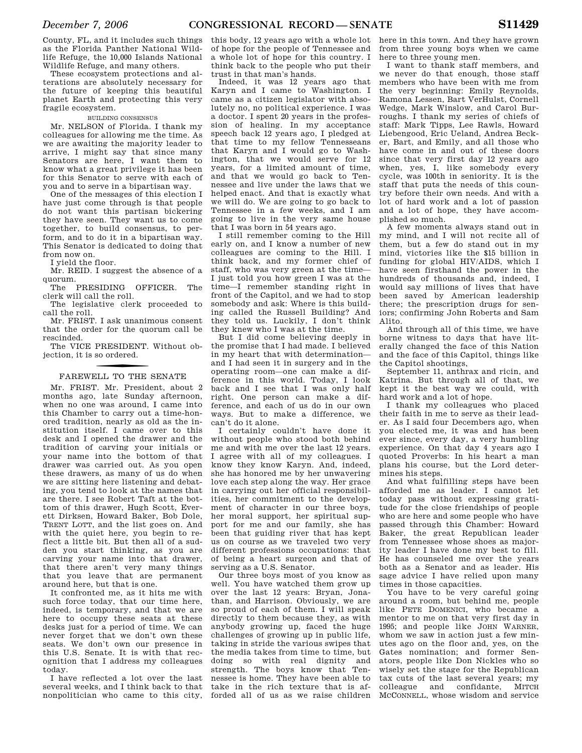County, FL, and it includes such things as the Florida Panther National Wildlife Refuge, the 10,000 Islands National Wildlife Refuge, and many others.

These ecosystem protections and alterations are absolutely necessary for the future of keeping this beautiful planet Earth and protecting this very fragile ecosystem.

BUILDING CONSENSUS

Mr. NELSON of Florida. I thank my colleagues for allowing me the time. As we are awaiting the majority leader to arrive, I might say that since many Senators are here, I want them to know what a great privilege it has been for this Senator to serve with each of you and to serve in a bipartisan way.

One of the messages of this election I have just come through is that people do not want this partisan bickering they have seen. They want us to come together, to build consensus, to perform, and to do it in a bipartisan way. This Senator is dedicated to doing that from now on.

I yield the floor.

Mr. REID. I suggest the absence of a quorum.

The PRESIDING OFFICER. The clerk will call the roll.

The legislative clerk proceeded to call the roll.

Mr. FRIST. I ask unanimous consent that the order for the quorum call be rescinded.

The VICE PRESIDENT. Without objection, it is so ordered.

## FAREWELL TO THE SENATE

Mr. FRIST. Mr. President, about 2 months ago, late Sunday afternoon, when no one was around, I came into this Chamber to carry out a time-honored tradition, nearly as old as the institution itself. I came over to this desk and I opened the drawer and the tradition of carving your initials or your name into the bottom of that drawer was carried out. As you open these drawers, as many of us do when we are sitting here listening and debating, you tend to look at the names that are there. I see Robert Taft at the bottom of this drawer, Hugh Scott, Everett Dirksen, Howard Baker, Bob Dole, TRENT LOTT, and the list goes on. And with the quiet here, you begin to reflect a little bit. But then all of a sudden you start thinking, as you are carving your name into that drawer, that there aren't very many things that you leave that are permanent around here, but that is one.

It confronted me, as it hits me with such force today, that our time here, indeed, is temporary, and that we are here to occupy these seats at these desks just for a period of time. We can never forget that we don't own these seats. We don't own our presence in this U.S. Senate. It is with that recognition that I address my colleagues today.

I have reflected a lot over the last several weeks, and I think back to that nonpolitician who came to this city, this body, 12 years ago with a whole lot of hope for the people of Tennessee and a whole lot of hope for this country. I think back to the people who put their trust in that man's hands.

Indeed, it was 12 years ago that Karyn and I came to Washington. I came as a citizen legislator with absolutely no, no political experience. I was a doctor. I spent 20 years in the profession of healing. In my acceptance speech back 12 years ago, I pledged at that time to my fellow Tennesseans that Karyn and I would go to Washington, that we would serve for 12 years, for a limited amount of time, and that we would go back to Tennessee and live under the laws that we helped enact. And that is exactly what we will do. We are going to go back to Tennessee in a few weeks, and I am going to live in the very same house that I was born in 54 years ago.

I still remember coming to the Hill early on, and I know a number of new colleagues are coming to the Hill. I think back, and my former chief of staff, who was very green at the time—I just told you how green I was at the time—I remember standing right in front of the Capitol, and we had to stop somebody and ask: Where is this building called the Russell Building? And they told us. Luckily, I don't think they knew who I was at the time.

But I did come believing deeply in the promise that I had made. I believed in my heart that with determination—and I had seen it in surgery and in the operating room—one can make a difference in this world. Today, I look back and I see that I was only half right. One person can make a difference, and each of us do in our own ways. But to make a difference, we can't do it alone.

I certainly couldn't have done it without people who stood both behind me and with me over the last 12 years. I agree with all of my colleagues. I know they know Karyn. And, indeed, she has honored me by her unwavering love each step along the way. Her grace in carrying out her official responsibilities, her commitment to the development of character in our three boys, her moral support, her spiritual support for me and our family, she has been that guiding river that has kept us on course as we traveled two very different professions occupations: that of being a heart surgeon and that of serving as a U.S. Senator.

Our three boys most of you know as well. You have watched them grow up over the last 12 years: Bryan, Jonathan, and Harrison. Obviously, we are so proud of each of them. I will speak directly to them because they, as with anybody growing up, faced the huge challenges of growing up in public life, taking in stride the various swipes that the media takes from time to time, but doing so with real dignity and strength. The boys know that Tennessee is home. They have been able to take in the rich texture that is afforded all of us as we raise children here in this town. And they have grown from three young boys when we came here to three young men.

I want to thank staff members, and we never do that enough, those staff members who have been with me from the very beginning: Emily Reynolds, Ramona Lessen, Bart VerHulst, Cornell Wedge, Mark Winslow, and Carol Burroughs. I thank my series of chiefs of staff: Mark Tipps, Lee Rawls, Howard Liebengood, Eric Ueland, Andrea Becker, Bart, and Emily, and all those who have come in and out of these doors since that very first day 12 years ago when, yes, I, like somebody every cycle, was 100th in seniority. It is the staff that puts the needs of this country before their own needs. And with a lot of hard work and a lot of passion and a lot of hope, they have accomplished so much.

A few moments always stand out in my mind, and I will not recite all of them, but a few do stand out in my mind, victories like the $15 billion in funding for global HIV/AIDS, which I have seen firsthand the power in the hundreds of thousands and, indeed, I would say millions of lives that have been saved by American leadership there; the prescription drugs for seniors; confirming John Roberts and Sam Alito.

And through all of this time, we have borne witness to days that have literally changed the face of this Nation and the face of this Capitol, things like the Capitol shootings,

September 11, anthrax and ricin, and Katrina. But through all of that, we kept it the best way we could, with hard work and a lot of hope.

I thank my colleagues who placed their faith in me to serve as their leader. As I said four Decembers ago, when you elected me, it was and has been ever since, every day, a very humbling experience. On that day 4 years ago I quoted Proverbs: In his heart a man plans his course, but the Lord determines his steps.

And what fulfilling steps have been afforded me as leader. I cannot let today pass without expressing gratitude for the close friendships of people who are here and some people who have passed through this Chamber: Howard Baker, the great Republican leader from Tennessee whose shoes as majority leader I have done my best to fill. He has counseled me over the years both as a Senator and as leader. His sage advice I have relied upon many times in those capacities.

You have to be very careful going around a room, but behind me, people like PETE DOMENICI, who became a mentor to me on that very first day in 1995; and people like JOHN WARNER, whom we saw in action just a few minutes ago on the floor and, yes, on the Gates nomination; and former Senators, people like Don Nickles who so wisely set the stage for the Republican tax cuts of the last several years; my colleague and confidante, MITCH MCCONNELL, whose wisdom and service